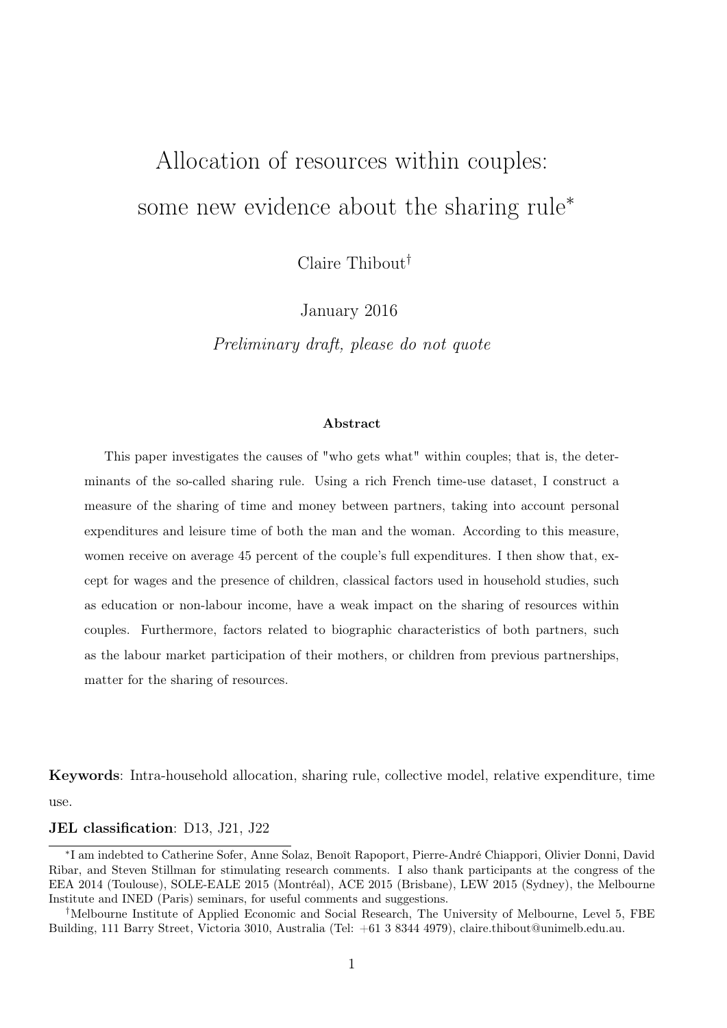# Allocation of resources within couples: some new evidence about the sharing rule[*]

Claire Thibout[†]

January 2016

*Preliminary draft, please do not quote*

### Abstract

This paper investigates the causes of "who gets what" within couples; that is, the determinants of the so-called sharing rule. Using a rich French time-use dataset, I construct a measure of the sharing of time and money between partners, taking into account personal expenditures and leisure time of both the man and the woman. According to this measure, women receive on average 45 percent of the couple's full expenditures. I then show that, except for wages and the presence of children, classical factors used in household studies, such as education or non-labour income, have a weak impact on the sharing of resources within couples. Furthermore, factors related to biographic characteristics of both partners, such as the labour market participation of their mothers, or children from previous partnerships, matter for the sharing of resources.

**Keywords**: Intra-household allocation, sharing rule, collective model, relative expenditure, time use.

**JEL classification**: D13, J21, J22

[*] I am indebted to Catherine Sofer, Anne Solaz, Benoît Rapoport, Pierre-André Chiappori, Olivier Donni, David Ribar, and Steven Stillman for stimulating research comments. I also thank participants at the congress of the EEA 2014 (Toulouse), SOLE-EALE 2015 (Montréal), ACE 2015 (Brisbane), LEW 2015 (Sydney), the Melbourne Institute and INED (Paris) seminars, for useful comments and suggestions.

[†] Melbourne Institute of Applied Economic and Social Research, The University of Melbourne, Level 5, FBE Building, 111 Barry Street, Victoria 3010, Australia (Tel: +61 3 8344 4979), claire.thibout@unimelb.edu.au.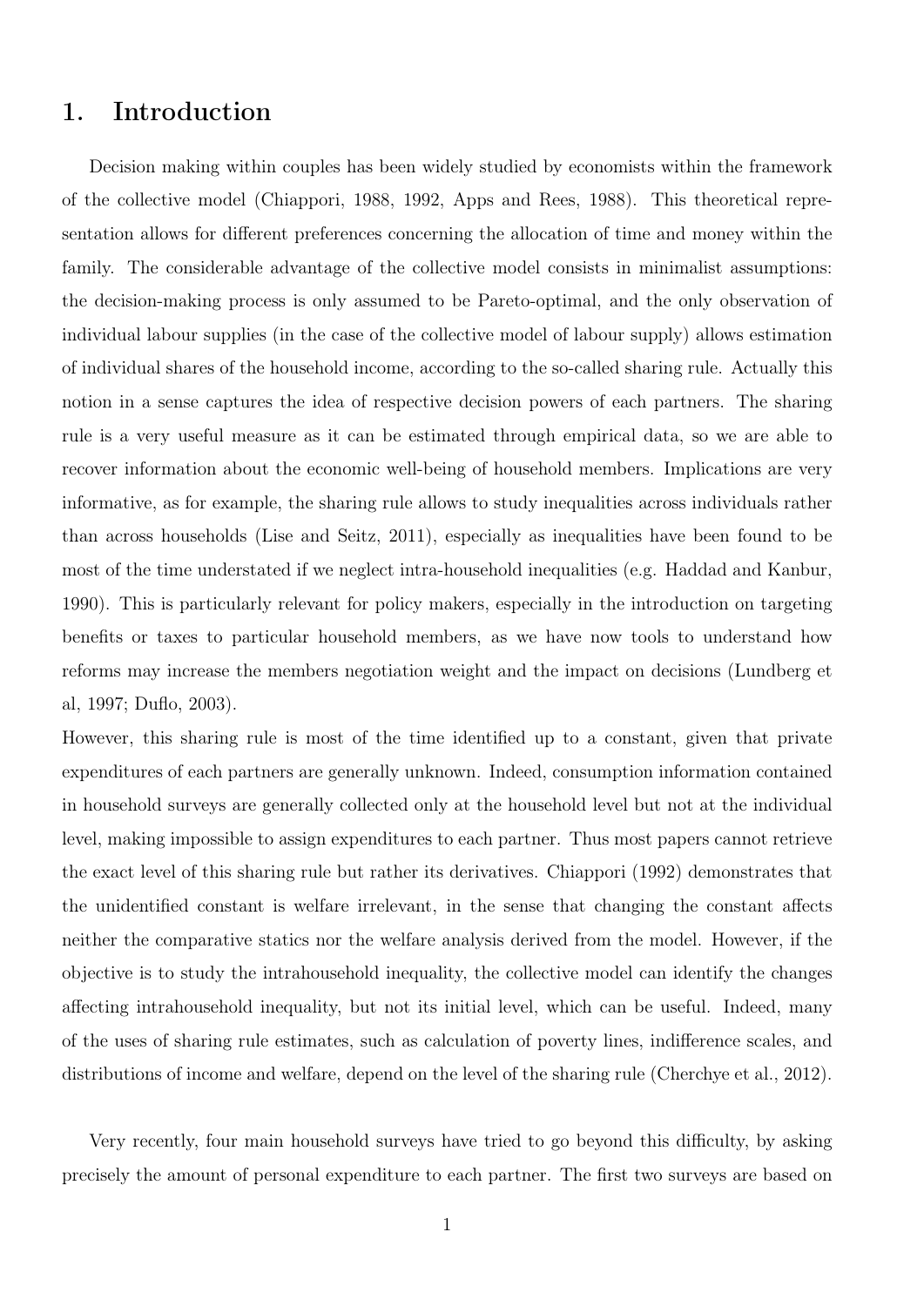# 1. Introduction

Decision making within couples has been widely studied by economists within the framework of the collective model (Chiappori, 1988, 1992, Apps and Rees, 1988). This theoretical representation allows for different preferences concerning the allocation of time and money within the family. The considerable advantage of the collective model consists in minimalist assumptions: the decision-making process is only assumed to be Pareto-optimal, and the only observation of individual labour supplies (in the case of the collective model of labour supply) allows estimation of individual shares of the household income, according to the so-called sharing rule. Actually this notion in a sense captures the idea of respective decision powers of each partners. The sharing rule is a very useful measure as it can be estimated through empirical data, so we are able to recover information about the economic well-being of household members. Implications are very informative, as for example, the sharing rule allows to study inequalities across individuals rather than across households (Lise and Seitz, 2011), especially as inequalities have been found to be most of the time understated if we neglect intra-household inequalities (e.g. Haddad and Kanbur, 1990). This is particularly relevant for policy makers, especially in the introduction on targeting benefits or taxes to particular household members, as we have now tools to understand how reforms may increase the members negotiation weight and the impact on decisions (Lundberg et al, 1997; Duflo, 2003).

However, this sharing rule is most of the time identified up to a constant, given that private expenditures of each partners are generally unknown. Indeed, consumption information contained in household surveys are generally collected only at the household level but not at the individual level, making impossible to assign expenditures to each partner. Thus most papers cannot retrieve the exact level of this sharing rule but rather its derivatives. Chiappori (1992) demonstrates that the unidentified constant is welfare irrelevant, in the sense that changing the constant affects neither the comparative statics nor the welfare analysis derived from the model. However, if the objective is to study the intrahousehold inequality, the collective model can identify the changes affecting intrahousehold inequality, but not its initial level, which can be useful. Indeed, many of the uses of sharing rule estimates, such as calculation of poverty lines, indifference scales, and distributions of income and welfare, depend on the level of the sharing rule (Cherchye et al., 2012).

Very recently, four main household surveys have tried to go beyond this difficulty, by asking precisely the amount of personal expenditure to each partner. The first two surveys are based on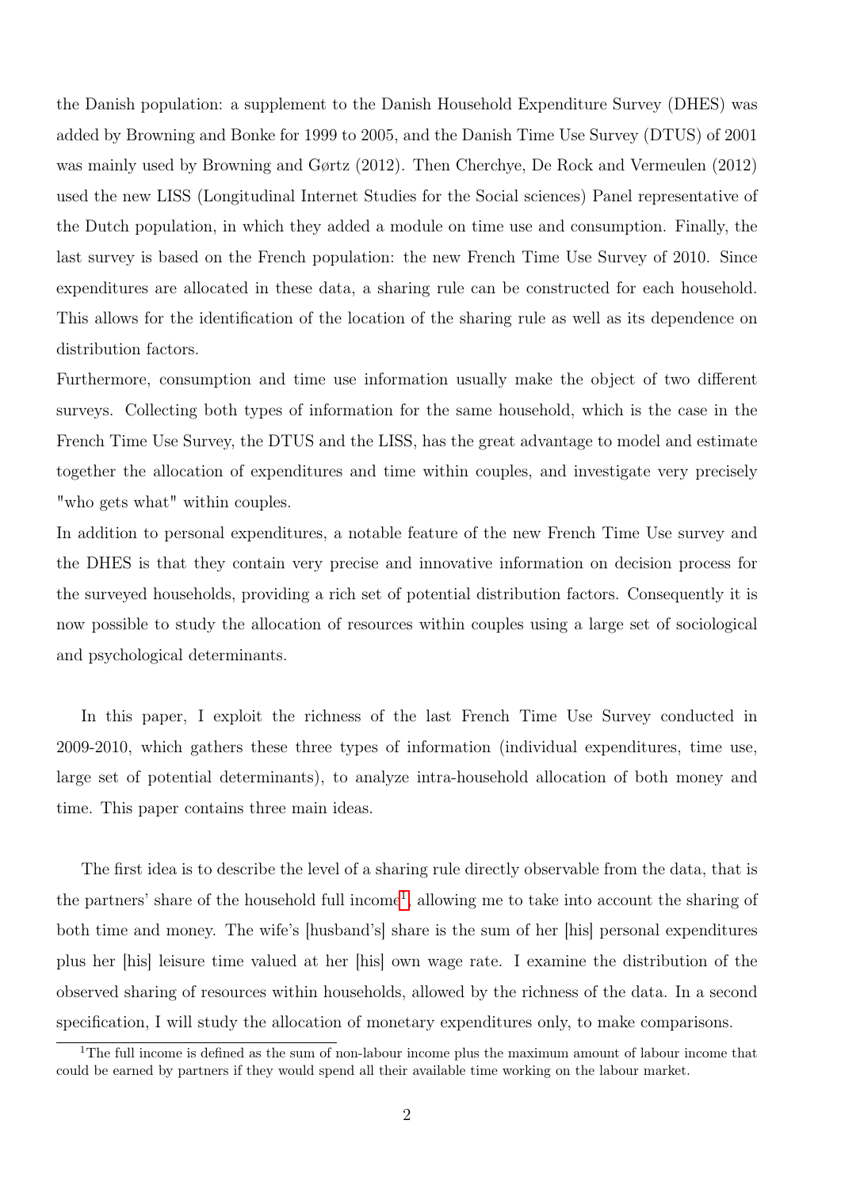the Danish population: a supplement to the Danish Household Expenditure Survey (DHES) was added by Browning and Bonke for 1999 to 2005, and the Danish Time Use Survey (DTUS) of 2001 was mainly used by Browning and Gørtz (2012). Then Cherchye, De Rock and Vermeulen (2012) used the new LISS (Longitudinal Internet Studies for the Social sciences) Panel representative of the Dutch population, in which they added a module on time use and consumption. Finally, the last survey is based on the French population: the new French Time Use Survey of 2010. Since expenditures are allocated in these data, a sharing rule can be constructed for each household. This allows for the identification of the location of the sharing rule as well as its dependence on distribution factors.

Furthermore, consumption and time use information usually make the object of two different surveys. Collecting both types of information for the same household, which is the case in the French Time Use Survey, the DTUS and the LISS, has the great advantage to model and estimate together the allocation of expenditures and time within couples, and investigate very precisely "who gets what" within couples.

In addition to personal expenditures, a notable feature of the new French Time Use survey and the DHES is that they contain very precise and innovative information on decision process for the surveyed households, providing a rich set of potential distribution factors. Consequently it is now possible to study the allocation of resources within couples using a large set of sociological and psychological determinants.

In this paper, I exploit the richness of the last French Time Use Survey conducted in 2009-2010, which gathers these three types of information (individual expenditures, time use, large set of potential determinants), to analyze intra-household allocation of both money and time. This paper contains three main ideas.

The first idea is to describe the level of a sharing rule directly observable from the data, that is the partners' share of the household full income[1], allowing me to take into account the sharing of both time and money. The wife's [husband's] share is the sum of her [his] personal expenditures plus her [his] leisure time valued at her [his] own wage rate. I examine the distribution of the observed sharing of resources within households, allowed by the richness of the data. In a second specification, I will study the allocation of monetary expenditures only, to make comparisons.

[1] The full income is defined as the sum of non-labour income plus the maximum amount of labour income that could be earned by partners if they would spend all their available time working on the labour market.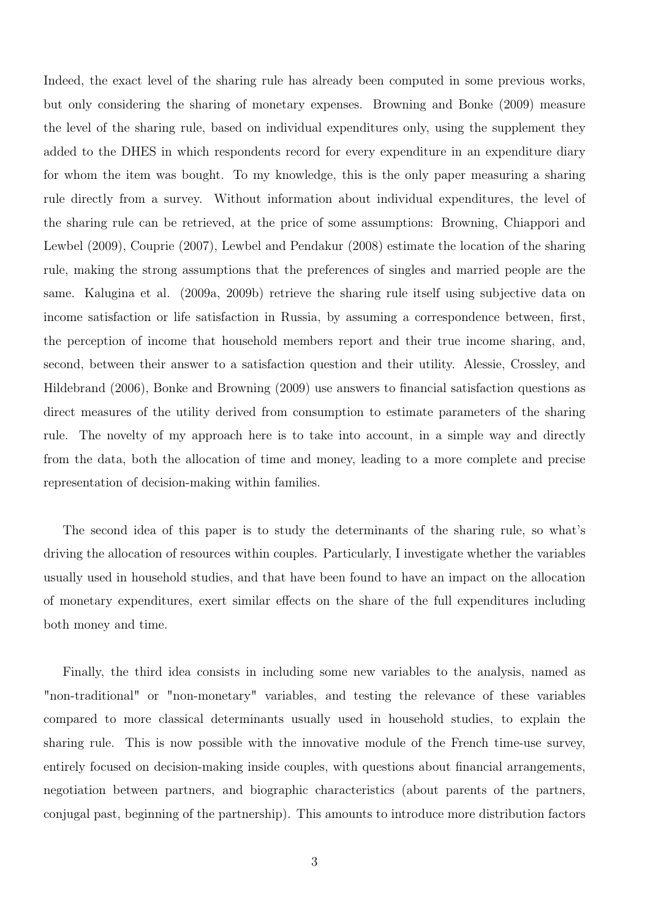Indeed, the exact level of the sharing rule has already been computed in some previous works, but only considering the sharing of monetary expenses. Browning and Bonke (2009) measure the level of the sharing rule, based on individual expenditures only, using the supplement they added to the DHES in which respondents record for every expenditure in an expenditure diary for whom the item was bought. To my knowledge, this is the only paper measuring a sharing rule directly from a survey. Without information about individual expenditures, the level of the sharing rule can be retrieved, at the price of some assumptions: Browning, Chiappori and Lewbel (2009), Couprie (2007), Lewbel and Pendakur (2008) estimate the location of the sharing rule, making the strong assumptions that the preferences of singles and married people are the same. Kalugina et al. (2009a, 2009b) retrieve the sharing rule itself using subjective data on income satisfaction or life satisfaction in Russia, by assuming a correspondence between, first, the perception of income that household members report and their true income sharing, and, second, between their answer to a satisfaction question and their utility. Alessie, Crossley, and Hildebrand (2006), Bonke and Browning (2009) use answers to financial satisfaction questions as direct measures of the utility derived from consumption to estimate parameters of the sharing rule. The novelty of my approach here is to take into account, in a simple way and directly from the data, both the allocation of time and money, leading to a more complete and precise representation of decision-making within families.

The second idea of this paper is to study the determinants of the sharing rule, so what's driving the allocation of resources within couples. Particularly, I investigate whether the variables usually used in household studies, and that have been found to have an impact on the allocation of monetary expenditures, exert similar effects on the share of the full expenditures including both money and time.

Finally, the third idea consists in including some new variables to the analysis, named as "non-traditional" or "non-monetary" variables, and testing the relevance of these variables compared to more classical determinants usually used in household studies, to explain the sharing rule. This is now possible with the innovative module of the French time-use survey, entirely focused on decision-making inside couples, with questions about financial arrangements, negotiation between partners, and biographic characteristics (about parents of the partners, conjugal past, beginning of the partnership). This amounts to introduce more distribution factors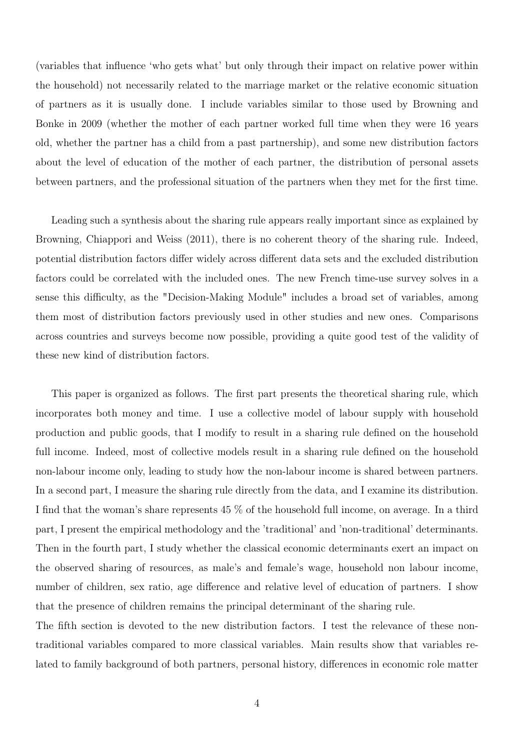(variables that influence 'who gets what' but only through their impact on relative power within the household) not necessarily related to the marriage market or the relative economic situation of partners as it is usually done. I include variables similar to those used by Browning and Bonke in 2009 (whether the mother of each partner worked full time when they were 16 years old, whether the partner has a child from a past partnership), and some new distribution factors about the level of education of the mother of each partner, the distribution of personal assets between partners, and the professional situation of the partners when they met for the first time.

Leading such a synthesis about the sharing rule appears really important since as explained by Browning, Chiappori and Weiss (2011), there is no coherent theory of the sharing rule. Indeed, potential distribution factors differ widely across different data sets and the excluded distribution factors could be correlated with the included ones. The new French time-use survey solves in a sense this difficulty, as the "Decision-Making Module" includes a broad set of variables, among them most of distribution factors previously used in other studies and new ones. Comparisons across countries and surveys become now possible, providing a quite good test of the validity of these new kind of distribution factors.

This paper is organized as follows. The first part presents the theoretical sharing rule, which incorporates both money and time. I use a collective model of labour supply with household production and public goods, that I modify to result in a sharing rule defined on the household full income. Indeed, most of collective models result in a sharing rule defined on the household non-labour income only, leading to study how the non-labour income is shared between partners. In a second part, I measure the sharing rule directly from the data, and I examine its distribution. I find that the woman's share represents 45 % of the household full income, on average. In a third part, I present the empirical methodology and the 'traditional' and 'non-traditional' determinants. Then in the fourth part, I study whether the classical economic determinants exert an impact on the observed sharing of resources, as male's and female's wage, household non labour income, number of children, sex ratio, age difference and relative level of education of partners. I show that the presence of children remains the principal determinant of the sharing rule.

The fifth section is devoted to the new distribution factors. I test the relevance of these non-traditional variables compared to more classical variables. Main results show that variables related to family background of both partners, personal history, differences in economic role matter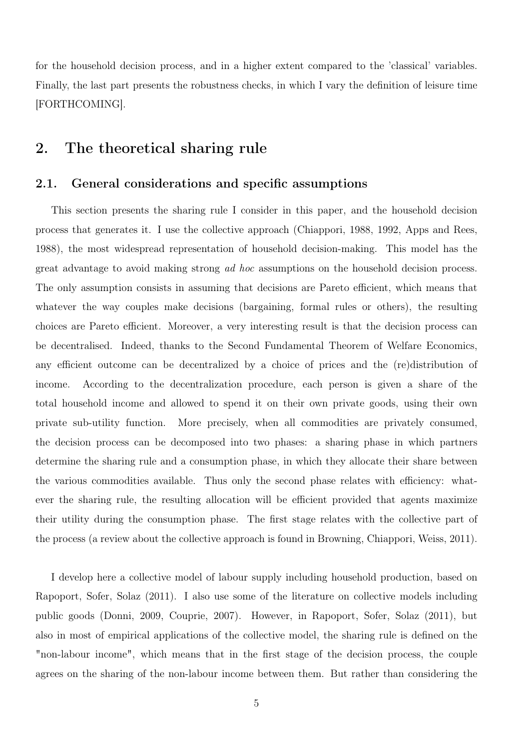for the household decision process, and in a higher extent compared to the 'classical' variables. Finally, the last part presents the robustness checks, in which I vary the definition of leisure time [FORTHCOMING].

## 2. The theoretical sharing rule

### 2.1. General considerations and specific assumptions

This section presents the sharing rule I consider in this paper, and the household decision process that generates it. I use the collective approach (Chiappori, 1988, 1992, Apps and Rees, 1988), the most widespread representation of household decision-making. This model has the great advantage to avoid making strong *ad hoc* assumptions on the household decision process. The only assumption consists in assuming that decisions are Pareto efficient, which means that whatever the way couples make decisions (bargaining, formal rules or others), the resulting choices are Pareto efficient. Moreover, a very interesting result is that the decision process can be decentralised. Indeed, thanks to the Second Fundamental Theorem of Welfare Economics, any efficient outcome can be decentralized by a choice of prices and the (re)distribution of income. According to the decentralization procedure, each person is given a share of the total household income and allowed to spend it on their own private goods, using their own private sub-utility function. More precisely, when all commodities are privately consumed, the decision process can be decomposed into two phases: a sharing phase in which partners determine the sharing rule and a consumption phase, in which they allocate their share between the various commodities available. Thus only the second phase relates with efficiency: whatever the sharing rule, the resulting allocation will be efficient provided that agents maximize their utility during the consumption phase. The first stage relates with the collective part of the process (a review about the collective approach is found in Browning, Chiappori, Weiss, 2011).

I develop here a collective model of labour supply including household production, based on Rapoport, Sofer, Solaz (2011). I also use some of the literature on collective models including public goods (Donni, 2009, Couprie, 2007). However, in Rapoport, Sofer, Solaz (2011), but also in most of empirical applications of the collective model, the sharing rule is defined on the "non-labour income", which means that in the first stage of the decision process, the couple agrees on the sharing of the non-labour income between them. But rather than considering the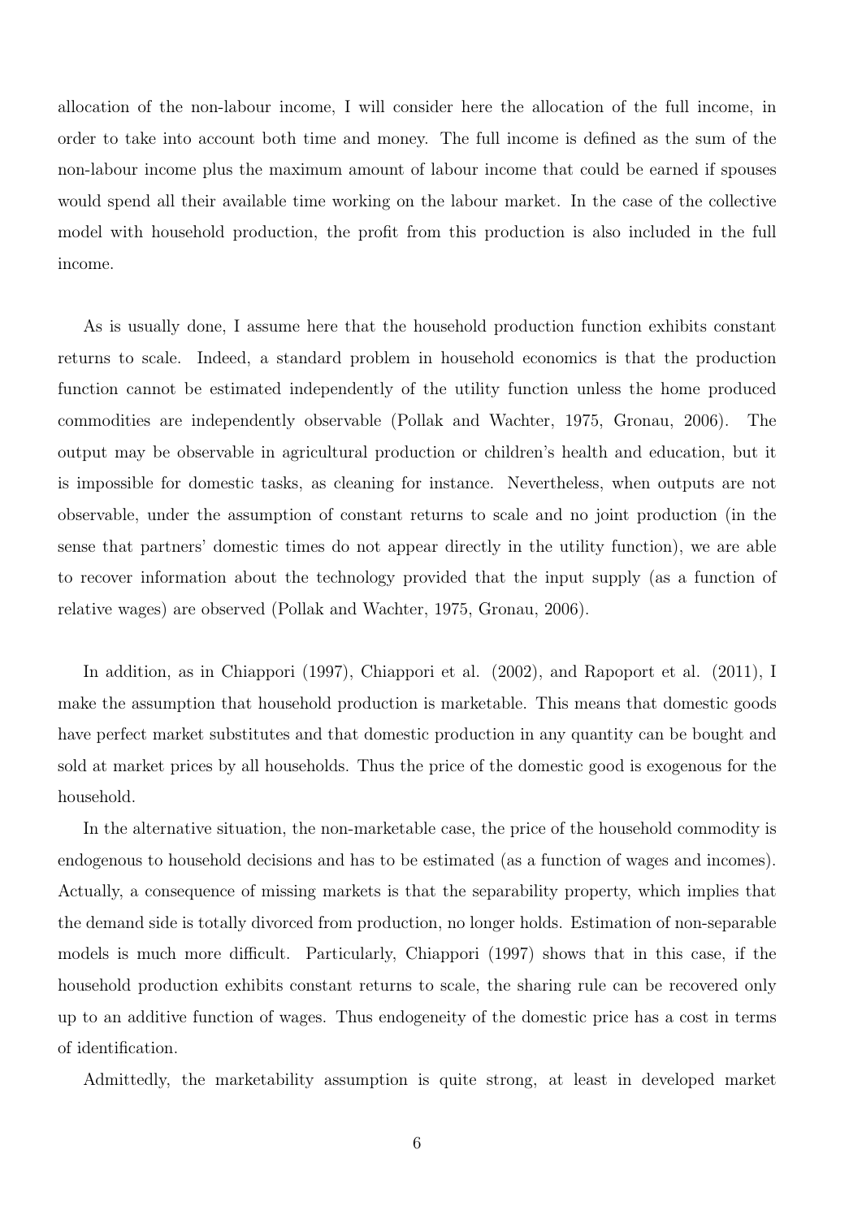allocation of the non-labour income, I will consider here the allocation of the full income, in order to take into account both time and money. The full income is defined as the sum of the non-labour income plus the maximum amount of labour income that could be earned if spouses would spend all their available time working on the labour market. In the case of the collective model with household production, the profit from this production is also included in the full income.

As is usually done, I assume here that the household production function exhibits constant returns to scale. Indeed, a standard problem in household economics is that the production function cannot be estimated independently of the utility function unless the home produced commodities are independently observable (Pollak and Wachter, 1975, Gronau, 2006). The output may be observable in agricultural production or children's health and education, but it is impossible for domestic tasks, as cleaning for instance. Nevertheless, when outputs are not observable, under the assumption of constant returns to scale and no joint production (in the sense that partners' domestic times do not appear directly in the utility function), we are able to recover information about the technology provided that the input supply (as a function of relative wages) are observed (Pollak and Wachter, 1975, Gronau, 2006).

In addition, as in Chiappori (1997), Chiappori et al. (2002), and Rapoport et al. (2011), I make the assumption that household production is marketable. This means that domestic goods have perfect market substitutes and that domestic production in any quantity can be bought and sold at market prices by all households. Thus the price of the domestic good is exogenous for the household.

In the alternative situation, the non-marketable case, the price of the household commodity is endogenous to household decisions and has to be estimated (as a function of wages and incomes). Actually, a consequence of missing markets is that the separability property, which implies that the demand side is totally divorced from production, no longer holds. Estimation of non-separable models is much more difficult. Particularly, Chiappori (1997) shows that in this case, if the household production exhibits constant returns to scale, the sharing rule can be recovered only up to an additive function of wages. Thus endogeneity of the domestic price has a cost in terms of identification.

Admittedly, the marketability assumption is quite strong, at least in developed market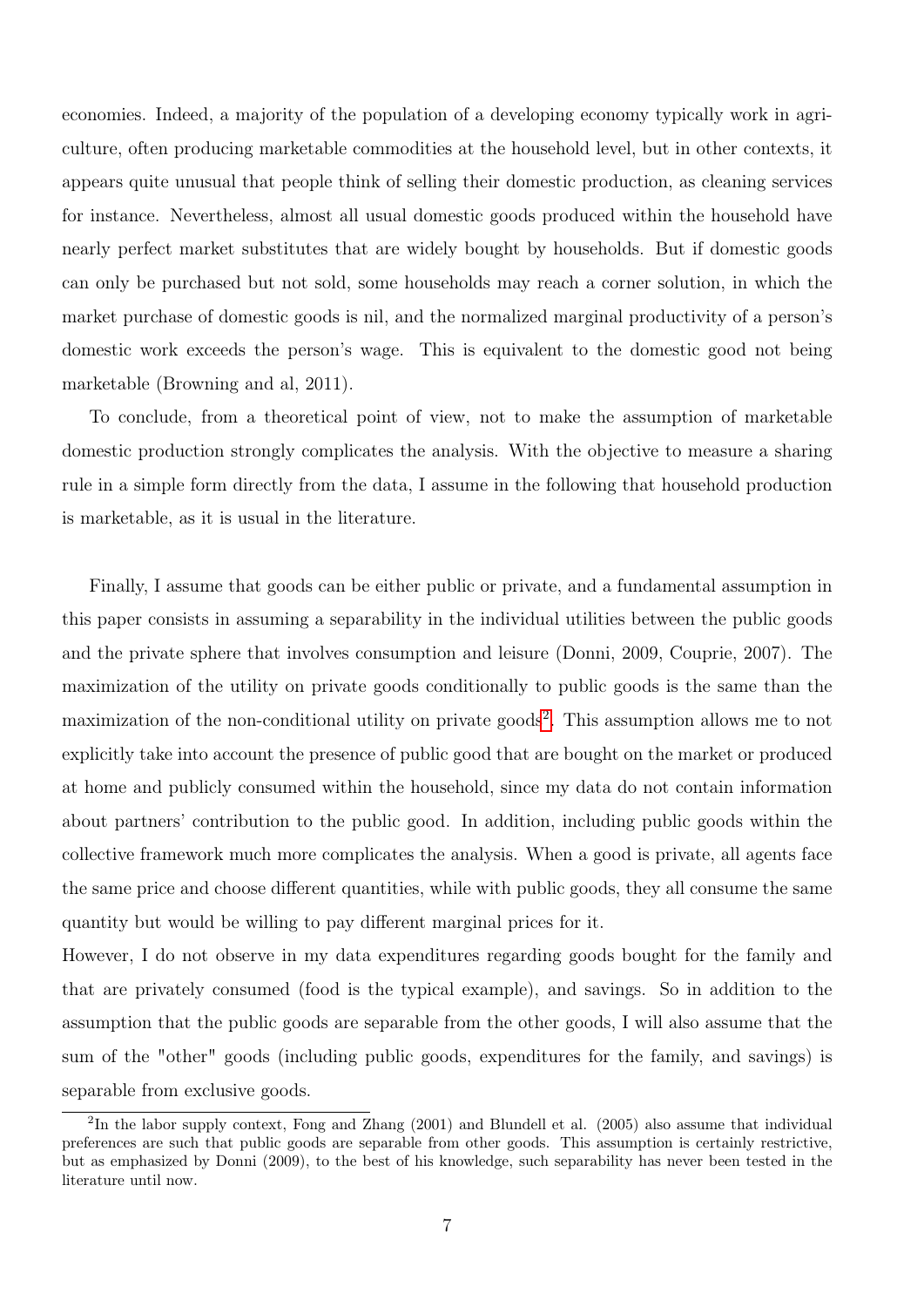economies. Indeed, a majority of the population of a developing economy typically work in agriculture, often producing marketable commodities at the household level, but in other contexts, it appears quite unusual that people think of selling their domestic production, as cleaning services for instance. Nevertheless, almost all usual domestic goods produced within the household have nearly perfect market substitutes that are widely bought by households. But if domestic goods can only be purchased but not sold, some households may reach a corner solution, in which the market purchase of domestic goods is nil, and the normalized marginal productivity of a person's domestic work exceeds the person's wage. This is equivalent to the domestic good not being marketable (Browning and al, 2011).

To conclude, from a theoretical point of view, not to make the assumption of marketable domestic production strongly complicates the analysis. With the objective to measure a sharing rule in a simple form directly from the data, I assume in the following that household production is marketable, as it is usual in the literature.

Finally, I assume that goods can be either public or private, and a fundamental assumption in this paper consists in assuming a separability in the individual utilities between the public goods and the private sphere that involves consumption and leisure (Donni, 2009, Couprie, 2007). The maximization of the utility on private goods conditionally to public goods is the same than the maximization of the non-conditional utility on private goods[2]. This assumption allows me to not explicitly take into account the presence of public good that are bought on the market or produced at home and publicly consumed within the household, since my data do not contain information about partners' contribution to the public good. In addition, including public goods within the collective framework much more complicates the analysis. When a good is private, all agents face the same price and choose different quantities, while with public goods, they all consume the same quantity but would be willing to pay different marginal prices for it.
However, I do not observe in my data expenditures regarding goods bought for the family and that are privately consumed (food is the typical example), and savings. So in addition to the assumption that the public goods are separable from the other goods, I will also assume that the sum of the "other" goods (including public goods, expenditures for the family, and savings) is separable from exclusive goods.

[2]In the labor supply context, Fong and Zhang (2001) and Blundell et al. (2005) also assume that individual preferences are such that public goods are separable from other goods. This assumption is certainly restrictive, but as emphasized by Donni (2009), to the best of his knowledge, such separability has never been tested in the literature until now.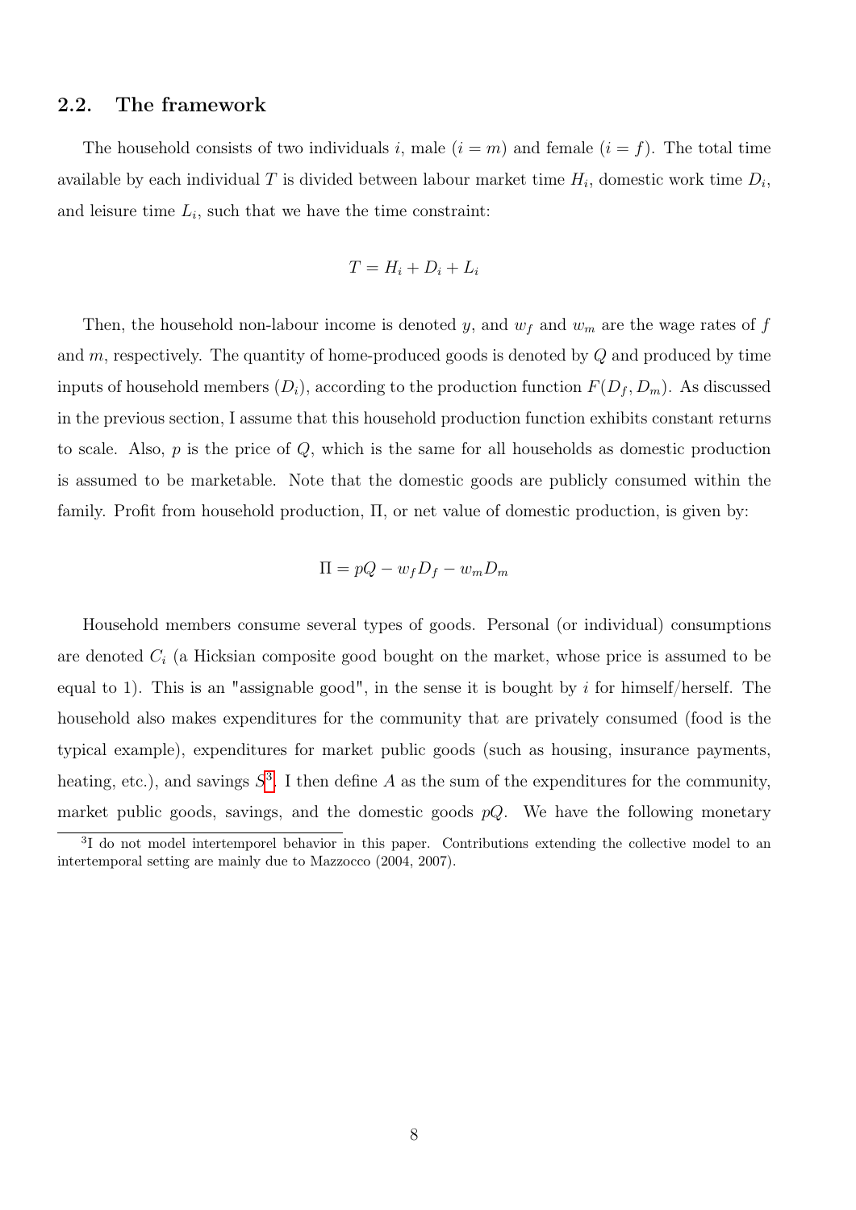## 2.2. The framework

The household consists of two individuals $i$, male ($i = m$) and female ($i = f$). The total time available by each individual $T$ is divided between labour market time $H_i$, domestic work time $D_i$, and leisure time $L_i$, such that we have the time constraint:

$$T = H_i + D_i + L_i$$

Then, the household non-labour income is denoted $y$, and $w_f$ and $w_m$ are the wage rates of $f$ and $m$, respectively. The quantity of home-produced goods is denoted by $Q$ and produced by time inputs of household members ($D_i$), according to the production function $F(D_f, D_m)$. As discussed in the previous section, I assume that this household production function exhibits constant returns to scale. Also, $p$ is the price of $Q$, which is the same for all households as domestic production is assumed to be marketable. Note that the domestic goods are publicly consumed within the family. Profit from household production, $\Pi$, or net value of domestic production, is given by:

$$\Pi = pQ - w_f D_f - w_m D_m$$

Household members consume several types of goods. Personal (or individual) consumptions are denoted $C_i$ (a Hicksian composite good bought on the market, whose price is assumed to be equal to 1). This is an "assignable good", in the sense it is bought by $i$ for himself/herself. The household also makes expenditures for the community that are privately consumed (food is the typical example), expenditures for market public goods (such as housing, insurance payments, heating, etc.), and savings $S$[3]. I then define $A$ as the sum of the expenditures for the community, market public goods, savings, and the domestic goods $pQ$. We have the following monetary

[3] I do not model intertemporel behavior in this paper. Contributions extending the collective model to an intertemporal setting are mainly due to Mazzocco (2004, 2007).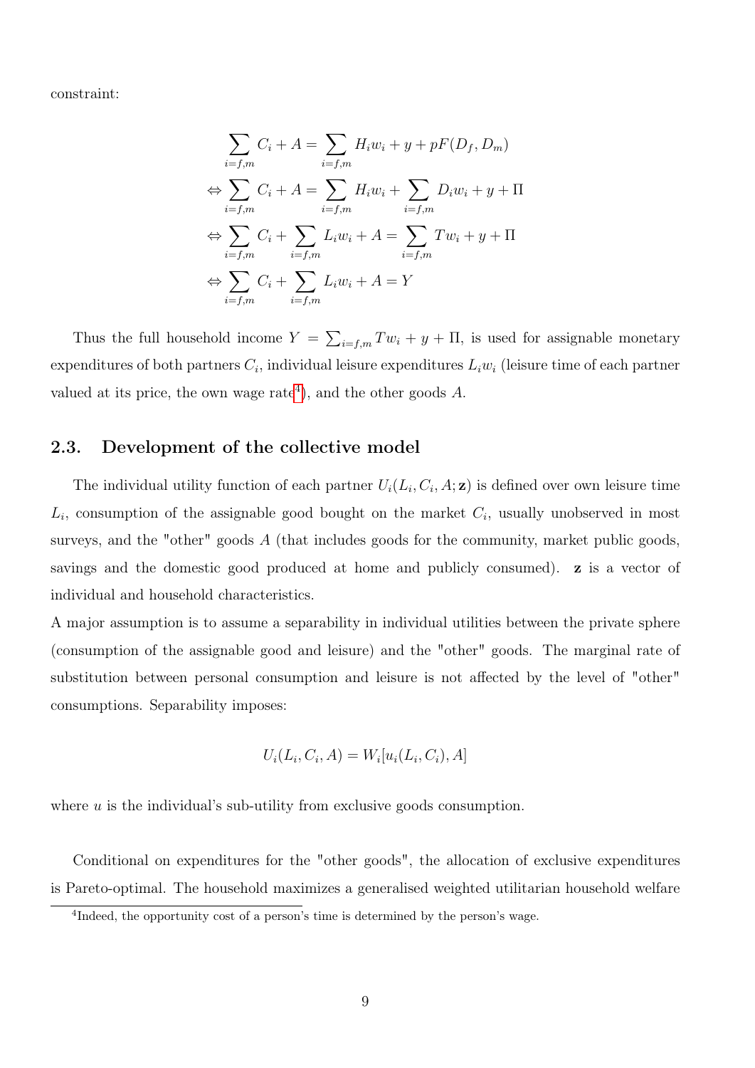constraint:

$$
\begin{aligned}
&\sum_{i=f,m} C_i + A = \sum_{i=f,m} H_i w_i + y + pF(D_f, D_m) \\
\Leftrightarrow &\sum_{i=f,m} C_i + A = \sum_{i=f,m} H_i w_i + \sum_{i=f,m} D_i w_i + y + \Pi \\
\Leftrightarrow &\sum_{i=f,m} C_i + \sum_{i=f,m} L_i w_i + A = \sum_{i=f,m} T w_i + y + \Pi \\
\Leftrightarrow &\sum_{i=f,m} C_i + \sum_{i=f,m} L_i w_i + A = Y
\end{aligned}
$$

Thus the full household income $Y = \sum_{i=f,m} T w_i + y + \Pi$, is used for assignable monetary expenditures of both partners $C_i$, individual leisure expenditures $L_i w_i$ (leisure time of each partner valued at its price, the own wage rate[4]), and the other goods $A$.

## 2.3. Development of the collective model

The individual utility function of each partner $U_i(L_i, C_i, A; \mathbf{z})$ is defined over own leisure time $L_i$, consumption of the assignable good bought on the market $C_i$, usually unobserved in most surveys, and the "other" goods $A$ (that includes goods for the community, market public goods, savings and the domestic good produced at home and publicly consumed). $\mathbf{z}$ is a vector of individual and household characteristics.
A major assumption is to assume a separability in individual utilities between the private sphere (consumption of the assignable good and leisure) and the "other" goods. The marginal rate of substitution between personal consumption and leisure is not affected by the level of "other" consumptions. Separability imposes:

$$
U_i(L_i, C_i, A) = W_i[u_i(L_i, C_i), A]
$$

where $u$ is the individual's sub-utility from exclusive goods consumption.

Conditional on expenditures for the "other goods", the allocation of exclusive expenditures is Pareto-optimal. The household maximizes a generalised weighted utilitarian household welfare

[4]Indeed, the opportunity cost of a person's time is determined by the person's wage.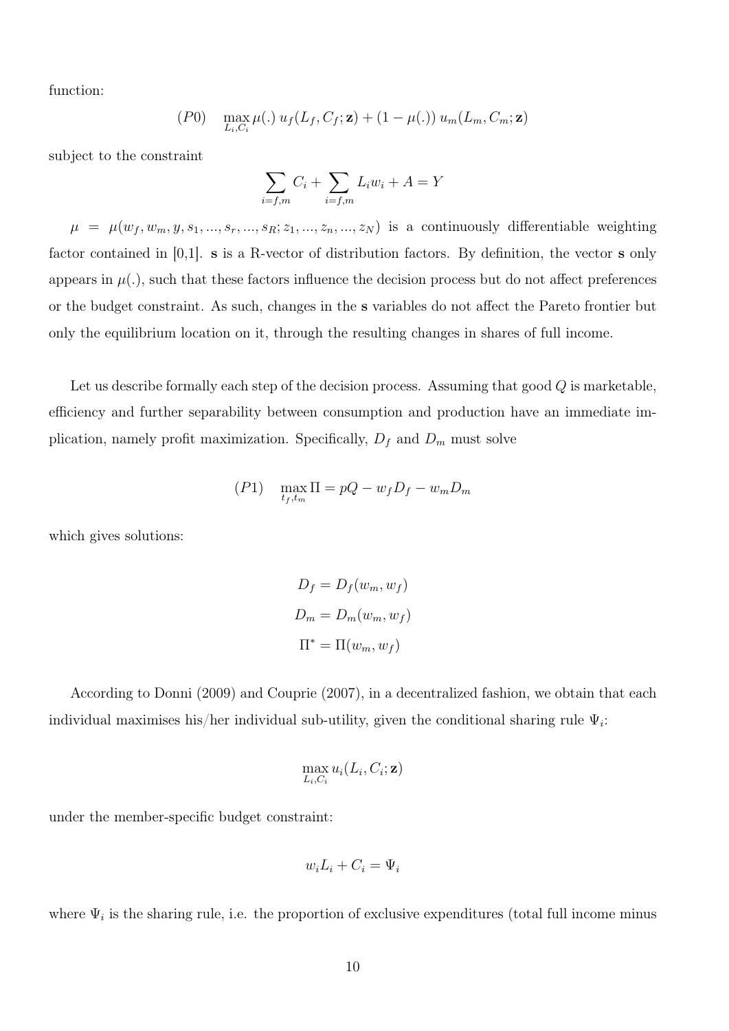function:

$$(P0) \quad \max_{L_i, C_i} \mu(.)\, u_f(L_f, C_f; \mathbf{z}) + (1 - \mu(.))\, u_m(L_m, C_m; \mathbf{z})$$

subject to the constraint

$$\sum_{i=f,m} C_i + \sum_{i=f,m} L_i w_i + A = Y$$

$\mu = \mu(w_f, w_m, y, s_1, ..., s_r, ..., s_R; z_1, ..., z_n, ..., z_N)$ is a continuously differentiable weighting factor contained in [0,1]. $\mathbf{s}$ is a R-vector of distribution factors. By definition, the vector $\mathbf{s}$ only appears in $\mu(.)$, such that these factors influence the decision process but do not affect preferences or the budget constraint. As such, changes in the $\mathbf{s}$ variables do not affect the Pareto frontier but only the equilibrium location on it, through the resulting changes in shares of full income.

Let us describe formally each step of the decision process. Assuming that good $Q$ is marketable, efficiency and further separability between consumption and production have an immediate implication, namely profit maximization. Specifically, $D_f$ and $D_m$ must solve

$$(P1) \quad \max_{t_f, t_m} \Pi = pQ - w_f D_f - w_m D_m$$

which gives solutions:

$$D_f = D_f(w_m, w_f)$$

$$D_m = D_m(w_m, w_f)$$

$$\Pi^* = \Pi(w_m, w_f)$$

According to Donni (2009) and Couprie (2007), in a decentralized fashion, we obtain that each individual maximises his/her individual sub-utility, given the conditional sharing rule $\Psi_i$:

$$\max_{L_i, C_i} u_i(L_i, C_i; \mathbf{z})$$

under the member-specific budget constraint:

$$w_i L_i + C_i = \Psi_i$$

where $\Psi_i$ is the sharing rule, i.e. the proportion of exclusive expenditures (total full income minus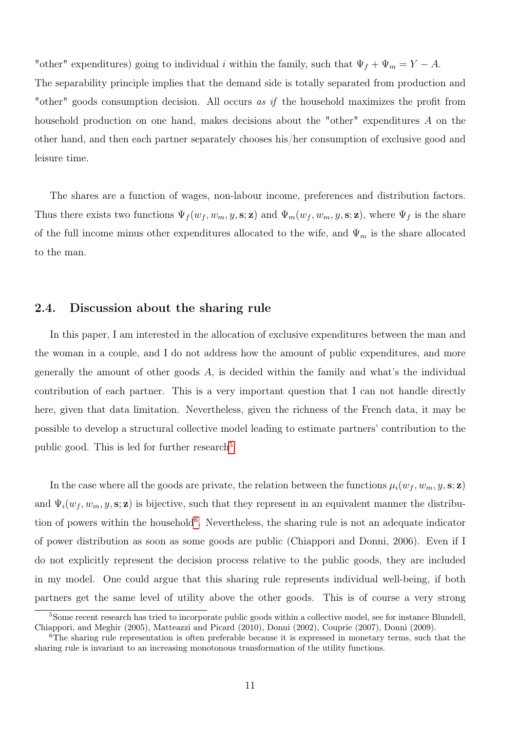"other" expenditures) going to individual $i$ within the family, such that $\Psi_f + \Psi_m = Y - A$. The separability principle implies that the demand side is totally separated from production and "other" goods consumption decision. All occurs *as if* the household maximizes the profit from household production on one hand, makes decisions about the "other" expenditures $A$ on the other hand, and then each partner separately chooses his/her consumption of exclusive good and leisure time.

The shares are a function of wages, non-labour income, preferences and distribution factors. Thus there exists two functions $\Psi_f(w_f, w_m, y, \mathbf{s}; \mathbf{z})$ and $\Psi_m(w_f, w_m, y, \mathbf{s}; \mathbf{z})$, where $\Psi_f$ is the share of the full income minus other expenditures allocated to the wife, and $\Psi_m$ is the share allocated to the man.

## 2.4. Discussion about the sharing rule

In this paper, I am interested in the allocation of exclusive expenditures between the man and the woman in a couple, and I do not address how the amount of public expenditures, and more generally the amount of other goods $A$, is decided within the family and what's the individual contribution of each partner. This is a very important question that I can not handle directly here, given that data limitation. Nevertheless, given the richness of the French data, it may be possible to develop a structural collective model leading to estimate partners' contribution to the public good. This is led for further research[5].

In the case where all the goods are private, the relation between the functions $\mu_i(w_f, w_m, y, \mathbf{s}; \mathbf{z})$ and $\Psi_i(w_f, w_m, y, \mathbf{s}; \mathbf{z})$ is bijective, such that they represent in an equivalent manner the distribution of powers within the household[6]. Nevertheless, the sharing rule is not an adequate indicator of power distribution as soon as some goods are public (Chiappori and Donni, 2006). Even if I do not explicitly represent the decision process relative to the public goods, they are included in my model. One could argue that this sharing rule represents individual well-being, if both partners get the same level of utility above the other goods. This is of course a very strong

[5] Some recent research has tried to incorporate public goods within a collective model, see for instance Blundell, Chiappori, and Meghir (2005), Matteazzi and Picard (2010), Donni (2002), Couprie (2007), Donni (2009).

[6] The sharing rule representation is often preferable because it is expressed in monetary terms, such that the sharing rule is invariant to an increasing monotonous transformation of the utility functions.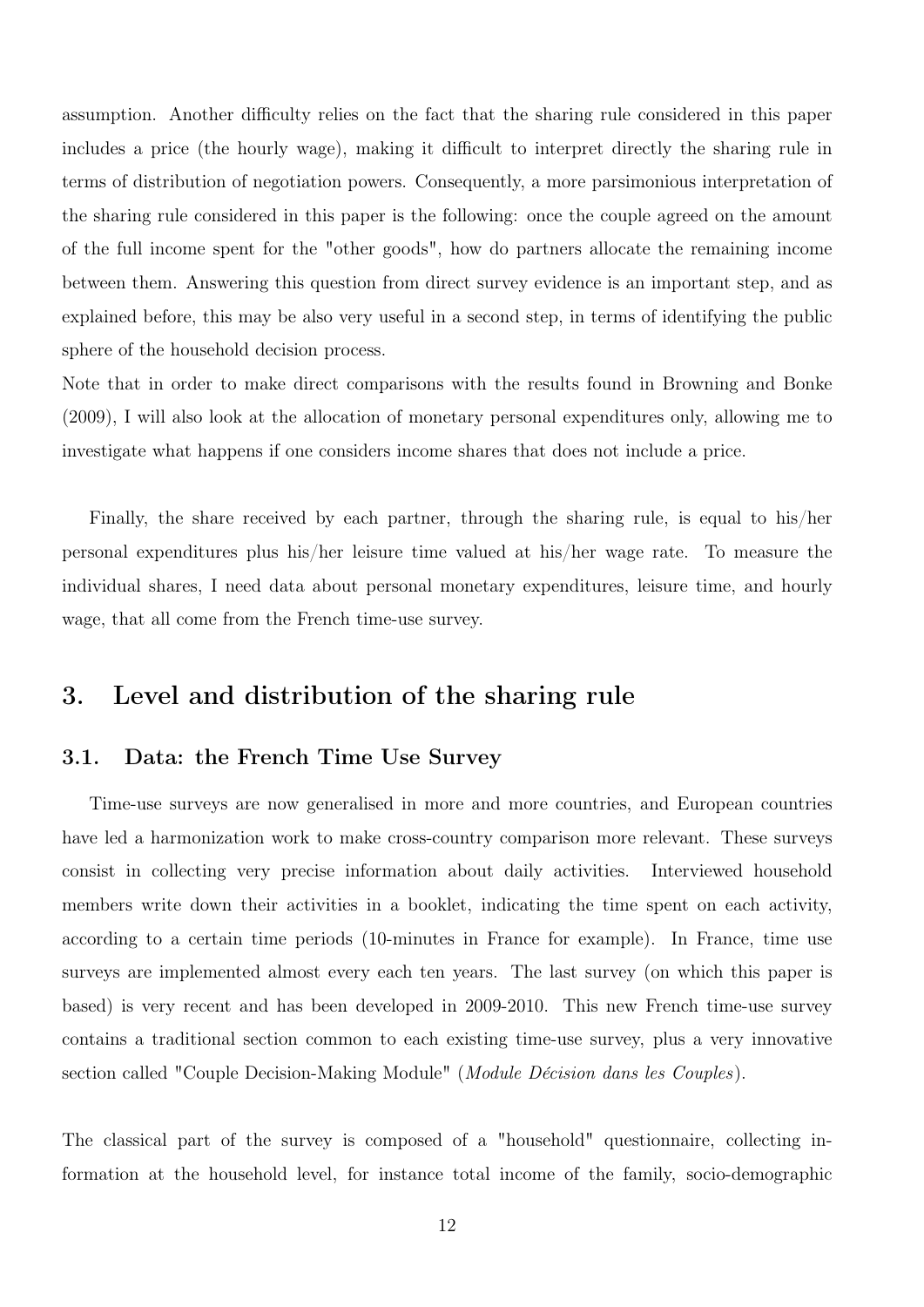assumption. Another difficulty relies on the fact that the sharing rule considered in this paper includes a price (the hourly wage), making it difficult to interpret directly the sharing rule in terms of distribution of negotiation powers. Consequently, a more parsimonious interpretation of the sharing rule considered in this paper is the following: once the couple agreed on the amount of the full income spent for the "other goods", how do partners allocate the remaining income between them. Answering this question from direct survey evidence is an important step, and as explained before, this may be also very useful in a second step, in terms of identifying the public sphere of the household decision process.

Note that in order to make direct comparisons with the results found in Browning and Bonke (2009), I will also look at the allocation of monetary personal expenditures only, allowing me to investigate what happens if one considers income shares that does not include a price.

Finally, the share received by each partner, through the sharing rule, is equal to his/her personal expenditures plus his/her leisure time valued at his/her wage rate. To measure the individual shares, I need data about personal monetary expenditures, leisure time, and hourly wage, that all come from the French time-use survey.

## 3. Level and distribution of the sharing rule

### 3.1. Data: the French Time Use Survey

Time-use surveys are now generalised in more and more countries, and European countries have led a harmonization work to make cross-country comparison more relevant. These surveys consist in collecting very precise information about daily activities. Interviewed household members write down their activities in a booklet, indicating the time spent on each activity, according to a certain time periods (10-minutes in France for example). In France, time use surveys are implemented almost every each ten years. The last survey (on which this paper is based) is very recent and has been developed in 2009-2010. This new French time-use survey contains a traditional section common to each existing time-use survey, plus a very innovative section called "Couple Decision-Making Module" (*Module Décision dans les Couples*).

The classical part of the survey is composed of a "household" questionnaire, collecting information at the household level, for instance total income of the family, socio-demographic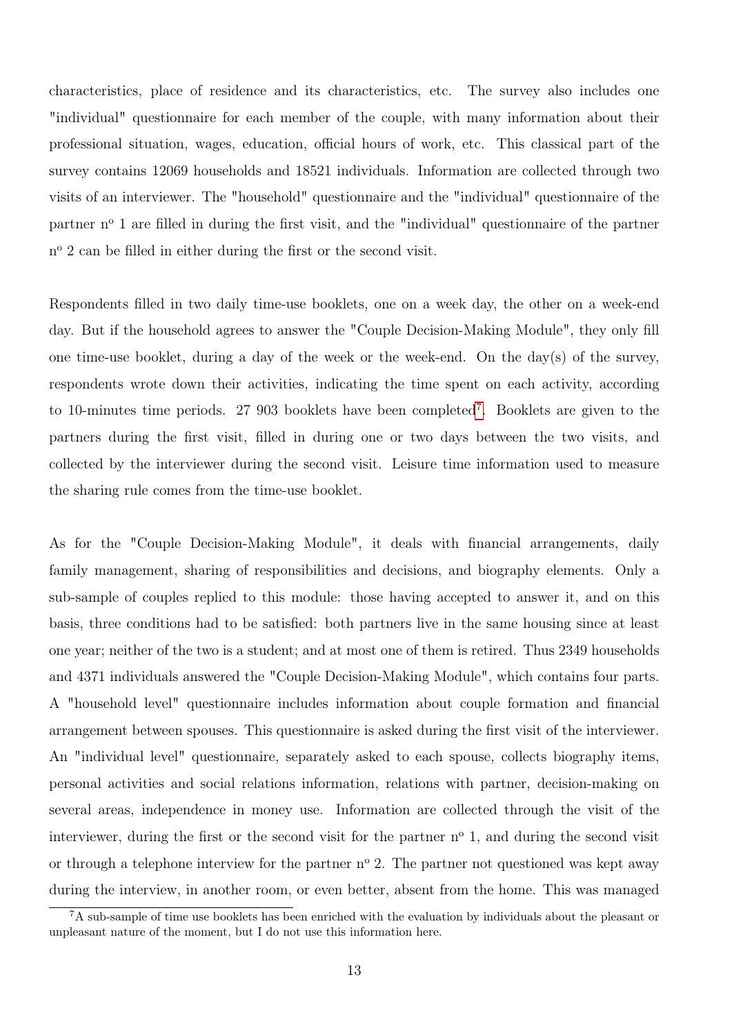characteristics, place of residence and its characteristics, etc. The survey also includes one "individual" questionnaire for each member of the couple, with many information about their professional situation, wages, education, official hours of work, etc. This classical part of the survey contains 12069 households and 18521 individuals. Information are collected through two visits of an interviewer. The "household" questionnaire and the "individual" questionnaire of the partner nº 1 are filled in during the first visit, and the "individual" questionnaire of the partner nº 2 can be filled in either during the first or the second visit.

Respondents filled in two daily time-use booklets, one on a week day, the other on a week-end day. But if the household agrees to answer the "Couple Decision-Making Module", they only fill one time-use booklet, during a day of the week or the week-end. On the day(s) of the survey, respondents wrote down their activities, indicating the time spent on each activity, according to 10-minutes time periods. 27 903 booklets have been completed[7]. Booklets are given to the partners during the first visit, filled in during one or two days between the two visits, and collected by the interviewer during the second visit. Leisure time information used to measure the sharing rule comes from the time-use booklet.

As for the "Couple Decision-Making Module", it deals with financial arrangements, daily family management, sharing of responsibilities and decisions, and biography elements. Only a sub-sample of couples replied to this module: those having accepted to answer it, and on this basis, three conditions had to be satisfied: both partners live in the same housing since at least one year; neither of the two is a student; and at most one of them is retired. Thus 2349 households and 4371 individuals answered the "Couple Decision-Making Module", which contains four parts. A "household level" questionnaire includes information about couple formation and financial arrangement between spouses. This questionnaire is asked during the first visit of the interviewer. An "individual level" questionnaire, separately asked to each spouse, collects biography items, personal activities and social relations information, relations with partner, decision-making on several areas, independence in money use. Information are collected through the visit of the interviewer, during the first or the second visit for the partner nº 1, and during the second visit or through a telephone interview for the partner nº 2. The partner not questioned was kept away during the interview, in another room, or even better, absent from the home. This was managed

[7]A sub-sample of time use booklets has been enriched with the evaluation by individuals about the pleasant or unpleasant nature of the moment, but I do not use this information here.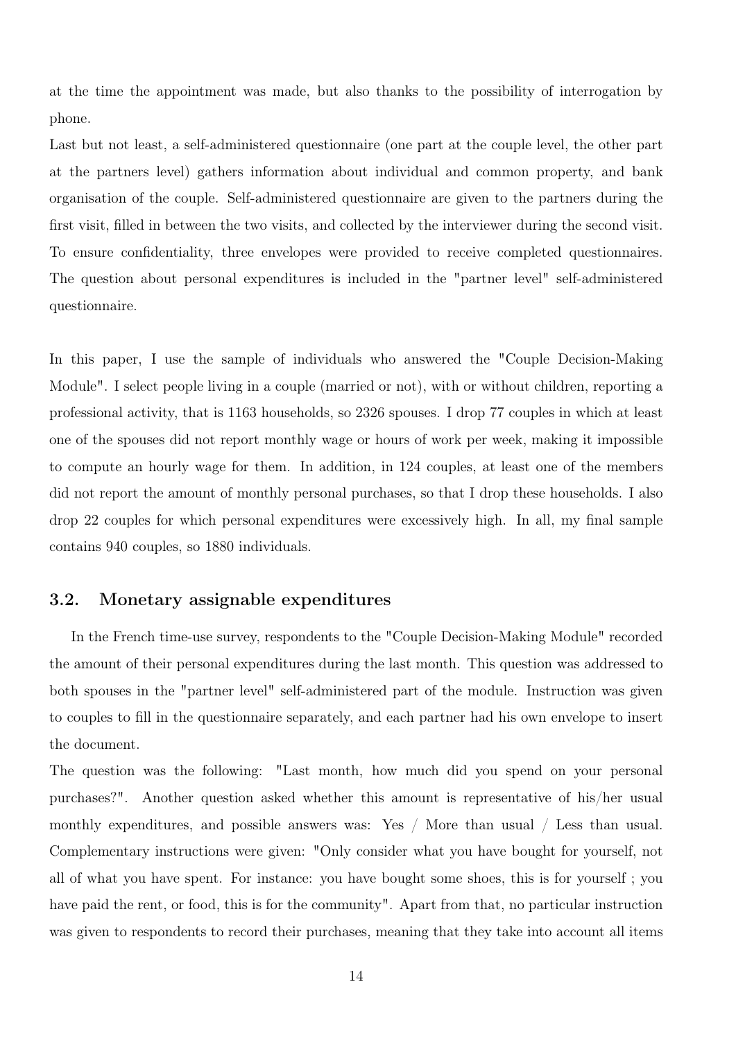at the time the appointment was made, but also thanks to the possibility of interrogation by phone.

Last but not least, a self-administered questionnaire (one part at the couple level, the other part at the partners level) gathers information about individual and common property, and bank organisation of the couple. Self-administered questionnaire are given to the partners during the first visit, filled in between the two visits, and collected by the interviewer during the second visit. To ensure confidentiality, three envelopes were provided to receive completed questionnaires. The question about personal expenditures is included in the "partner level" self-administered questionnaire.

In this paper, I use the sample of individuals who answered the "Couple Decision-Making Module". I select people living in a couple (married or not), with or without children, reporting a professional activity, that is 1163 households, so 2326 spouses. I drop 77 couples in which at least one of the spouses did not report monthly wage or hours of work per week, making it impossible to compute an hourly wage for them. In addition, in 124 couples, at least one of the members did not report the amount of monthly personal purchases, so that I drop these households. I also drop 22 couples for which personal expenditures were excessively high. In all, my final sample contains 940 couples, so 1880 individuals.

### 3.2. Monetary assignable expenditures

In the French time-use survey, respondents to the "Couple Decision-Making Module" recorded the amount of their personal expenditures during the last month. This question was addressed to both spouses in the "partner level" self-administered part of the module. Instruction was given to couples to fill in the questionnaire separately, and each partner had his own envelope to insert the document.

The question was the following: "Last month, how much did you spend on your personal purchases?". Another question asked whether this amount is representative of his/her usual monthly expenditures, and possible answers was: Yes / More than usual / Less than usual. Complementary instructions were given: "Only consider what you have bought for yourself, not all of what you have spent. For instance: you have bought some shoes, this is for yourself ; you have paid the rent, or food, this is for the community". Apart from that, no particular instruction was given to respondents to record their purchases, meaning that they take into account all items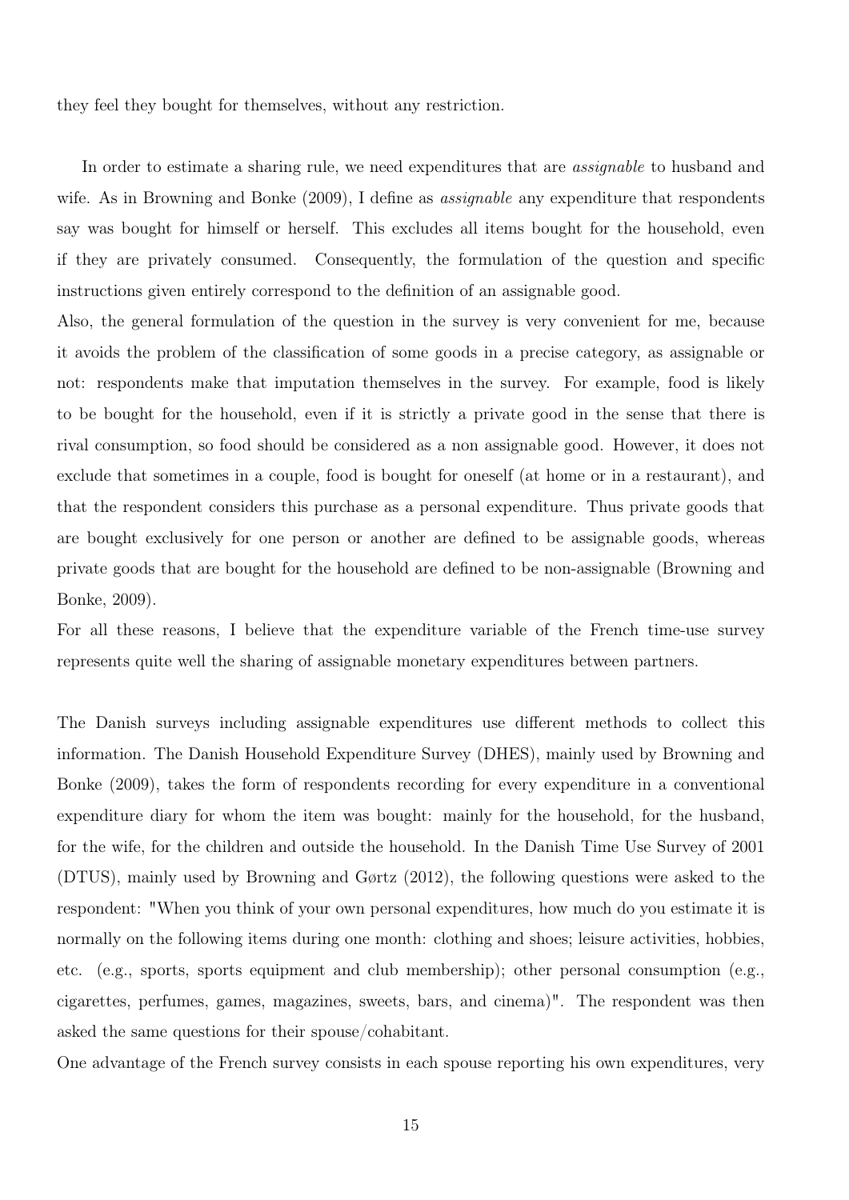they feel they bought for themselves, without any restriction.

In order to estimate a sharing rule, we need expenditures that are *assignable* to husband and wife. As in Browning and Bonke (2009), I define as *assignable* any expenditure that respondents say was bought for himself or herself. This excludes all items bought for the household, even if they are privately consumed. Consequently, the formulation of the question and specific instructions given entirely correspond to the definition of an assignable good.
Also, the general formulation of the question in the survey is very convenient for me, because it avoids the problem of the classification of some goods in a precise category, as assignable or not: respondents make that imputation themselves in the survey. For example, food is likely to be bought for the household, even if it is strictly a private good in the sense that there is rival consumption, so food should be considered as a non assignable good. However, it does not exclude that sometimes in a couple, food is bought for oneself (at home or in a restaurant), and that the respondent considers this purchase as a personal expenditure. Thus private goods that are bought exclusively for one person or another are defined to be assignable goods, whereas private goods that are bought for the household are defined to be non-assignable (Browning and Bonke, 2009).
For all these reasons, I believe that the expenditure variable of the French time-use survey represents quite well the sharing of assignable monetary expenditures between partners.

The Danish surveys including assignable expenditures use different methods to collect this information. The Danish Household Expenditure Survey (DHES), mainly used by Browning and Bonke (2009), takes the form of respondents recording for every expenditure in a conventional expenditure diary for whom the item was bought: mainly for the household, for the husband, for the wife, for the children and outside the household. In the Danish Time Use Survey of 2001 (DTUS), mainly used by Browning and Gørtz (2012), the following questions were asked to the respondent: "When you think of your own personal expenditures, how much do you estimate it is normally on the following items during one month: clothing and shoes; leisure activities, hobbies, etc. (e.g., sports, sports equipment and club membership); other personal consumption (e.g., cigarettes, perfumes, games, magazines, sweets, bars, and cinema)". The respondent was then asked the same questions for their spouse/cohabitant.
One advantage of the French survey consists in each spouse reporting his own expenditures, very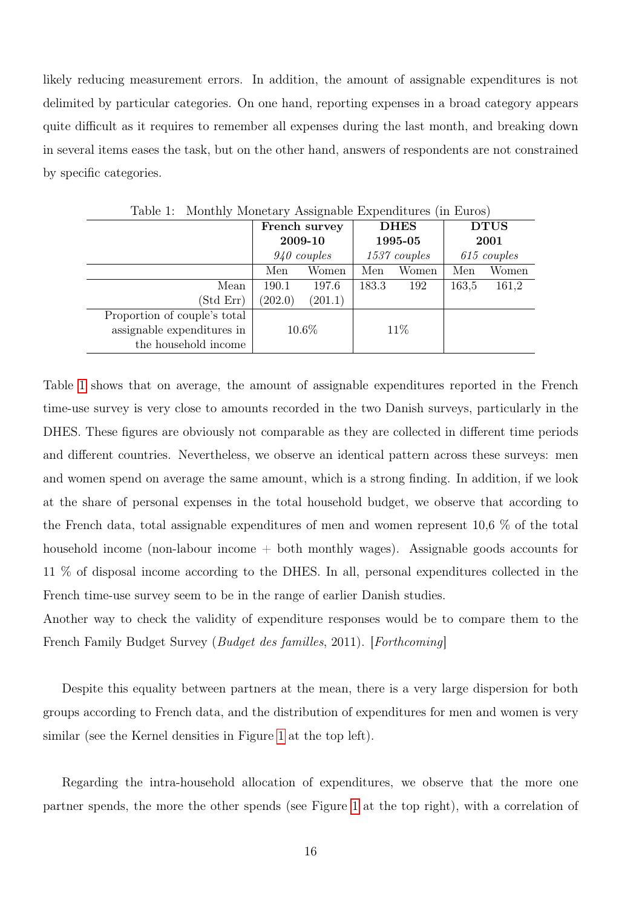likely reducing measurement errors. In addition, the amount of assignable expenditures is not delimited by particular categories. On one hand, reporting expenses in a broad category appears quite difficult as it requires to remember all expenses during the last month, and breaking down in several items eases the task, but on the other hand, answers of respondents are not constrained by specific categories.

Table 1: Monthly Monetary Assignable Expenditures (in Euros)

| | **French survey 2009-10** *940 couples* | | **DHES 1995-05** *1537 couples* | | **DTUS 2001** *615 couples* | |
|---|---|---|---|---|---|---|
| | Men | Women | Men | Women | Men | Women |
| Mean | 190.1 | 197.6 | 183.3 | 192 | 163,5 | 161,2 |
| (Std Err) | (202.0) | (201.1) | | | | |
| Proportion of couple's total assignable expenditures in the household income | 10.6% | | 11% | | | |

Table 1 shows that on average, the amount of assignable expenditures reported in the French time-use survey is very close to amounts recorded in the two Danish surveys, particularly in the DHES. These figures are obviously not comparable as they are collected in different time periods and different countries. Nevertheless, we observe an identical pattern across these surveys: men and women spend on average the same amount, which is a strong finding. In addition, if we look at the share of personal expenses in the total household budget, we observe that according to the French data, total assignable expenditures of men and women represent 10,6 % of the total household income (non-labour income + both monthly wages). Assignable goods accounts for 11 % of disposal income according to the DHES. In all, personal expenditures collected in the French time-use survey seem to be in the range of earlier Danish studies.
Another way to check the validity of expenditure responses would be to compare them to the French Family Budget Survey (*Budget des familles*, 2011). [*Forthcoming*]

Despite this equality between partners at the mean, there is a very large dispersion for both groups according to French data, and the distribution of expenditures for men and women is very similar (see the Kernel densities in Figure 1 at the top left).

Regarding the intra-household allocation of expenditures, we observe that the more one partner spends, the more the other spends (see Figure 1 at the top right), with a correlation of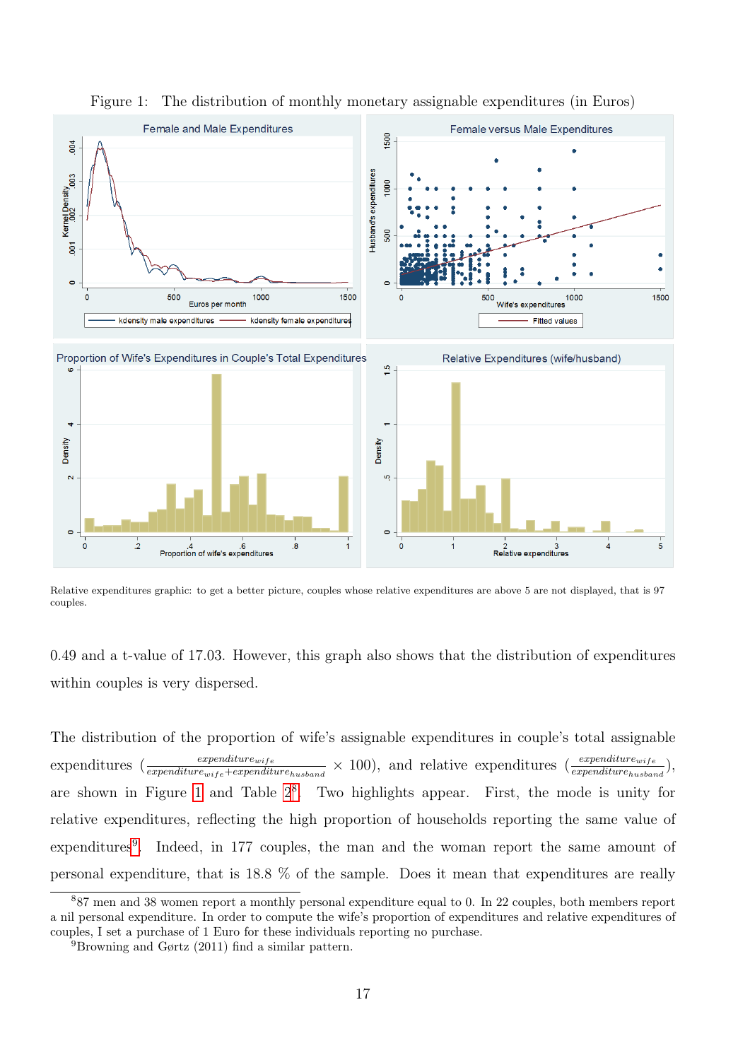Figure 1: The distribution of monthly monetary assignable expenditures (in Euros)

Relative expenditures graphic: to get a better picture, couples whose relative expenditures are above 5 are not displayed, that is 97 couples.

0.49 and a t-value of 17.03. However, this graph also shows that the distribution of expenditures within couples is very dispersed.

The distribution of the proportion of wife's assignable expenditures in couple's total assignable expenditures ($\frac{expenditure_{wife}}{expenditure_{wife}+expenditure_{husband}} \times 100$), and relative expenditures ($\frac{expenditure_{wife}}{expenditure_{husband}}$), are shown in Figure 1 and Table 2[8]. Two highlights appear. First, the mode is unity for relative expenditures, reflecting the high proportion of households reporting the same value of expenditures[9]. Indeed, in 177 couples, the man and the woman report the same amount of personal expenditure, that is 18.8 % of the sample. Does it mean that expenditures are really

[8] 87 men and 38 women report a monthly personal expenditure equal to 0. In 22 couples, both members report a nil personal expenditure. In order to compute the wife's proportion of expenditures and relative expenditures of couples, I set a purchase of 1 Euro for these individuals reporting no purchase.

[9] Browning and Gørtz (2011) find a similar pattern.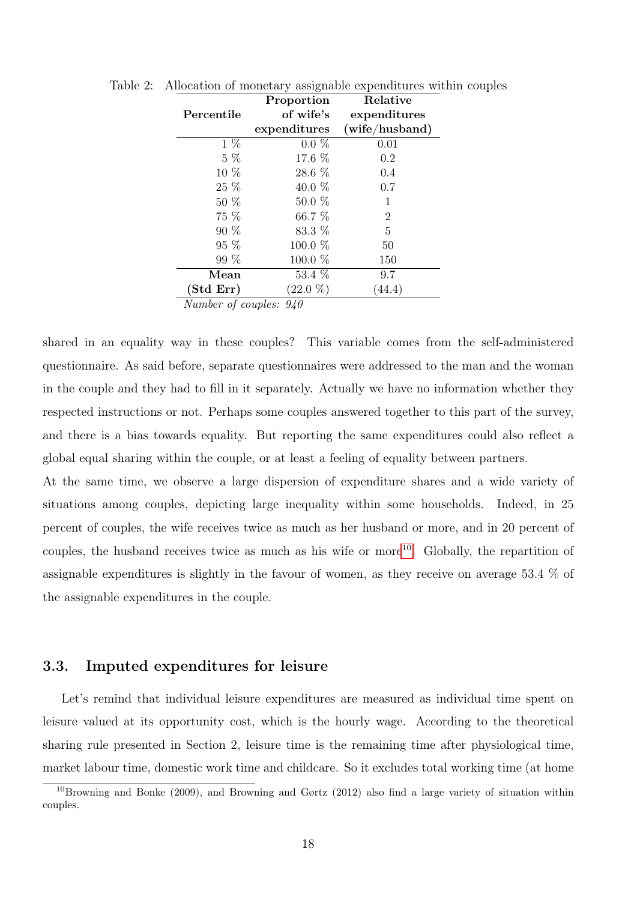Table 2: Allocation of monetary assignable expenditures within couples

| Percentile | Proportion of wife's expenditures | Relative expenditures (wife/husband) |
|---|---|---|
| 1 % | 0.0 % | 0.01 |
| 5 % | 17.6 % | 0.2 |
| 10 % | 28.6 % | 0.4 |
| 25 % | 40.0 % | 0.7 |
| 50 % | 50.0 % | 1 |
| 75 % | 66.7 % | 2 |
| 90 % | 83.3 % | 5 |
| 95 % | 100.0 % | 50 |
| 99 % | 100.0 % | 150 |
| **Mean** | 53.4 % | 9.7 |
| **(Std Err)** | (22.0 %) | (44.4) |

*Number of couples: 940*

shared in an equality way in these couples? This variable comes from the self-administered questionnaire. As said before, separate questionnaires were addressed to the man and the woman in the couple and they had to fill in it separately. Actually we have no information whether they respected instructions or not. Perhaps some couples answered together to this part of the survey, and there is a bias towards equality. But reporting the same expenditures could also reflect a global equal sharing within the couple, or at least a feeling of equality between partners.

At the same time, we observe a large dispersion of expenditure shares and a wide variety of situations among couples, depicting large inequality within some households. Indeed, in 25 percent of couples, the wife receives twice as much as her husband or more, and in 20 percent of couples, the husband receives twice as much as his wife or more[10]. Globally, the repartition of assignable expenditures is slightly in the favour of women, as they receive on average 53.4 % of the assignable expenditures in the couple.

## 3.3. Imputed expenditures for leisure

Let's remind that individual leisure expenditures are measured as individual time spent on leisure valued at its opportunity cost, which is the hourly wage. According to the theoretical sharing rule presented in Section 2, leisure time is the remaining time after physiological time, market labour time, domestic work time and childcare. So it excludes total working time (at home

[10] Browning and Bonke (2009), and Browning and Gørtz (2012) also find a large variety of situation within couples.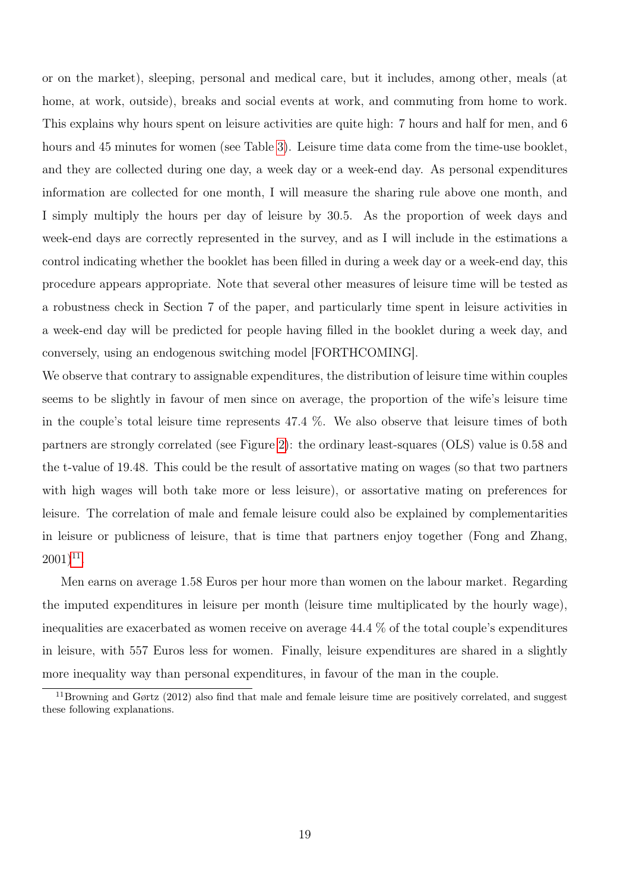or on the market), sleeping, personal and medical care, but it includes, among other, meals (at home, at work, outside), breaks and social events at work, and commuting from home to work. This explains why hours spent on leisure activities are quite high: 7 hours and half for men, and 6 hours and 45 minutes for women (see Table 3). Leisure time data come from the time-use booklet, and they are collected during one day, a week day or a week-end day. As personal expenditures information are collected for one month, I will measure the sharing rule above one month, and I simply multiply the hours per day of leisure by 30.5. As the proportion of week days and week-end days are correctly represented in the survey, and as I will include in the estimations a control indicating whether the booklet has been filled in during a week day or a week-end day, this procedure appears appropriate. Note that several other measures of leisure time will be tested as a robustness check in Section 7 of the paper, and particularly time spent in leisure activities in a week-end day will be predicted for people having filled in the booklet during a week day, and conversely, using an endogenous switching model [FORTHCOMING].

We observe that contrary to assignable expenditures, the distribution of leisure time within couples seems to be slightly in favour of men since on average, the proportion of the wife's leisure time in the couple's total leisure time represents 47.4 %. We also observe that leisure times of both partners are strongly correlated (see Figure 2): the ordinary least-squares (OLS) value is 0.58 and the t-value of 19.48. This could be the result of assortative mating on wages (so that two partners with high wages will both take more or less leisure), or assortative mating on preferences for leisure. The correlation of male and female leisure could also be explained by complementarities in leisure or publicness of leisure, that is time that partners enjoy together (Fong and Zhang, 2001)[11].

Men earns on average 1.58 Euros per hour more than women on the labour market. Regarding the imputed expenditures in leisure per month (leisure time multiplicated by the hourly wage), inequalities are exacerbated as women receive on average 44.4 % of the total couple's expenditures in leisure, with 557 Euros less for women. Finally, leisure expenditures are shared in a slightly more inequality way than personal expenditures, in favour of the man in the couple.

[11] Browning and Gørtz (2012) also find that male and female leisure time are positively correlated, and suggest these following explanations.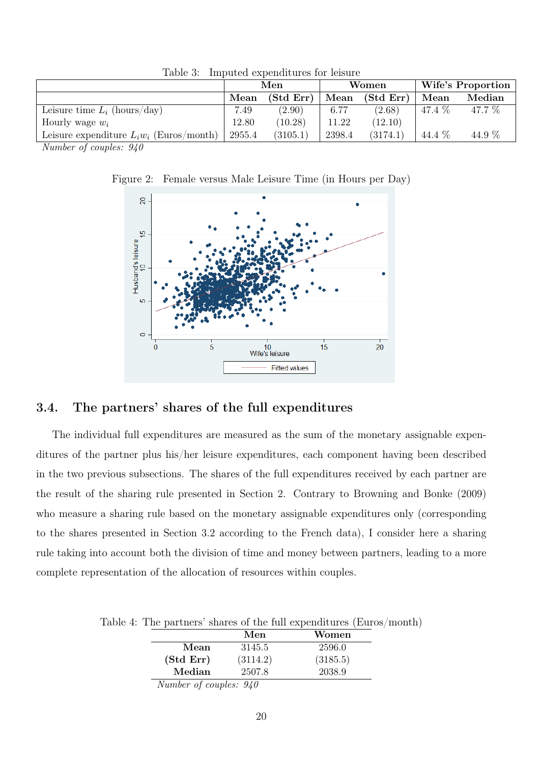Table 3: Imputed expenditures for leisure

| | Men | | Women | | Wife's Proportion | |
|---|---|---|---|---|---|---|
| | **Mean** | **(Std Err)** | **Mean** | **(Std Err)** | **Mean** | **Median** |
| Leisure time $L_i$ (hours/day) | 7.49 | (2.90) | 6.77 | (2.68) | 47.4 % | 47.7 % |
| Hourly wage $w_i$ | 12.80 | (10.28) | 11.22 | (12.10) | | |
| Leisure expenditure $L_i w_i$ (Euros/month) | 2955.4 | (3105.1) | 2398.4 | (3174.1) | 44.4 % | 44.9 % |

*Number of couples: 940*

Figure 2: Female versus Male Leisure Time (in Hours per Day)

## 3.4. The partners' shares of the full expenditures

The individual full expenditures are measured as the sum of the monetary assignable expenditures of the partner plus his/her leisure expenditures, each component having been described in the two previous subsections. The shares of the full expenditures received by each partner are the result of the sharing rule presented in Section 2. Contrary to Browning and Bonke (2009) who measure a sharing rule based on the monetary assignable expenditures only (corresponding to the shares presented in Section 3.2 according to the French data), I consider here a sharing rule taking into account both the division of time and money between partners, leading to a more complete representation of the allocation of resources within couples.

Table 4: The partners' shares of the full expenditures (Euros/month)

| | Men | Women |
|---|---|---|
| **Mean** | 3145.5 | 2596.0 |
| **(Std Err)** | (3114.2) | (3185.5) |
| **Median** | 2507.8 | 2038.9 |

*Number of couples: 940*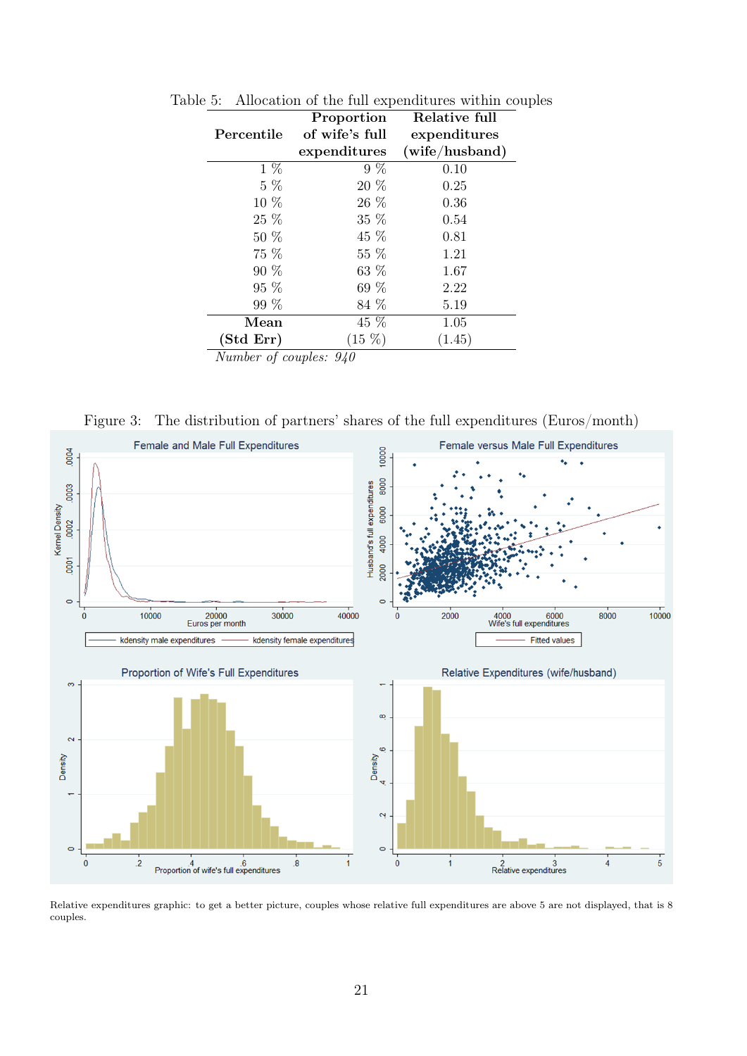Table 5: Allocation of the full expenditures within couples

| Percentile | Proportion of wife's full expenditures | Relative full expenditures (wife/husband) |
|---|---|---|
| 1 % | 9 % | 0.10 |
| 5 % | 20 % | 0.25 |
| 10 % | 26 % | 0.36 |
| 25 % | 35 % | 0.54 |
| 50 % | 45 % | 0.81 |
| 75 % | 55 % | 1.21 |
| 90 % | 63 % | 1.67 |
| 95 % | 69 % | 2.22 |
| 99 % | 84 % | 5.19 |
| **Mean** | 45 % | 1.05 |
| **(Std Err)** | (15 %) | (1.45) |

*Number of couples: 940*

Figure 3: The distribution of partners' shares of the full expenditures (Euros/month)

Relative expenditures graphic: to get a better picture, couples whose relative full expenditures are above 5 are not displayed, that is 8 couples.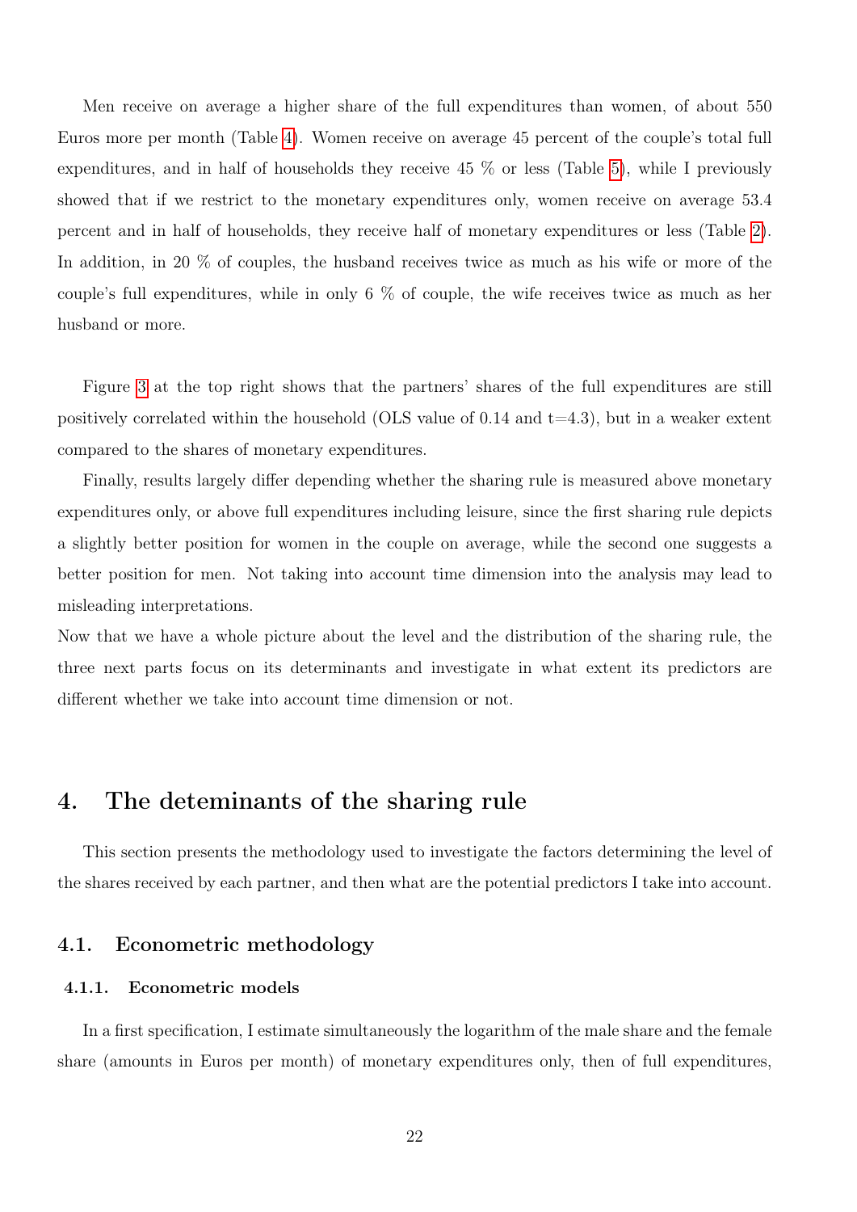Men receive on average a higher share of the full expenditures than women, of about 550 Euros more per month (Table 4). Women receive on average 45 percent of the couple's total full expenditures, and in half of households they receive 45 % or less (Table 5), while I previously showed that if we restrict to the monetary expenditures only, women receive on average 53.4 percent and in half of households, they receive half of monetary expenditures or less (Table 2). In addition, in 20 % of couples, the husband receives twice as much as his wife or more of the couple's full expenditures, while in only 6 % of couple, the wife receives twice as much as her husband or more.

Figure 3 at the top right shows that the partners' shares of the full expenditures are still positively correlated within the household (OLS value of 0.14 and t=4.3), but in a weaker extent compared to the shares of monetary expenditures.

Finally, results largely differ depending whether the sharing rule is measured above monetary expenditures only, or above full expenditures including leisure, since the first sharing rule depicts a slightly better position for women in the couple on average, while the second one suggests a better position for men. Not taking into account time dimension into the analysis may lead to misleading interpretations.

Now that we have a whole picture about the level and the distribution of the sharing rule, the three next parts focus on its determinants and investigate in what extent its predictors are different whether we take into account time dimension or not.

# 4. The deteminants of the sharing rule

This section presents the methodology used to investigate the factors determining the level of the shares received by each partner, and then what are the potential predictors I take into account.

## 4.1. Econometric methodology

### 4.1.1. Econometric models

In a first specification, I estimate simultaneously the logarithm of the male share and the female share (amounts in Euros per month) of monetary expenditures only, then of full expenditures,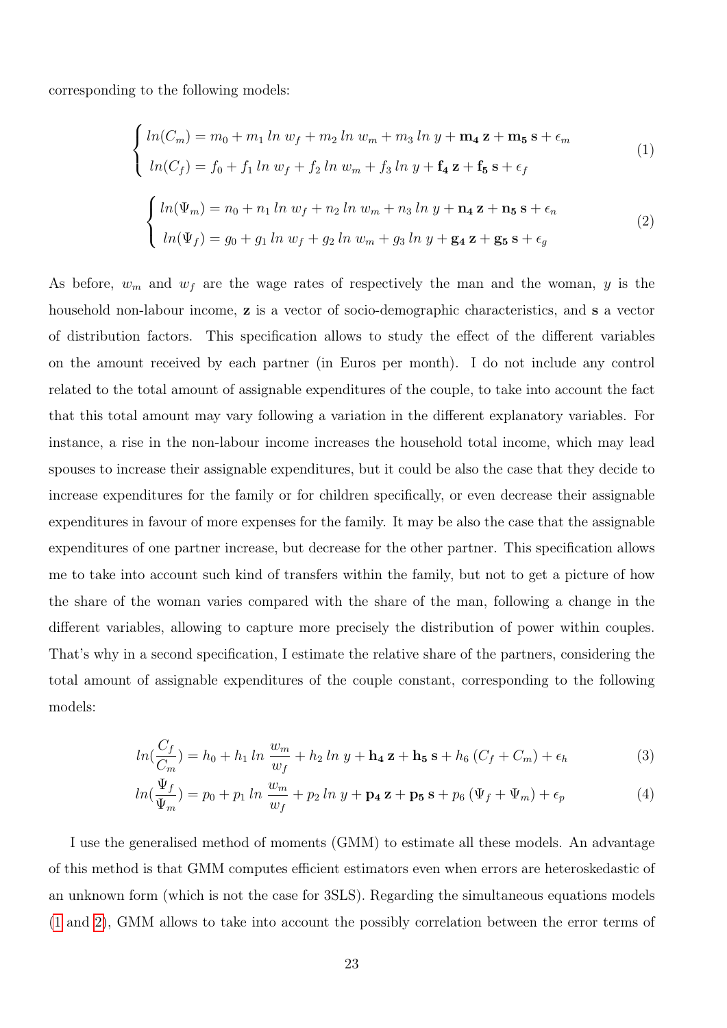corresponding to the following models:

$$
\begin{cases} ln(C_m) = m_0 + m_1 \, ln \, w_f + m_2 \, ln \, w_m + m_3 \, ln \, y + \mathbf{m_4} \, \mathbf{z} + \mathbf{m_5} \, \mathbf{s} + \epsilon_m \\ ln(C_f) = f_0 + f_1 \, ln \, w_f + f_2 \, ln \, w_m + f_3 \, ln \, y + \mathbf{f_4} \, \mathbf{z} + \mathbf{f_5} \, \mathbf{s} + \epsilon_f \end{cases} \tag{1}
$$

$$
\begin{cases} ln(\Psi_m) = n_0 + n_1 \, ln \, w_f + n_2 \, ln \, w_m + n_3 \, ln \, y + \mathbf{n_4} \, \mathbf{z} + \mathbf{n_5} \, \mathbf{s} + \epsilon_n \\ ln(\Psi_f) = g_0 + g_1 \, ln \, w_f + g_2 \, ln \, w_m + g_3 \, ln \, y + \mathbf{g_4} \, \mathbf{z} + \mathbf{g_5} \, \mathbf{s} + \epsilon_g \end{cases} \tag{2}
$$

As before, $w_m$ and $w_f$ are the wage rates of respectively the man and the woman, $y$ is the household non-labour income, $\mathbf{z}$ is a vector of socio-demographic characteristics, and $\mathbf{s}$ a vector of distribution factors. This specification allows to study the effect of the different variables on the amount received by each partner (in Euros per month). I do not include any control related to the total amount of assignable expenditures of the couple, to take into account the fact that this total amount may vary following a variation in the different explanatory variables. For instance, a rise in the non-labour income increases the household total income, which may lead spouses to increase their assignable expenditures, but it could be also the case that they decide to increase expenditures for the family or for children specifically, or even decrease their assignable expenditures in favour of more expenses for the family. It may be also the case that the assignable expenditures of one partner increase, but decrease for the other partner. This specification allows me to take into account such kind of transfers within the family, but not to get a picture of how the share of the woman varies compared with the share of the man, following a change in the different variables, allowing to capture more precisely the distribution of power within couples. That's why in a second specification, I estimate the relative share of the partners, considering the total amount of assignable expenditures of the couple constant, corresponding to the following models:

$$
ln(\frac{C_f}{C_m}) = h_0 + h_1 \, ln \, \frac{w_m}{w_f} + h_2 \, ln \, y + \mathbf{h_4} \, \mathbf{z} + \mathbf{h_5} \, \mathbf{s} + h_6 \, (C_f + C_m) + \epsilon_h \tag{3}
$$

$$
ln(\frac{\Psi_f}{\Psi_m}) = p_0 + p_1 \, ln \, \frac{w_m}{w_f} + p_2 \, ln \, y + \mathbf{p_4} \, \mathbf{z} + \mathbf{p_5} \, \mathbf{s} + p_6 \, (\Psi_f + \Psi_m) + \epsilon_p \tag{4}
$$

I use the generalised method of moments (GMM) to estimate all these models. An advantage of this method is that GMM computes efficient estimators even when errors are heteroskedastic of an unknown form (which is not the case for 3SLS). Regarding the simultaneous equations models (1 and 2), GMM allows to take into account the possibly correlation between the error terms of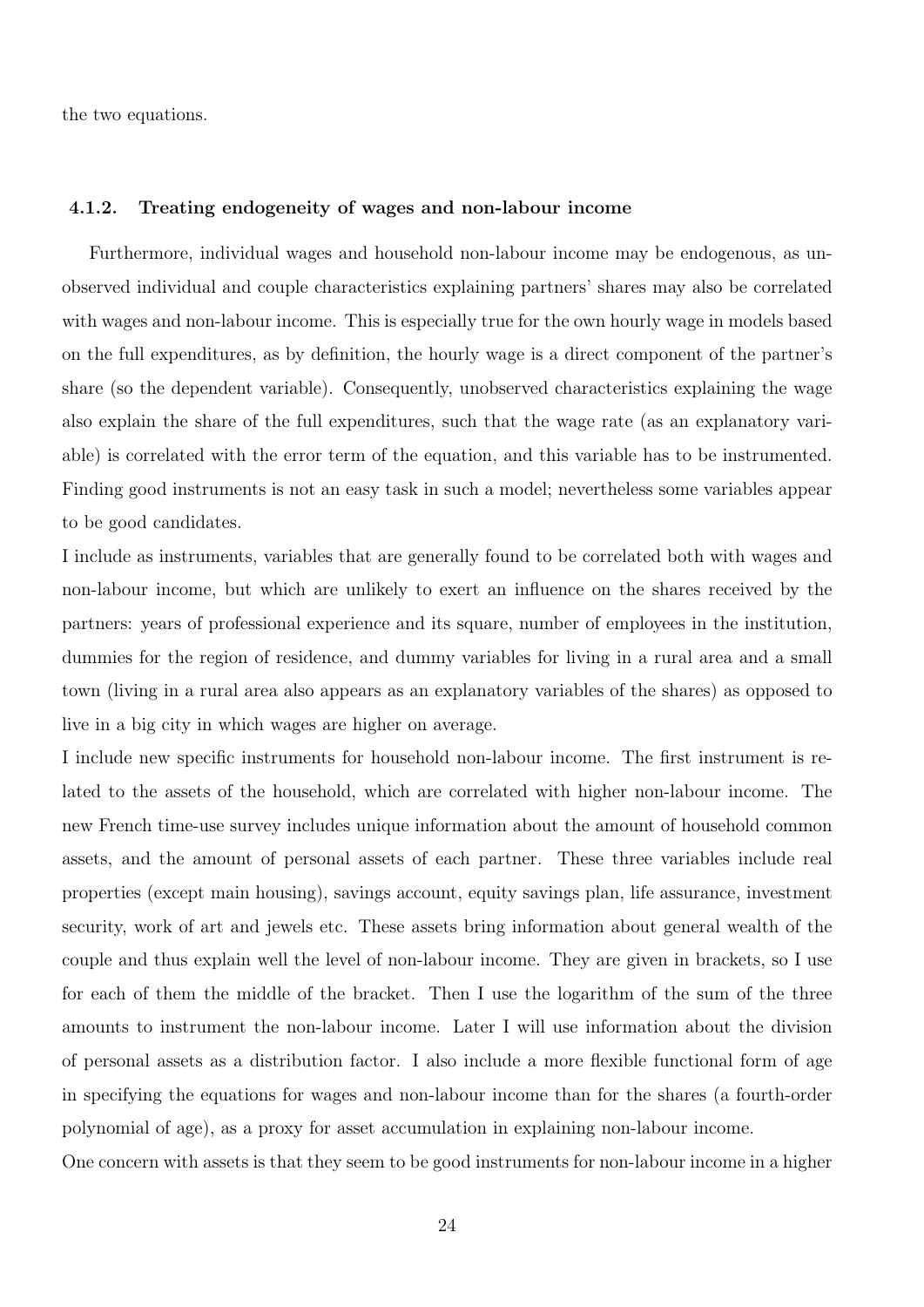the two equations.

### 4.1.2. Treating endogeneity of wages and non-labour income

Furthermore, individual wages and household non-labour income may be endogenous, as unobserved individual and couple characteristics explaining partners' shares may also be correlated with wages and non-labour income. This is especially true for the own hourly wage in models based on the full expenditures, as by definition, the hourly wage is a direct component of the partner's share (so the dependent variable). Consequently, unobserved characteristics explaining the wage also explain the share of the full expenditures, such that the wage rate (as an explanatory variable) is correlated with the error term of the equation, and this variable has to be instrumented. Finding good instruments is not an easy task in such a model; nevertheless some variables appear to be good candidates.

I include as instruments, variables that are generally found to be correlated both with wages and non-labour income, but which are unlikely to exert an influence on the shares received by the partners: years of professional experience and its square, number of employees in the institution, dummies for the region of residence, and dummy variables for living in a rural area and a small town (living in a rural area also appears as an explanatory variables of the shares) as opposed to live in a big city in which wages are higher on average.

I include new specific instruments for household non-labour income. The first instrument is related to the assets of the household, which are correlated with higher non-labour income. The new French time-use survey includes unique information about the amount of household common assets, and the amount of personal assets of each partner. These three variables include real properties (except main housing), savings account, equity savings plan, life assurance, investment security, work of art and jewels etc. These assets bring information about general wealth of the couple and thus explain well the level of non-labour income. They are given in brackets, so I use for each of them the middle of the bracket. Then I use the logarithm of the sum of the three amounts to instrument the non-labour income. Later I will use information about the division of personal assets as a distribution factor. I also include a more flexible functional form of age in specifying the equations for wages and non-labour income than for the shares (a fourth-order polynomial of age), as a proxy for asset accumulation in explaining non-labour income.

One concern with assets is that they seem to be good instruments for non-labour income in a higher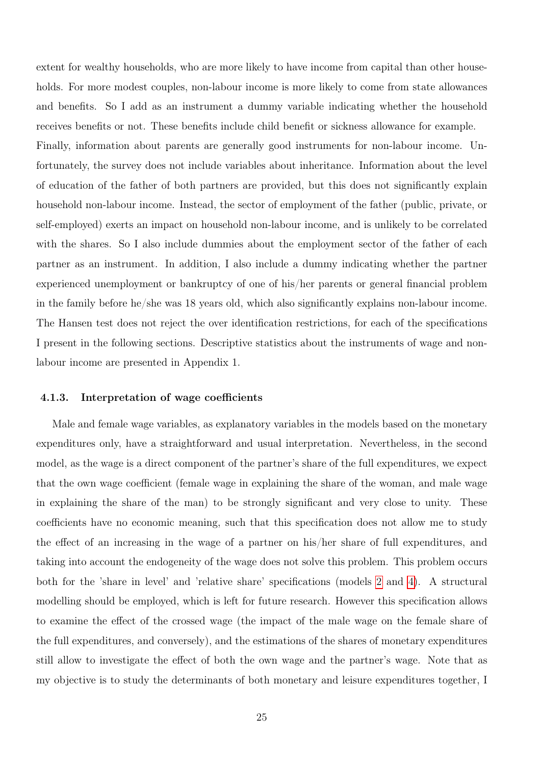extent for wealthy households, who are more likely to have income from capital than other households. For more modest couples, non-labour income is more likely to come from state allowances and benefits. So I add as an instrument a dummy variable indicating whether the household receives benefits or not. These benefits include child benefit or sickness allowance for example.
Finally, information about parents are generally good instruments for non-labour income. Unfortunately, the survey does not include variables about inheritance. Information about the level of education of the father of both partners are provided, but this does not significantly explain household non-labour income. Instead, the sector of employment of the father (public, private, or self-employed) exerts an impact on household non-labour income, and is unlikely to be correlated with the shares. So I also include dummies about the employment sector of the father of each partner as an instrument. In addition, I also include a dummy indicating whether the partner experienced unemployment or bankruptcy of one of his/her parents or general financial problem in the family before he/she was 18 years old, which also significantly explains non-labour income. The Hansen test does not reject the over identification restrictions, for each of the specifications I present in the following sections. Descriptive statistics about the instruments of wage and non-labour income are presented in Appendix 1.

### 4.1.3. Interpretation of wage coefficients

Male and female wage variables, as explanatory variables in the models based on the monetary expenditures only, have a straightforward and usual interpretation. Nevertheless, in the second model, as the wage is a direct component of the partner's share of the full expenditures, we expect that the own wage coefficient (female wage in explaining the share of the woman, and male wage in explaining the share of the man) to be strongly significant and very close to unity. These coefficients have no economic meaning, such that this specification does not allow me to study the effect of an increasing in the wage of a partner on his/her share of full expenditures, and taking into account the endogeneity of the wage does not solve this problem. This problem occurs both for the 'share in level' and 'relative share' specifications (models 2 and 4). A structural modelling should be employed, which is left for future research. However this specification allows to examine the effect of the crossed wage (the impact of the male wage on the female share of the full expenditures, and conversely), and the estimations of the shares of monetary expenditures still allow to investigate the effect of both the own wage and the partner's wage. Note that as my objective is to study the determinants of both monetary and leisure expenditures together, I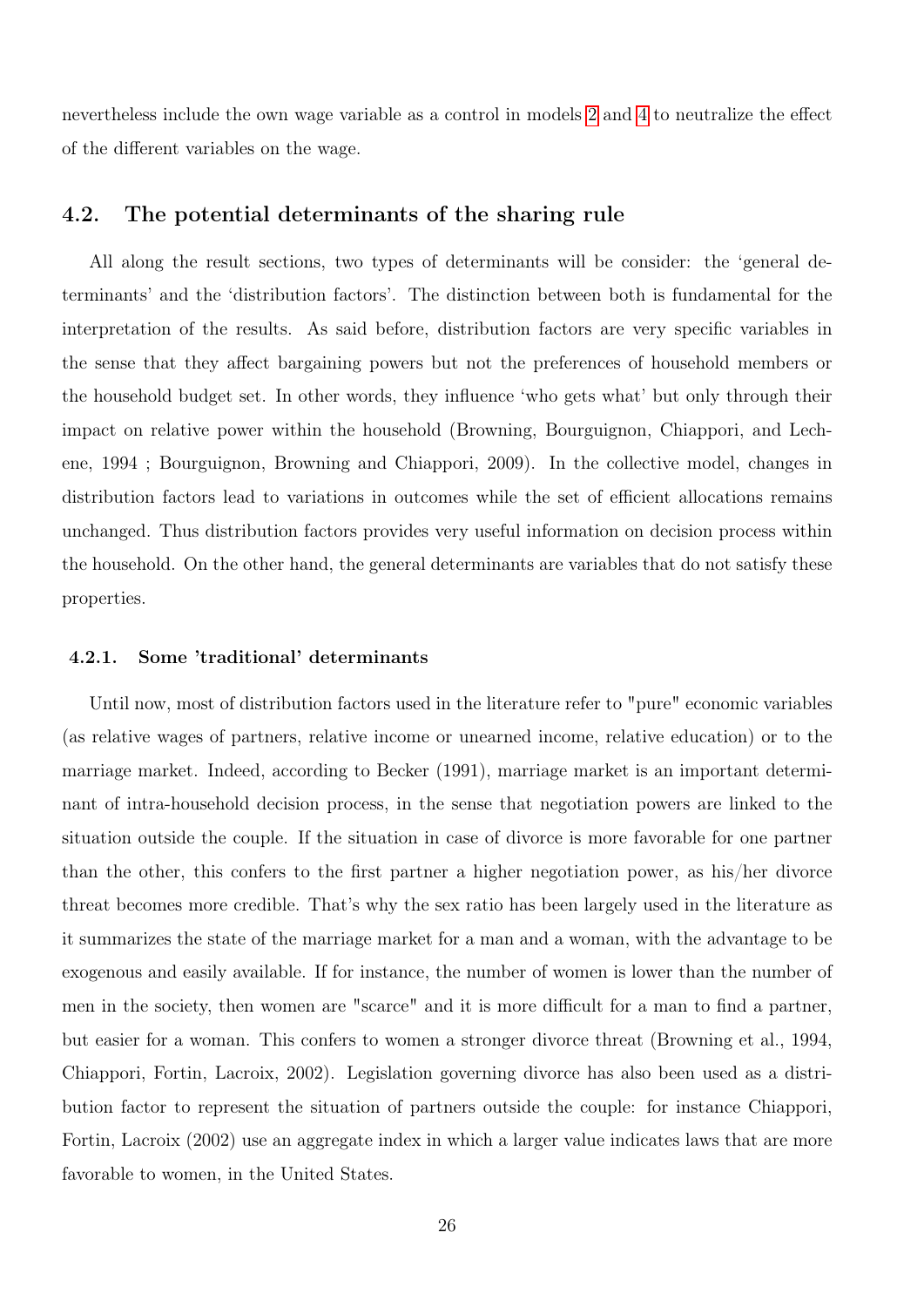nevertheless include the own wage variable as a control in models 2 and 4 to neutralize the effect of the different variables on the wage.

## 4.2. The potential determinants of the sharing rule

All along the result sections, two types of determinants will be consider: the 'general determinants' and the 'distribution factors'. The distinction between both is fundamental for the interpretation of the results. As said before, distribution factors are very specific variables in the sense that they affect bargaining powers but not the preferences of household members or the household budget set. In other words, they influence 'who gets what' but only through their impact on relative power within the household (Browning, Bourguignon, Chiappori, and Lechene, 1994 ; Bourguignon, Browning and Chiappori, 2009). In the collective model, changes in distribution factors lead to variations in outcomes while the set of efficient allocations remains unchanged. Thus distribution factors provides very useful information on decision process within the household. On the other hand, the general determinants are variables that do not satisfy these properties.

### 4.2.1. Some 'traditional' determinants

Until now, most of distribution factors used in the literature refer to "pure" economic variables (as relative wages of partners, relative income or unearned income, relative education) or to the marriage market. Indeed, according to Becker (1991), marriage market is an important determinant of intra-household decision process, in the sense that negotiation powers are linked to the situation outside the couple. If the situation in case of divorce is more favorable for one partner than the other, this confers to the first partner a higher negotiation power, as his/her divorce threat becomes more credible. That's why the sex ratio has been largely used in the literature as it summarizes the state of the marriage market for a man and a woman, with the advantage to be exogenous and easily available. If for instance, the number of women is lower than the number of men in the society, then women are "scarce" and it is more difficult for a man to find a partner, but easier for a woman. This confers to women a stronger divorce threat (Browning et al., 1994, Chiappori, Fortin, Lacroix, 2002). Legislation governing divorce has also been used as a distribution factor to represent the situation of partners outside the couple: for instance Chiappori, Fortin, Lacroix (2002) use an aggregate index in which a larger value indicates laws that are more favorable to women, in the United States.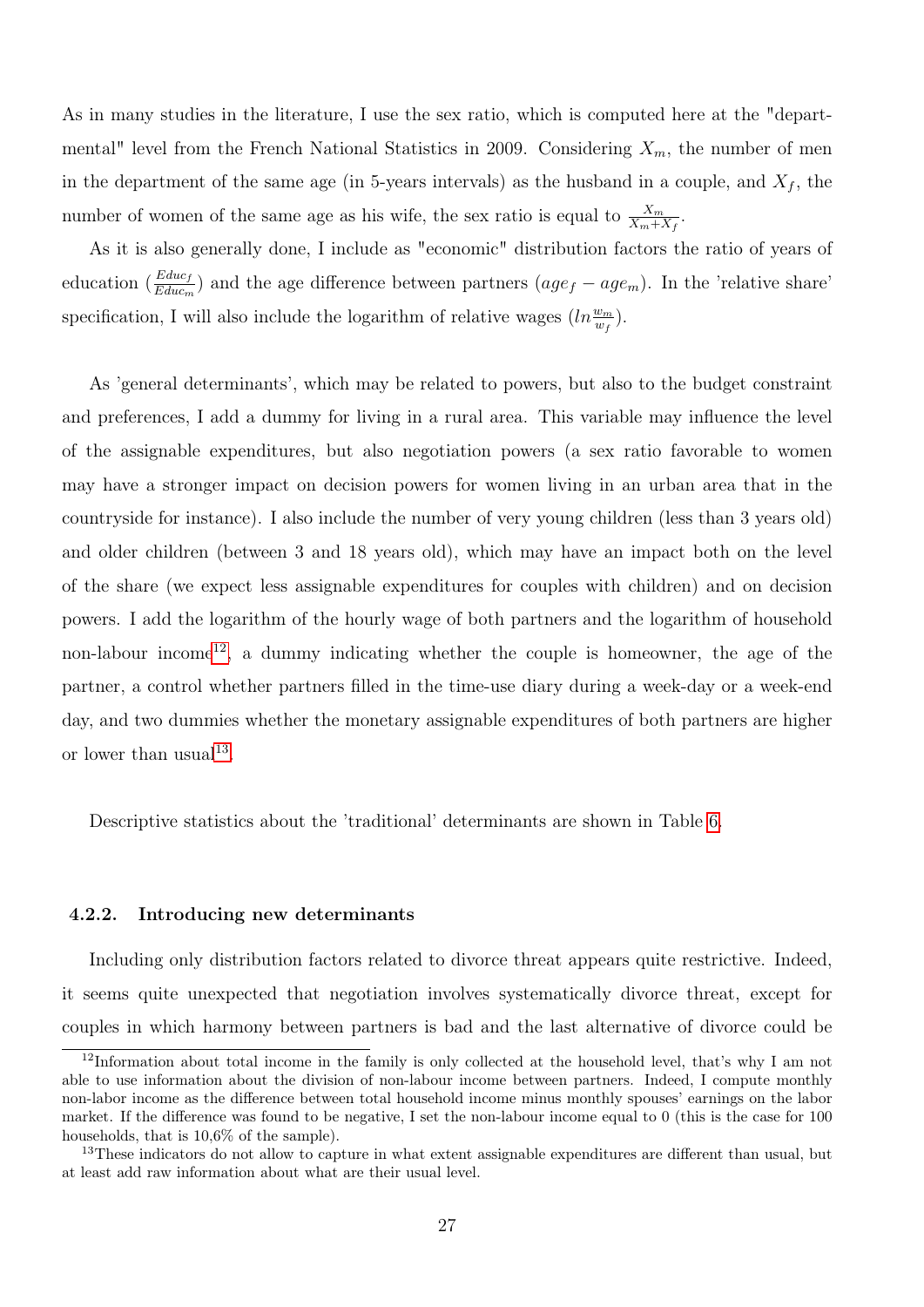As in many studies in the literature, I use the sex ratio, which is computed here at the "departmental" level from the French National Statistics in 2009. Considering $X_m$, the number of men in the department of the same age (in 5-years intervals) as the husband in a couple, and $X_f$, the number of women of the same age as his wife, the sex ratio is equal to $\frac{X_m}{X_m+X_f}$.

As it is also generally done, I include as "economic" distribution factors the ratio of years of education ($\frac{Educ_f}{Educ_m}$) and the age difference between partners ($age_f - age_m$). In the 'relative share' specification, I will also include the logarithm of relative wages ($ln\frac{w_m}{w_f}$).

As 'general determinants', which may be related to powers, but also to the budget constraint and preferences, I add a dummy for living in a rural area. This variable may influence the level of the assignable expenditures, but also negotiation powers (a sex ratio favorable to women may have a stronger impact on decision powers for women living in an urban area that in the countryside for instance). I also include the number of very young children (less than 3 years old) and older children (between 3 and 18 years old), which may have an impact both on the level of the share (we expect less assignable expenditures for couples with children) and on decision powers. I add the logarithm of the hourly wage of both partners and the logarithm of household non-labour income[12], a dummy indicating whether the couple is homeowner, the age of the partner, a control whether partners filled in the time-use diary during a week-day or a week-end day, and two dummies whether the monetary assignable expenditures of both partners are higher or lower than usual[13].

Descriptive statistics about the 'traditional' determinants are shown in Table 6.

#### 4.2.2. Introducing new determinants

Including only distribution factors related to divorce threat appears quite restrictive. Indeed, it seems quite unexpected that negotiation involves systematically divorce threat, except for couples in which harmony between partners is bad and the last alternative of divorce could be

[12] Information about total income in the family is only collected at the household level, that's why I am not able to use information about the division of non-labour income between partners. Indeed, I compute monthly non-labor income as the difference between total household income minus monthly spouses' earnings on the labor market. If the difference was found to be negative, I set the non-labour income equal to 0 (this is the case for 100 households, that is 10,6% of the sample).

[13] These indicators do not allow to capture in what extent assignable expenditures are different than usual, but at least add raw information about what are their usual level.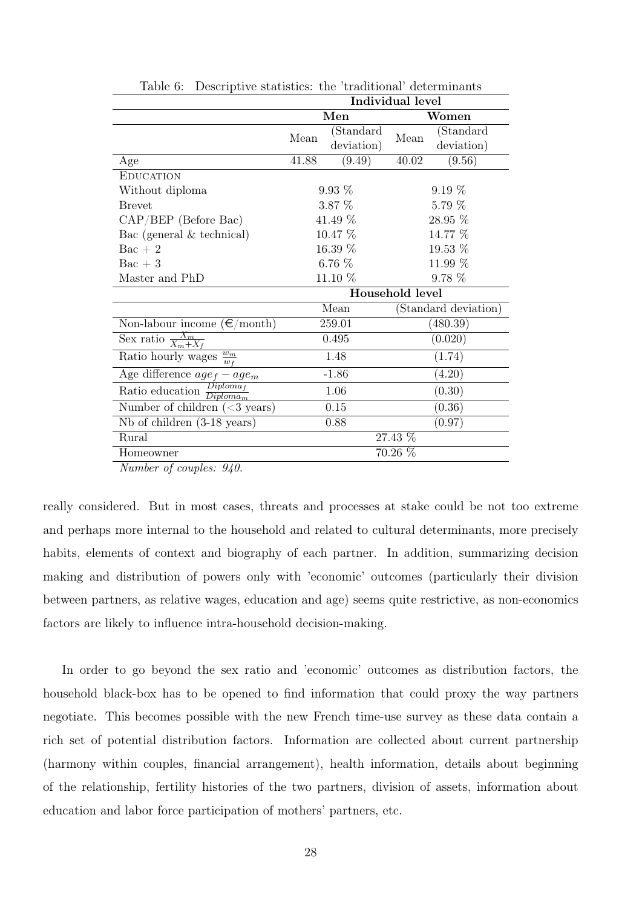Table 6: Descriptive statistics: the 'traditional' determinants

| | Individual level | | | |
|---|---|---|---|---|
| | **Men** | | **Women** | |
| | Mean | (Standard deviation) | Mean | (Standard deviation) |
| Age | 41.88 | (9.49) | 40.02 | (9.56) |
| EDUCATION | | | | |
| Without diploma | 9.93 % | | 9.19 % | |
| Brevet | 3.87 % | | 5.79 % | |
| CAP/BEP (Before Bac) | 41.49 % | | 28.95 % | |
| Bac (general & technical) | 10.47 % | | 14.77 % | |
| Bac + 2 | 16.39 % | | 19.53 % | |
| Bac + 3 | 6.76 % | | 11.99 % | |
| Master and PhD | 11.10 % | | 9.78 % | |
| | **Household level** | | | |
| | Mean | | (Standard deviation) | |
| Non-labour income (€/month) | 259.01 | | (480.39) | |
| Sex ratio $\frac{X_m}{X_m+X_f}$ | 0.495 | | (0.020) | |
| Ratio hourly wages $\frac{w_m}{w_f}$ | 1.48 | | (1.74) | |
| Age difference $age_f - age_m$ | -1.86 | | (4.20) | |
| Ratio education $\frac{Diploma_f}{Diploma_m}$ | 1.06 | | (0.30) | |
| Number of children (<3 years) | 0.15 | | (0.36) | |
| Nb of children (3-18 years) | 0.88 | | (0.97) | |
| Rural | 27.43 % | | | |
| Homeowner | 70.26 % | | | |

*Number of couples: 940.*

really considered. But in most cases, threats and processes at stake could be not too extreme and perhaps more internal to the household and related to cultural determinants, more precisely habits, elements of context and biography of each partner. In addition, summarizing decision making and distribution of powers only with 'economic' outcomes (particularly their division between partners, as relative wages, education and age) seems quite restrictive, as non-economics factors are likely to influence intra-household decision-making.

In order to go beyond the sex ratio and 'economic' outcomes as distribution factors, the household black-box has to be opened to find information that could proxy the way partners negotiate. This becomes possible with the new French time-use survey as these data contain a rich set of potential distribution factors. Information are collected about current partnership (harmony within couples, financial arrangement), health information, details about beginning of the relationship, fertility histories of the two partners, division of assets, information about education and labor force participation of mothers' partners, etc.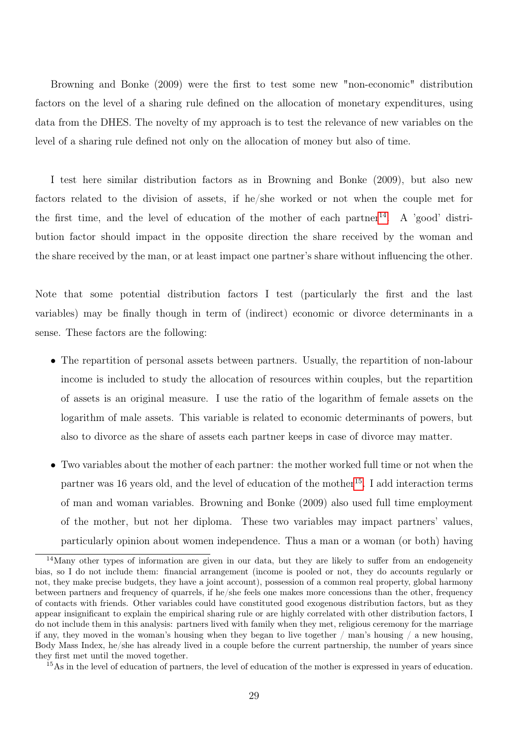Browning and Bonke (2009) were the first to test some new "non-economic" distribution factors on the level of a sharing rule defined on the allocation of monetary expenditures, using data from the DHES. The novelty of my approach is to test the relevance of new variables on the level of a sharing rule defined not only on the allocation of money but also of time.

I test here similar distribution factors as in Browning and Bonke (2009), but also new factors related to the division of assets, if he/she worked or not when the couple met for the first time, and the level of education of the mother of each partner[14]. A 'good' distribution factor should impact in the opposite direction the share received by the woman and the share received by the man, or at least impact one partner's share without influencing the other.

Note that some potential distribution factors I test (particularly the first and the last variables) may be finally though in term of (indirect) economic or divorce determinants in a sense. These factors are the following:

- The repartition of personal assets between partners. Usually, the repartition of non-labour income is included to study the allocation of resources within couples, but the repartition of assets is an original measure. I use the ratio of the logarithm of female assets on the logarithm of male assets. This variable is related to economic determinants of powers, but also to divorce as the share of assets each partner keeps in case of divorce may matter.
- Two variables about the mother of each partner: the mother worked full time or not when the partner was 16 years old, and the level of education of the mother[15]. I add interaction terms of man and woman variables. Browning and Bonke (2009) also used full time employment of the mother, but not her diploma. These two variables may impact partners' values, particularly opinion about women independence. Thus a man or a woman (or both) having

[14] Many other types of information are given in our data, but they are likely to suffer from an endogeneity bias, so I do not include them: financial arrangement (income is pooled or not, they do accounts regularly or not, they make precise budgets, they have a joint account), possession of a common real property, global harmony between partners and frequency of quarrels, if he/she feels one makes more concessions than the other, frequency of contacts with friends. Other variables could have constituted good exogenous distribution factors, but as they appear insignificant to explain the empirical sharing rule or are highly correlated with other distribution factors, I do not include them in this analysis: partners lived with family when they met, religious ceremony for the marriage if any, they moved in the woman's housing when they began to live together / man's housing / a new housing, Body Mass Index, he/she has already lived in a couple before the current partnership, the number of years since they first met until the moved together.

[15] As in the level of education of partners, the level of education of the mother is expressed in years of education.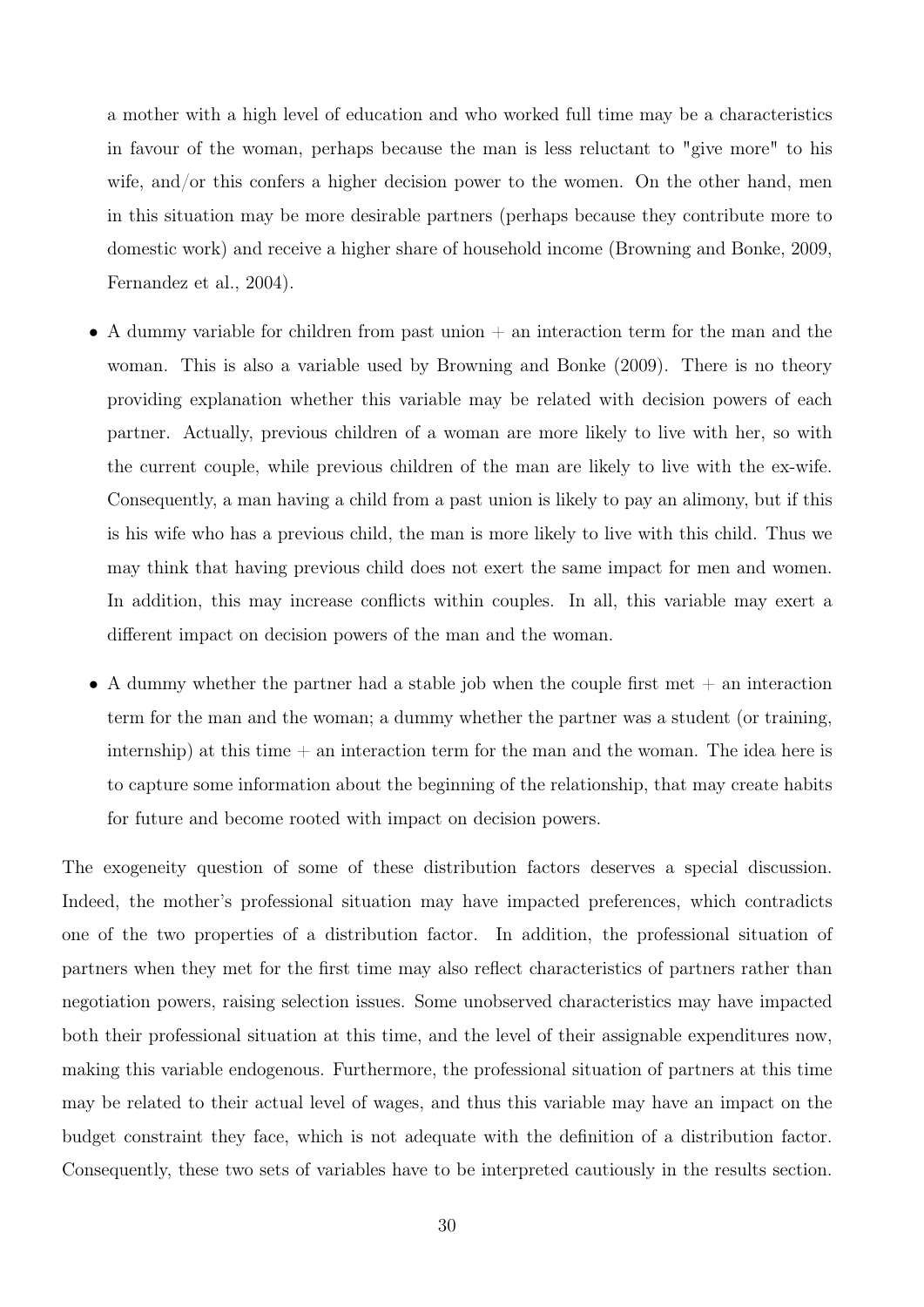a mother with a high level of education and who worked full time may be a characteristics in favour of the woman, perhaps because the man is less reluctant to "give more" to his wife, and/or this confers a higher decision power to the women. On the other hand, men in this situation may be more desirable partners (perhaps because they contribute more to domestic work) and receive a higher share of household income (Browning and Bonke, 2009, Fernandez et al., 2004).

- A dummy variable for children from past union + an interaction term for the man and the woman. This is also a variable used by Browning and Bonke (2009). There is no theory providing explanation whether this variable may be related with decision powers of each partner. Actually, previous children of a woman are more likely to live with her, so with the current couple, while previous children of the man are likely to live with the ex-wife. Consequently, a man having a child from a past union is likely to pay an alimony, but if this is his wife who has a previous child, the man is more likely to live with this child. Thus we may think that having previous child does not exert the same impact for men and women. In addition, this may increase conflicts within couples. In all, this variable may exert a different impact on decision powers of the man and the woman.
- A dummy whether the partner had a stable job when the couple first met + an interaction term for the man and the woman; a dummy whether the partner was a student (or training, internship) at this time + an interaction term for the man and the woman. The idea here is to capture some information about the beginning of the relationship, that may create habits for future and become rooted with impact on decision powers.

The exogeneity question of some of these distribution factors deserves a special discussion. Indeed, the mother's professional situation may have impacted preferences, which contradicts one of the two properties of a distribution factor. In addition, the professional situation of partners when they met for the first time may also reflect characteristics of partners rather than negotiation powers, raising selection issues. Some unobserved characteristics may have impacted both their professional situation at this time, and the level of their assignable expenditures now, making this variable endogenous. Furthermore, the professional situation of partners at this time may be related to their actual level of wages, and thus this variable may have an impact on the budget constraint they face, which is not adequate with the definition of a distribution factor. Consequently, these two sets of variables have to be interpreted cautiously in the results section.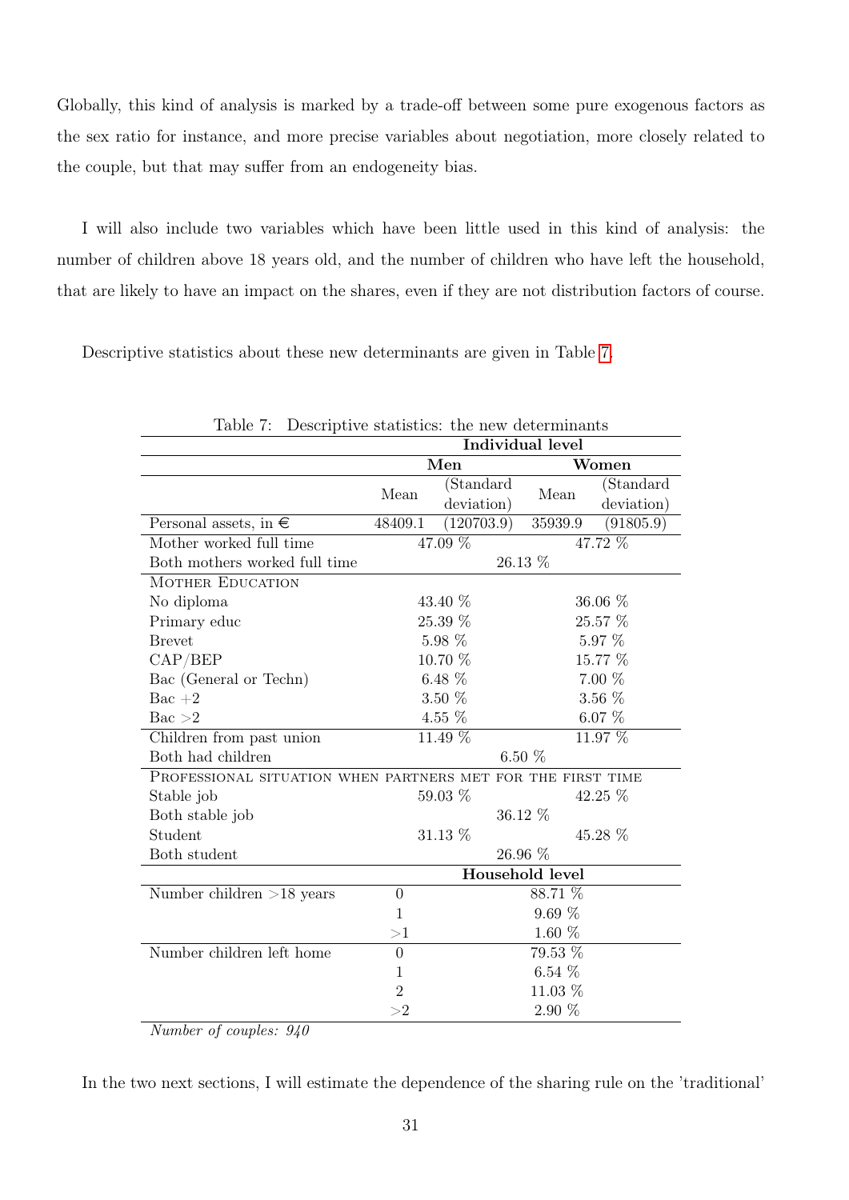Globally, this kind of analysis is marked by a trade-off between some pure exogenous factors as the sex ratio for instance, and more precise variables about negotiation, more closely related to the couple, but that may suffer from an endogeneity bias.

I will also include two variables which have been little used in this kind of analysis: the number of children above 18 years old, and the number of children who have left the household, that are likely to have an impact on the shares, even if they are not distribution factors of course.

Descriptive statistics about these new determinants are given in Table 7.

Table 7: Descriptive statistics: the new determinants

| | **Individual level** | | | |
|---|---|---|---|---|
| | **Men** | | **Women** | |
| | Mean | (Standard deviation) | Mean | (Standard deviation) |
| Personal assets, in € | 48409.1 | (120703.9) | 35939.9 | (91805.9) |
| Mother worked full time | 47.09 % | | 47.72 % | |
| Both mothers worked full time | 26.13 % | | | |
| MOTHER EDUCATION | | | | |
| No diploma | 43.40 % | | 36.06 % | |
| Primary educ | 25.39 % | | 25.57 % | |
| Brevet | 5.98 % | | 5.97 % | |
| CAP/BEP | 10.70 % | | 15.77 % | |
| Bac (General or Techn) | 6.48 % | | 7.00 % | |
| Bac +2 | 3.50 % | | 3.56 % | |
| Bac >2 | 4.55 % | | 6.07 % | |
| Children from past union | 11.49 % | | 11.97 % | |
| Both had children | 6.50 % | | | |
| PROFESSIONAL SITUATION WHEN PARTNERS MET FOR THE FIRST TIME | | | | |
| Stable job | 59.03 % | | 42.25 % | |
| Both stable job | 36.12 % | | | |
| Student | 31.13 % | | 45.28 % | |
| Both student | 26.96 % | | | |
| | **Household level** | | | |
| Number children >18 years | 0 | 88.71 % | | |
| | 1 | 9.69 % | | |
| | >1 | 1.60 % | | |
| Number children left home | 0 | 79.53 % | | |
| | 1 | 6.54 % | | |
| | 2 | 11.03 % | | |
| | >2 | 2.90 % | | |

*Number of couples: 940*

In the two next sections, I will estimate the dependence of the sharing rule on the 'traditional'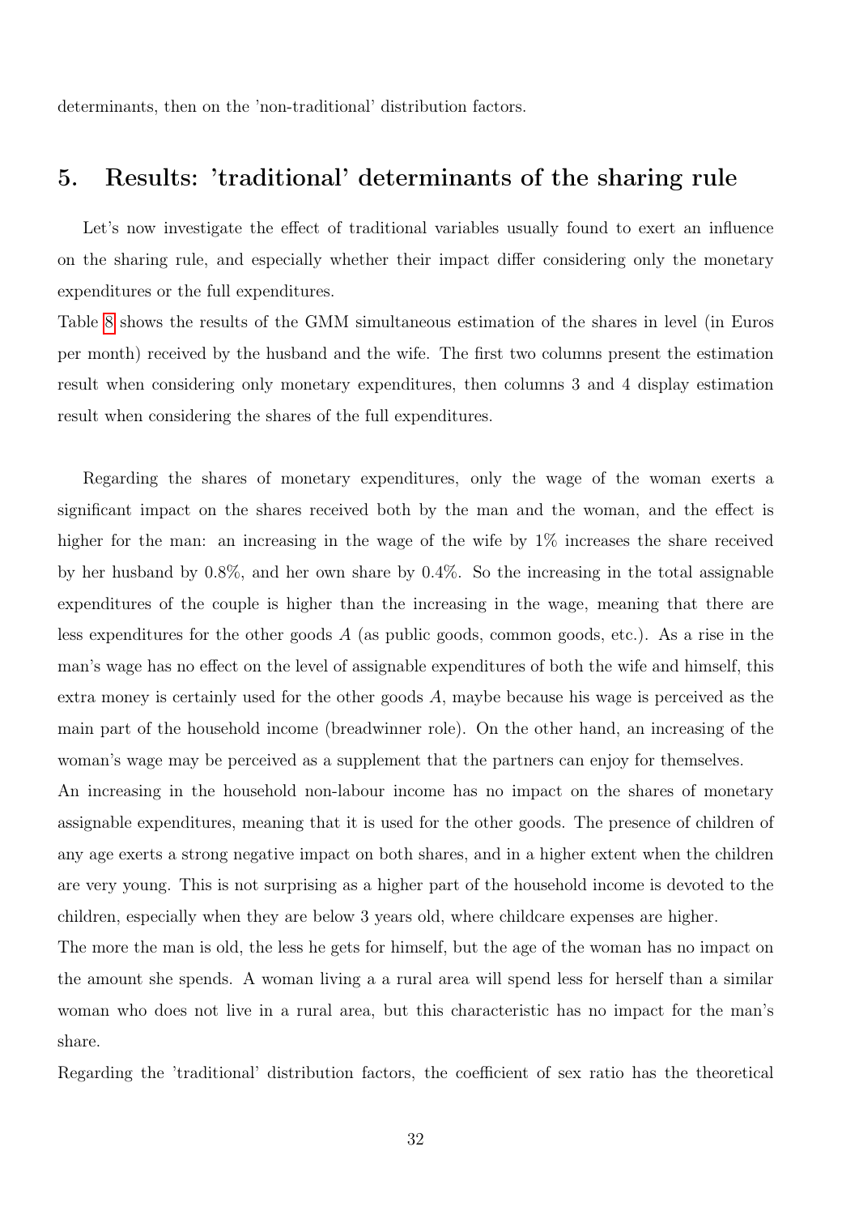determinants, then on the 'non-traditional' distribution factors.

## 5. Results: 'traditional' determinants of the sharing rule

Let's now investigate the effect of traditional variables usually found to exert an influence on the sharing rule, and especially whether their impact differ considering only the monetary expenditures or the full expenditures.

Table 8 shows the results of the GMM simultaneous estimation of the shares in level (in Euros per month) received by the husband and the wife. The first two columns present the estimation result when considering only monetary expenditures, then columns 3 and 4 display estimation result when considering the shares of the full expenditures.

Regarding the shares of monetary expenditures, only the wage of the woman exerts a significant impact on the shares received both by the man and the woman, and the effect is higher for the man: an increasing in the wage of the wife by 1% increases the share received by her husband by 0.8%, and her own share by 0.4%. So the increasing in the total assignable expenditures of the couple is higher than the increasing in the wage, meaning that there are less expenditures for the other goods $A$ (as public goods, common goods, etc.). As a rise in the man's wage has no effect on the level of assignable expenditures of both the wife and himself, this extra money is certainly used for the other goods $A$, maybe because his wage is perceived as the main part of the household income (breadwinner role). On the other hand, an increasing of the woman's wage may be perceived as a supplement that the partners can enjoy for themselves.
An increasing in the household non-labour income has no impact on the shares of monetary assignable expenditures, meaning that it is used for the other goods. The presence of children of any age exerts a strong negative impact on both shares, and in a higher extent when the children are very young. This is not surprising as a higher part of the household income is devoted to the children, especially when they are below 3 years old, where childcare expenses are higher.
The more the man is old, the less he gets for himself, but the age of the woman has no impact on the amount she spends. A woman living a a rural area will spend less for herself than a similar woman who does not live in a rural area, but this characteristic has no impact for the man's share.
Regarding the 'traditional' distribution factors, the coefficient of sex ratio has the theoretical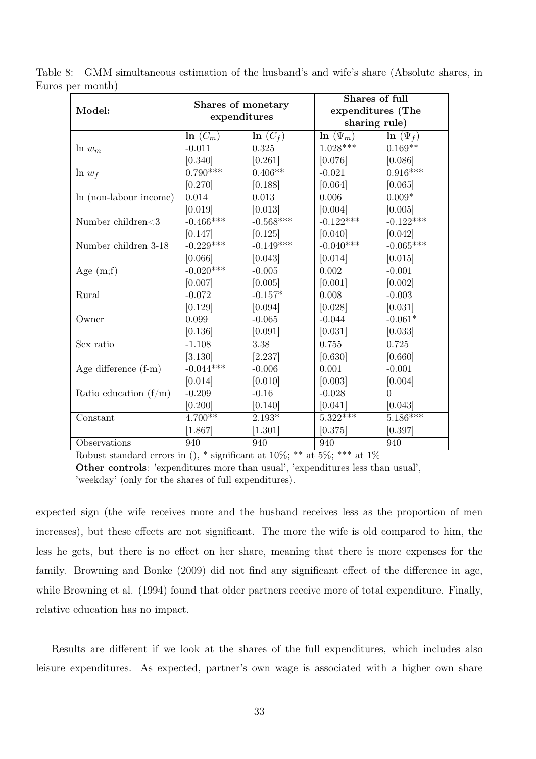Table 8: GMM simultaneous estimation of the husband's and wife's share (Absolute shares, in Euros per month)

| **Model:** | **Shares of monetary expenditures** | | **Shares of full expenditures (The sharing rule)** | |
|---|---|---|---|---|
| | **ln** $(C_m)$ | **ln** $(C_f)$ | **ln** $(\Psi_m)$ | **ln** $(\Psi_f)$ |
| ln $w_m$ | -0.011 | 0.325 | 1.028*** | 0.169** |
| | [0.340] | [0.261] | [0.076] | [0.086] |
| ln $w_f$ | 0.790*** | 0.406** | -0.021 | 0.916*** |
| | [0.270] | [0.188] | [0.064] | [0.065] |
| ln (non-labour income) | 0.014 | 0.013 | 0.006 | 0.009* |
| | [0.019] | [0.013] | [0.004] | [0.005] |
| Number children<3 | -0.466*** | -0.568*** | -0.122*** | -0.122*** |
| | [0.147] | [0.125] | [0.040] | [0.042] |
| Number children 3-18 | -0.229*** | -0.149*** | -0.040*** | -0.065*** |
| | [0.066] | [0.043] | [0.014] | [0.015] |
| Age (m;f) | -0.020*** | -0.005 | 0.002 | -0.001 |
| | [0.007] | [0.005] | [0.001] | [0.002] |
| Rural | -0.072 | -0.157* | 0.008 | -0.003 |
| | [0.129] | [0.094] | [0.028] | [0.031] |
| Owner | 0.099 | -0.065 | -0.044 | -0.061* |
| | [0.136] | [0.091] | [0.031] | [0.033] |
| Sex ratio | -1.108 | 3.38 | 0.755 | 0.725 |
| | [3.130] | [2.237] | [0.630] | [0.660] |
| Age difference (f-m) | -0.044*** | -0.006 | 0.001 | -0.001 |
| | [0.014] | [0.010] | [0.003] | [0.004] |
| Ratio education (f/m) | -0.209 | -0.16 | -0.028 | 0 |
| | [0.200] | [0.140] | [0.041] | [0.043] |
| Constant | 4.700** | 2.193* | 5.322*** | 5.186*** |
| | [1.867] | [1.301] | [0.375] | [0.397] |
| Observations | 940 | 940 | 940 | 940 |

Robust standard errors in (), * significant at 10%; ** at 5%; *** at 1%

**Other controls**: 'expenditures more than usual', 'expenditures less than usual', 'weekday' (only for the shares of full expenditures).

expected sign (the wife receives more and the husband receives less as the proportion of men increases), but these effects are not significant. The more the wife is old compared to him, the less he gets, but there is no effect on her share, meaning that there is more expenses for the family. Browning and Bonke (2009) did not find any significant effect of the difference in age, while Browning et al. (1994) found that older partners receive more of total expenditure. Finally, relative education has no impact.

Results are different if we look at the shares of the full expenditures, which includes also leisure expenditures. As expected, partner's own wage is associated with a higher own share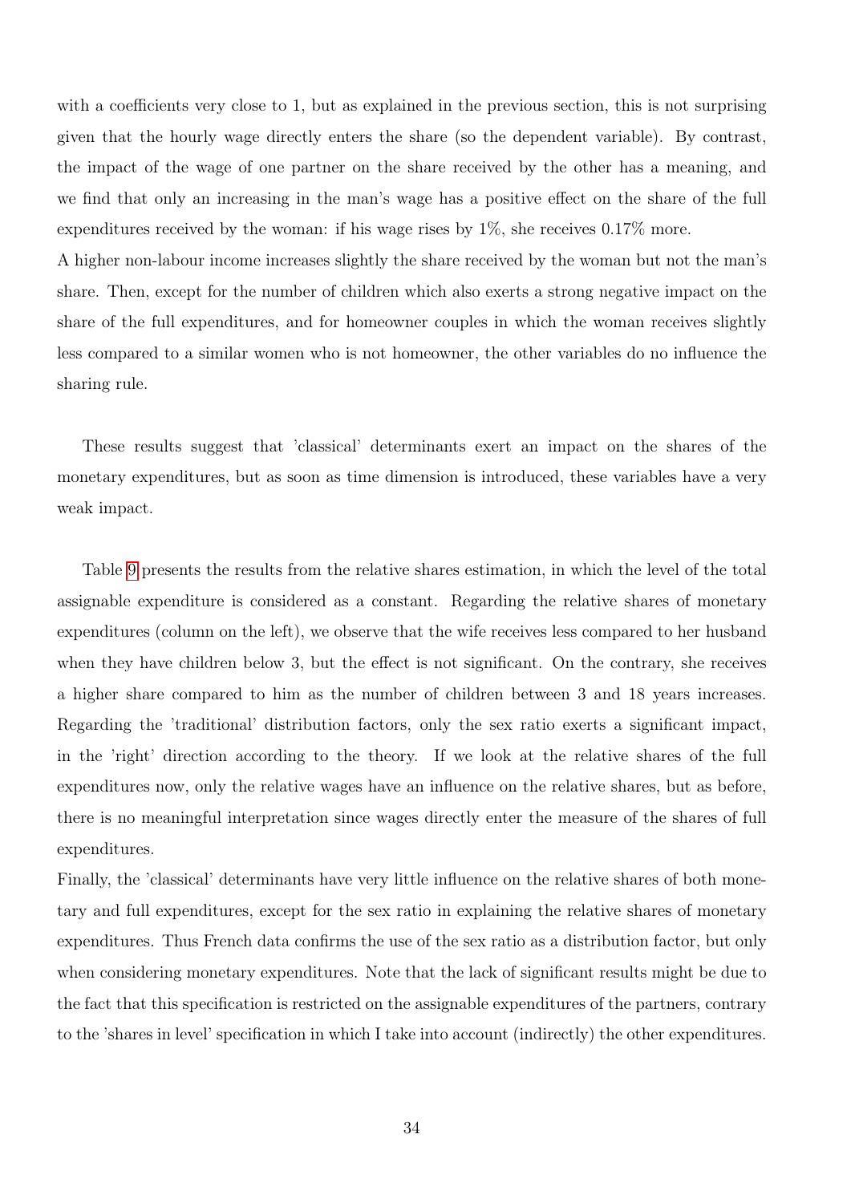with a coefficients very close to 1, but as explained in the previous section, this is not surprising given that the hourly wage directly enters the share (so the dependent variable). By contrast, the impact of the wage of one partner on the share received by the other has a meaning, and we find that only an increasing in the man's wage has a positive effect on the share of the full expenditures received by the woman: if his wage rises by 1%, she receives 0.17% more.

A higher non-labour income increases slightly the share received by the woman but not the man's share. Then, except for the number of children which also exerts a strong negative impact on the share of the full expenditures, and for homeowner couples in which the woman receives slightly less compared to a similar women who is not homeowner, the other variables do no influence the sharing rule.

These results suggest that 'classical' determinants exert an impact on the shares of the monetary expenditures, but as soon as time dimension is introduced, these variables have a very weak impact.

Table 9 presents the results from the relative shares estimation, in which the level of the total assignable expenditure is considered as a constant. Regarding the relative shares of monetary expenditures (column on the left), we observe that the wife receives less compared to her husband when they have children below 3, but the effect is not significant. On the contrary, she receives a higher share compared to him as the number of children between 3 and 18 years increases. Regarding the 'traditional' distribution factors, only the sex ratio exerts a significant impact, in the 'right' direction according to the theory. If we look at the relative shares of the full expenditures now, only the relative wages have an influence on the relative shares, but as before, there is no meaningful interpretation since wages directly enter the measure of the shares of full expenditures.

Finally, the 'classical' determinants have very little influence on the relative shares of both monetary and full expenditures, except for the sex ratio in explaining the relative shares of monetary expenditures. Thus French data confirms the use of the sex ratio as a distribution factor, but only when considering monetary expenditures. Note that the lack of significant results might be due to the fact that this specification is restricted on the assignable expenditures of the partners, contrary to the 'shares in level' specification in which I take into account (indirectly) the other expenditures.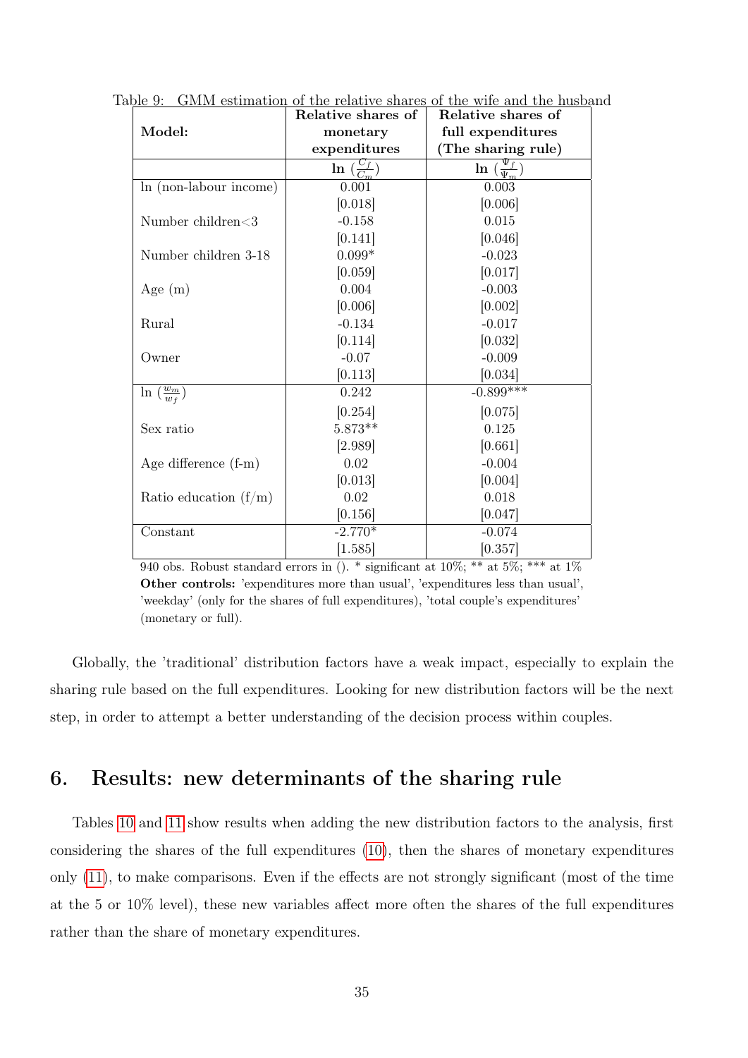Table 9: GMM estimation of the relative shares of the wife and the husband

| Model: | Relative shares of monetary expenditures | Relative shares of full expenditures (The sharing rule) |
|---|---|---|
| | **ln** $(\frac{C_f}{C_m})$ | **ln** $(\frac{\Psi_f}{\Psi_m})$ |
| ln (non-labour income) | 0.001 | 0.003 |
| | [0.018] | [0.006] |
| Number children<3 | -0.158 | 0.015 |
| | [0.141] | [0.046] |
| Number children 3-18 | 0.099* | -0.023 |
| | [0.059] | [0.017] |
| Age (m) | 0.004 | -0.003 |
| | [0.006] | [0.002] |
| Rural | -0.134 | -0.017 |
| | [0.114] | [0.032] |
| Owner | -0.07 | -0.009 |
| | [0.113] | [0.034] |
| ln $(\frac{w_m}{w_f})$ | 0.242 | -0.899*** |
| | [0.254] | [0.075] |
| Sex ratio | 5.873** | 0.125 |
| | [2.989] | [0.661] |
| Age difference (f-m) | 0.02 | -0.004 |
| | [0.013] | [0.004] |
| Ratio education (f/m) | 0.02 | 0.018 |
| | [0.156] | [0.047] |
| Constant | -2.770* | -0.074 |
| | [1.585] | [0.357] |

940 obs. Robust standard errors in (). * significant at 10%; ** at 5%; *** at 1%
**Other controls:** 'expenditures more than usual', 'expenditures less than usual', 'weekday' (only for the shares of full expenditures), 'total couple's expenditures' (monetary or full).

Globally, the 'traditional' distribution factors have a weak impact, especially to explain the sharing rule based on the full expenditures. Looking for new distribution factors will be the next step, in order to attempt a better understanding of the decision process within couples.

# 6. Results: new determinants of the sharing rule

Tables 10 and 11 show results when adding the new distribution factors to the analysis, first considering the shares of the full expenditures (10), then the shares of monetary expenditures only (11), to make comparisons. Even if the effects are not strongly significant (most of the time at the 5 or 10% level), these new variables affect more often the shares of the full expenditures rather than the share of monetary expenditures.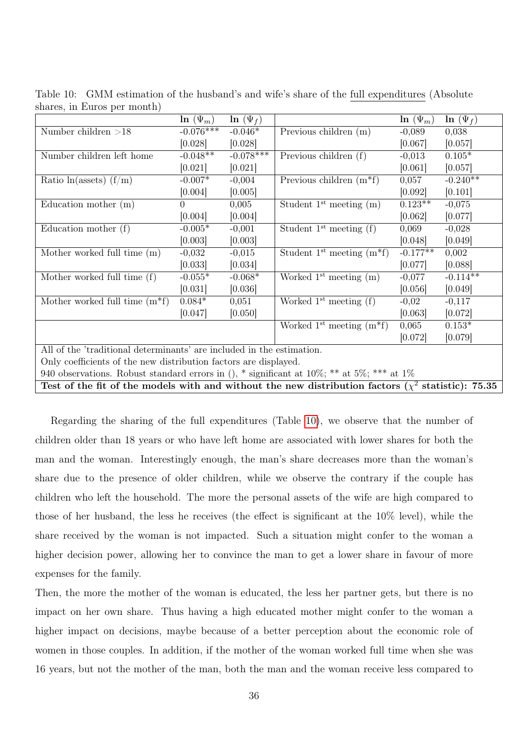Table 10: GMM estimation of the husband's and wife's share of the full expenditures (Absolute shares, in Euros per month)

| | $\ln(\Psi_m)$ | $\ln(\Psi_f)$ | | $\ln(\Psi_m)$ | $\ln(\Psi_f)$ |
|---|---|---|---|---|---|
| Number children >18 | -0.076*** | -0.046* | Previous children (m) | -0,089 | 0,038 |
| | [0.028] | [0.028] | | [0.067] | [0.057] |
| Number children left home | -0.048** | -0.078*** | Previous children (f) | -0,013 | 0.105* |
| | [0.021] | [0.021] | | [0.061] | [0.057] |
| Ratio ln(assets) (f/m) | -0.007* | -0,004 | Previous children (m*f) | 0,057 | -0.240** |
| | [0.004] | [0.005] | | [0.092] | [0.101] |
| Education mother (m) | 0 | 0,005 | Student 1st meeting (m) | 0.123** | -0,075 |
| | [0.004] | [0.004] | | [0.062] | [0.077] |
| Education mother (f) | -0.005* | -0,001 | Student 1st meeting (f) | 0,069 | -0,028 |
| | [0.003] | [0.003] | | [0.048] | [0.049] |
| Mother worked full time (m) | -0,032 | -0,015 | Student 1st meeting (m*f) | -0.177** | 0,002 |
| | [0.033] | [0.034] | | [0.077] | [0.088] |
| Mother worked full time (f) | -0.055* | -0.068* | Worked 1st meeting (m) | -0,077 | -0.114** |
| | [0.031] | [0.036] | | [0.056] | [0.049] |
| Mother worked full time (m*f) | 0.084* | 0,051 | Worked 1st meeting (f) | -0,02 | -0,117 |
| | [0.047] | [0.050] | | [0.063] | [0.072] |
| | | | Worked 1st meeting (m*f) | 0,065 | 0.153* |
| | | | | [0.072] | [0.079] |

All of the 'traditional determinants' are included in the estimation.
Only coefficients of the new distribution factors are displayed.
940 observations. Robust standard errors in (), * significant at 10%; ** at 5%; *** at 1%
**Test of the fit of the models with and without the new distribution factors ($\chi^2$ statistic): 75.35**

Regarding the sharing of the full expenditures (Table 10), we observe that the number of children older than 18 years or who have left home are associated with lower shares for both the man and the woman. Interestingly enough, the man's share decreases more than the woman's share due to the presence of older children, while we observe the contrary if the couple has children who left the household. The more the personal assets of the wife are high compared to those of her husband, the less he receives (the effect is significant at the 10% level), while the share received by the woman is not impacted. Such a situation might confer to the woman a higher decision power, allowing her to convince the man to get a lower share in favour of more expenses for the family.

Then, the more the mother of the woman is educated, the less her partner gets, but there is no impact on her own share. Thus having a high educated mother might confer to the woman a higher impact on decisions, maybe because of a better perception about the economic role of women in those couples. In addition, if the mother of the woman worked full time when she was 16 years, but not the mother of the man, both the man and the woman receive less compared to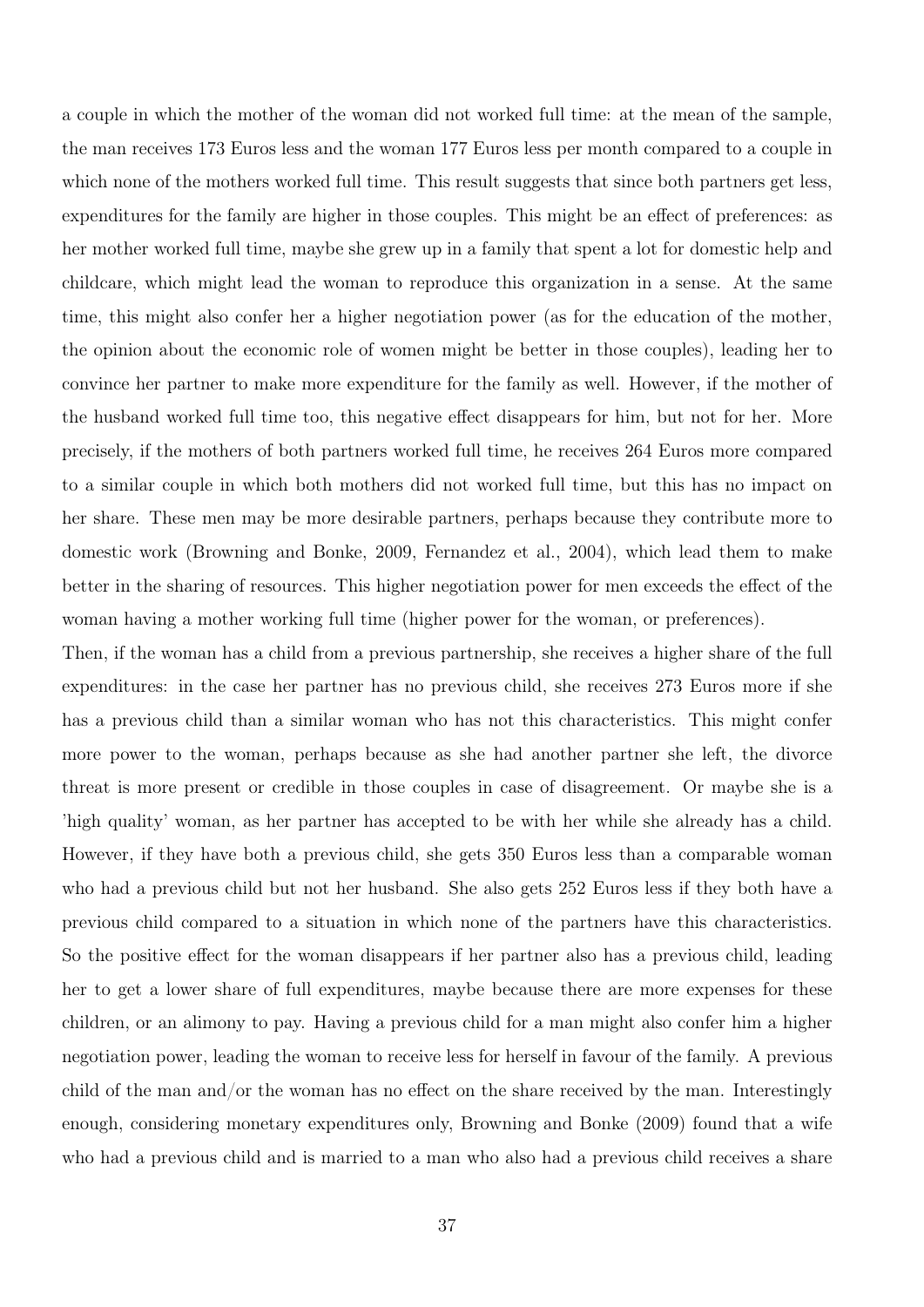a couple in which the mother of the woman did not worked full time: at the mean of the sample, the man receives 173 Euros less and the woman 177 Euros less per month compared to a couple in which none of the mothers worked full time. This result suggests that since both partners get less, expenditures for the family are higher in those couples. This might be an effect of preferences: as her mother worked full time, maybe she grew up in a family that spent a lot for domestic help and childcare, which might lead the woman to reproduce this organization in a sense. At the same time, this might also confer her a higher negotiation power (as for the education of the mother, the opinion about the economic role of women might be better in those couples), leading her to convince her partner to make more expenditure for the family as well. However, if the mother of the husband worked full time too, this negative effect disappears for him, but not for her. More precisely, if the mothers of both partners worked full time, he receives 264 Euros more compared to a similar couple in which both mothers did not worked full time, but this has no impact on her share. These men may be more desirable partners, perhaps because they contribute more to domestic work (Browning and Bonke, 2009, Fernandez et al., 2004), which lead them to make better in the sharing of resources. This higher negotiation power for men exceeds the effect of the woman having a mother working full time (higher power for the woman, or preferences).

Then, if the woman has a child from a previous partnership, she receives a higher share of the full expenditures: in the case her partner has no previous child, she receives 273 Euros more if she has a previous child than a similar woman who has not this characteristics. This might confer more power to the woman, perhaps because as she had another partner she left, the divorce threat is more present or credible in those couples in case of disagreement. Or maybe she is a 'high quality' woman, as her partner has accepted to be with her while she already has a child. However, if they have both a previous child, she gets 350 Euros less than a comparable woman who had a previous child but not her husband. She also gets 252 Euros less if they both have a previous child compared to a situation in which none of the partners have this characteristics. So the positive effect for the woman disappears if her partner also has a previous child, leading her to get a lower share of full expenditures, maybe because there are more expenses for these children, or an alimony to pay. Having a previous child for a man might also confer him a higher negotiation power, leading the woman to receive less for herself in favour of the family. A previous child of the man and/or the woman has no effect on the share received by the man. Interestingly enough, considering monetary expenditures only, Browning and Bonke (2009) found that a wife who had a previous child and is married to a man who also had a previous child receives a share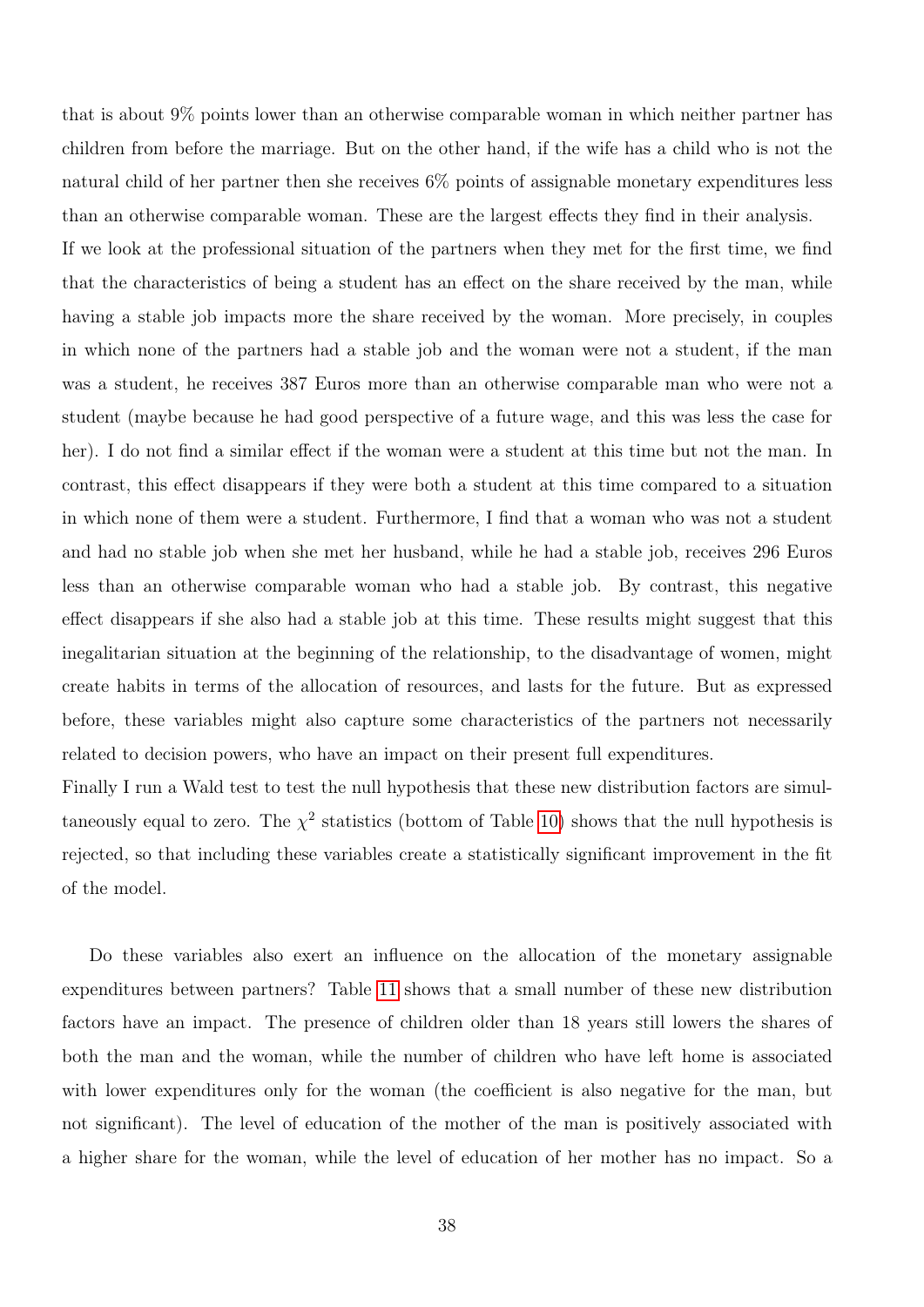that is about 9% points lower than an otherwise comparable woman in which neither partner has children from before the marriage. But on the other hand, if the wife has a child who is not the natural child of her partner then she receives 6% points of assignable monetary expenditures less than an otherwise comparable woman. These are the largest effects they find in their analysis.

If we look at the professional situation of the partners when they met for the first time, we find that the characteristics of being a student has an effect on the share received by the man, while having a stable job impacts more the share received by the woman. More precisely, in couples in which none of the partners had a stable job and the woman were not a student, if the man was a student, he receives 387 Euros more than an otherwise comparable man who were not a student (maybe because he had good perspective of a future wage, and this was less the case for her). I do not find a similar effect if the woman were a student at this time but not the man. In contrast, this effect disappears if they were both a student at this time compared to a situation in which none of them were a student. Furthermore, I find that a woman who was not a student and had no stable job when she met her husband, while he had a stable job, receives 296 Euros less than an otherwise comparable woman who had a stable job. By contrast, this negative effect disappears if she also had a stable job at this time. These results might suggest that this inegalitarian situation at the beginning of the relationship, to the disadvantage of women, might create habits in terms of the allocation of resources, and lasts for the future. But as expressed before, these variables might also capture some characteristics of the partners not necessarily related to decision powers, who have an impact on their present full expenditures.

Finally I run a Wald test to test the null hypothesis that these new distribution factors are simultaneously equal to zero. The $\chi^2$ statistics (bottom of Table 10) shows that the null hypothesis is rejected, so that including these variables create a statistically significant improvement in the fit of the model.

Do these variables also exert an influence on the allocation of the monetary assignable expenditures between partners? Table 11 shows that a small number of these new distribution factors have an impact. The presence of children older than 18 years still lowers the shares of both the man and the woman, while the number of children who have left home is associated with lower expenditures only for the woman (the coefficient is also negative for the man, but not significant). The level of education of the mother of the man is positively associated with a higher share for the woman, while the level of education of her mother has no impact. So a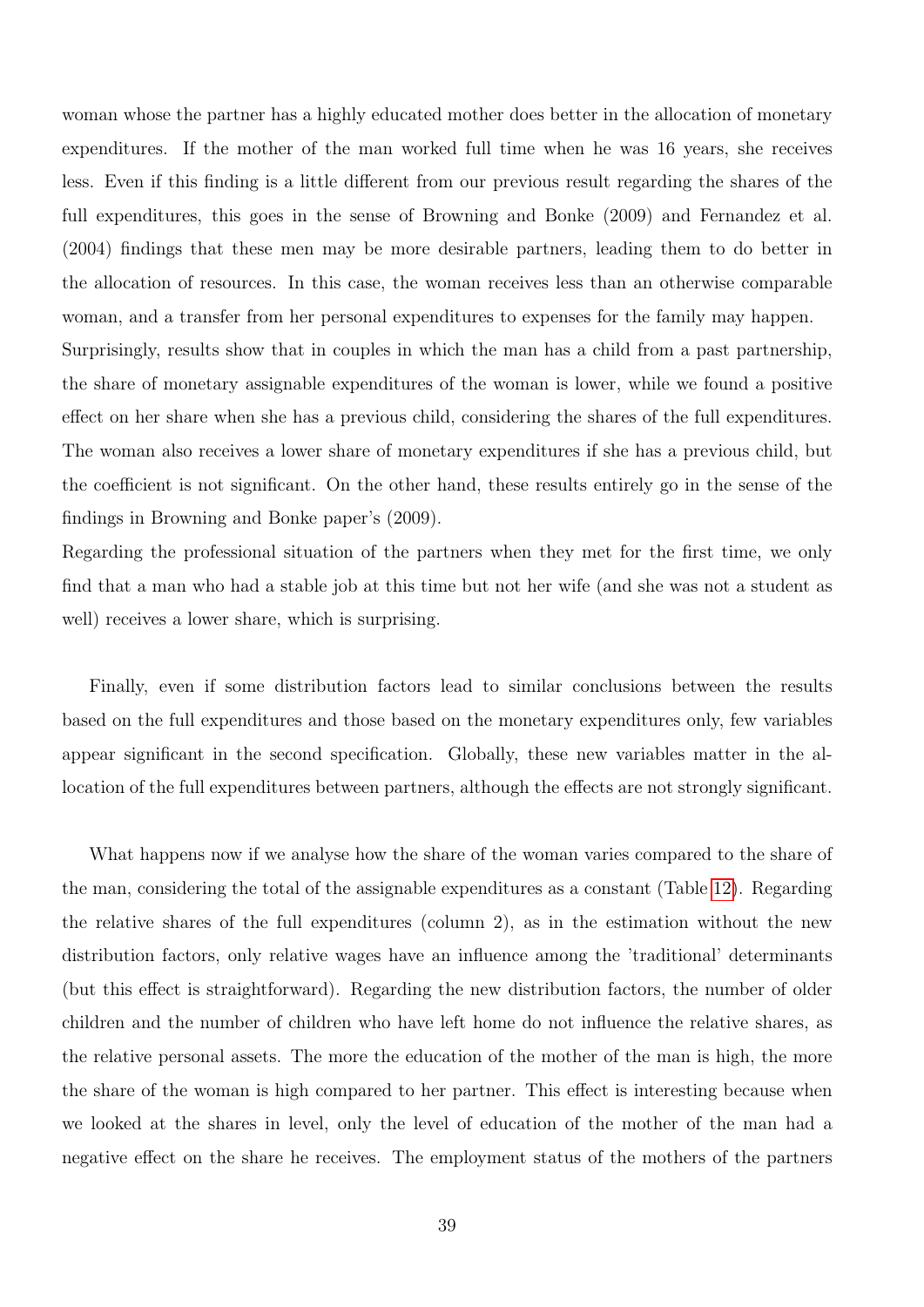woman whose the partner has a highly educated mother does better in the allocation of monetary expenditures. If the mother of the man worked full time when he was 16 years, she receives less. Even if this finding is a little different from our previous result regarding the shares of the full expenditures, this goes in the sense of Browning and Bonke (2009) and Fernandez et al. (2004) findings that these men may be more desirable partners, leading them to do better in the allocation of resources. In this case, the woman receives less than an otherwise comparable woman, and a transfer from her personal expenditures to expenses for the family may happen.
Surprisingly, results show that in couples in which the man has a child from a past partnership, the share of monetary assignable expenditures of the woman is lower, while we found a positive effect on her share when she has a previous child, considering the shares of the full expenditures. The woman also receives a lower share of monetary expenditures if she has a previous child, but the coefficient is not significant. On the other hand, these results entirely go in the sense of the findings in Browning and Bonke paper's (2009).
Regarding the professional situation of the partners when they met for the first time, we only find that a man who had a stable job at this time but not her wife (and she was not a student as well) receives a lower share, which is surprising.

Finally, even if some distribution factors lead to similar conclusions between the results based on the full expenditures and those based on the monetary expenditures only, few variables appear significant in the second specification. Globally, these new variables matter in the allocation of the full expenditures between partners, although the effects are not strongly significant.

What happens now if we analyse how the share of the woman varies compared to the share of the man, considering the total of the assignable expenditures as a constant (Table 12). Regarding the relative shares of the full expenditures (column 2), as in the estimation without the new distribution factors, only relative wages have an influence among the 'traditional' determinants (but this effect is straightforward). Regarding the new distribution factors, the number of older children and the number of children who have left home do not influence the relative shares, as the relative personal assets. The more the education of the mother of the man is high, the more the share of the woman is high compared to her partner. This effect is interesting because when we looked at the shares in level, only the level of education of the mother of the man had a negative effect on the share he receives. The employment status of the mothers of the partners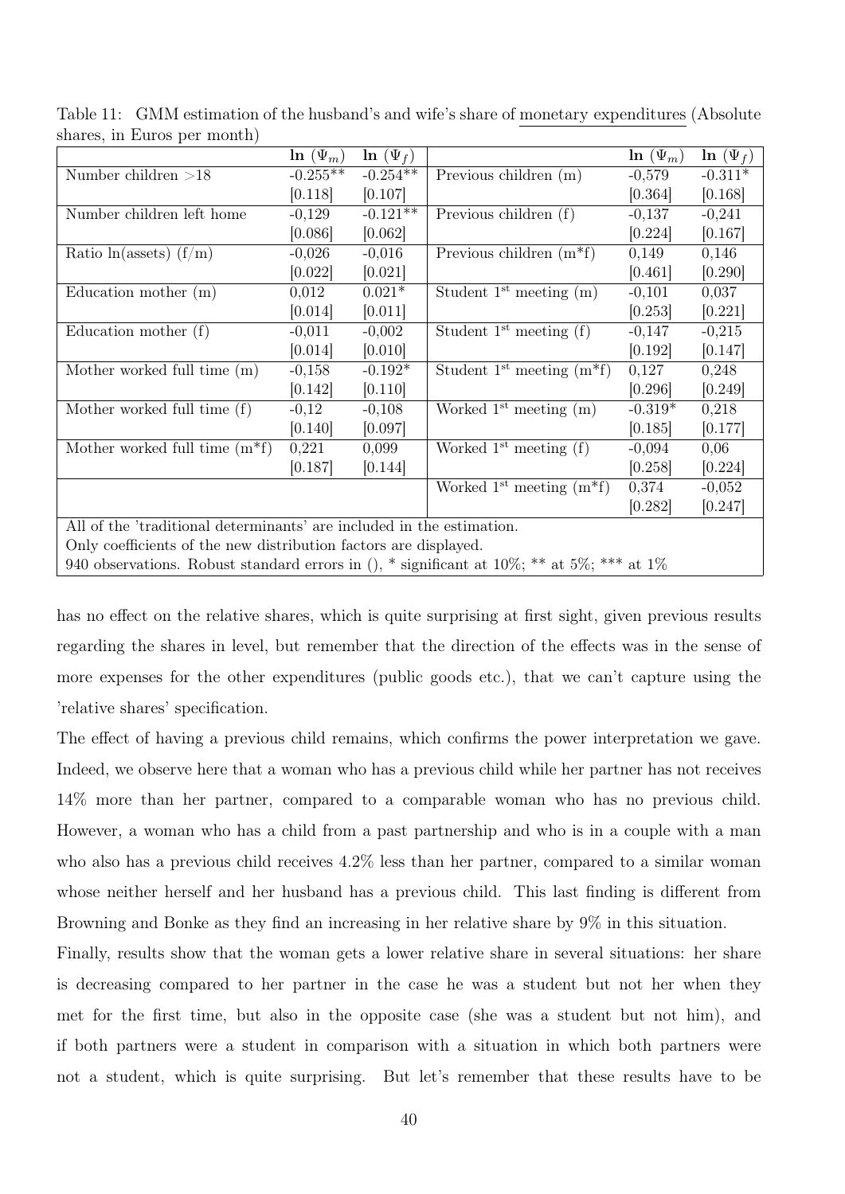Table 11: GMM estimation of the husband's and wife's share of monetary expenditures (Absolute shares, in Euros per month)

| | $\ln(\Psi_m)$ | $\ln(\Psi_f)$ | | $\ln(\Psi_m)$ | $\ln(\Psi_f)$ |
|---|---|---|---|---|---|
| Number children >18 | -0.255** | -0.254** | Previous children (m) | -0,579 | -0.311* |
| | [0.118] | [0.107] | | [0.364] | [0.168] |
| Number children left home | -0,129 | -0.121** | Previous children (f) | -0,137 | -0,241 |
| | [0.086] | [0.062] | | [0.224] | [0.167] |
| Ratio ln(assets) (f/m) | -0,026 | -0,016 | Previous children (m*f) | 0,149 | 0,146 |
| | [0.022] | [0.021] | | [0.461] | [0.290] |
| Education mother (m) | 0,012 | 0.021* | Student 1st meeting (m) | -0,101 | 0,037 |
| | [0.014] | [0.011] | | [0.253] | [0.221] |
| Education mother (f) | -0,011 | -0,002 | Student 1st meeting (f) | -0,147 | -0,215 |
| | [0.014] | [0.010] | | [0.192] | [0.147] |
| Mother worked full time (m) | -0,158 | -0.192* | Student 1st meeting (m*f) | 0,127 | 0,248 |
| | [0.142] | [0.110] | | [0.296] | [0.249] |
| Mother worked full time (f) | -0,12 | -0,108 | Worked 1st meeting (m) | -0.319* | 0,218 |
| | [0.140] | [0.097] | | [0.185] | [0.177] |
| Mother worked full time (m*f) | 0,221 | 0,099 | Worked 1st meeting (f) | -0,094 | 0,06 |
| | [0.187] | [0.144] | | [0.258] | [0.224] |
| | | | Worked 1st meeting (m*f) | 0,374 | -0,052 |
| | | | | [0.282] | [0.247] |

All of the 'traditional determinants' are included in the estimation.
Only coefficients of the new distribution factors are displayed.
940 observations. Robust standard errors in (), * significant at 10%; ** at 5%; *** at 1%

has no effect on the relative shares, which is quite surprising at first sight, given previous results regarding the shares in level, but remember that the direction of the effects was in the sense of more expenses for the other expenditures (public goods etc.), that we can't capture using the 'relative shares' specification.

The effect of having a previous child remains, which confirms the power interpretation we gave. Indeed, we observe here that a woman who has a previous child while her partner has not receives 14% more than her partner, compared to a comparable woman who has no previous child. However, a woman who has a child from a past partnership and who is in a couple with a man who also has a previous child receives 4.2% less than her partner, compared to a similar woman whose neither herself and her husband has a previous child. This last finding is different from Browning and Bonke as they find an increasing in her relative share by 9% in this situation.

Finally, results show that the woman gets a lower relative share in several situations: her share is decreasing compared to her partner in the case he was a student but not her when they met for the first time, but also in the opposite case (she was a student but not him), and if both partners were a student in comparison with a situation in which both partners were not a student, which is quite surprising. But let's remember that these results have to be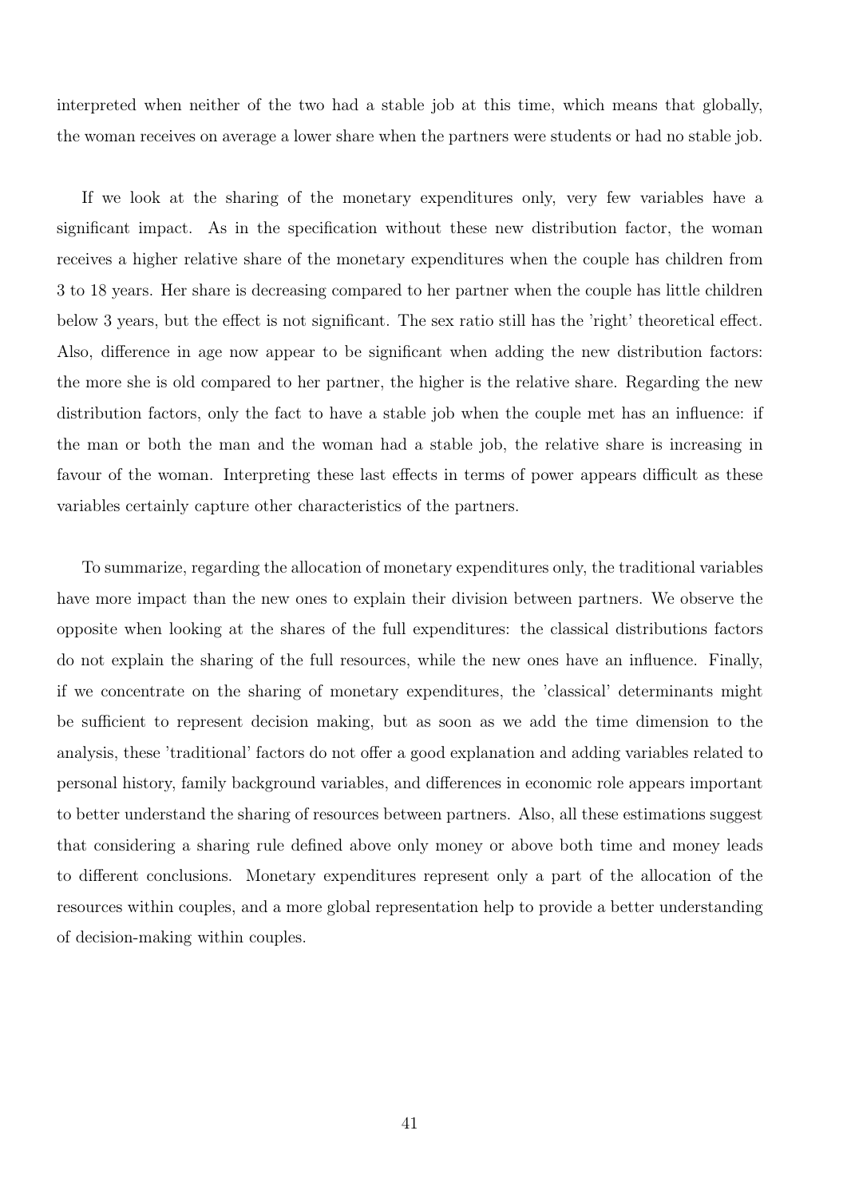interpreted when neither of the two had a stable job at this time, which means that globally, the woman receives on average a lower share when the partners were students or had no stable job.

If we look at the sharing of the monetary expenditures only, very few variables have a significant impact. As in the specification without these new distribution factor, the woman receives a higher relative share of the monetary expenditures when the couple has children from 3 to 18 years. Her share is decreasing compared to her partner when the couple has little children below 3 years, but the effect is not significant. The sex ratio still has the 'right' theoretical effect. Also, difference in age now appear to be significant when adding the new distribution factors: the more she is old compared to her partner, the higher is the relative share. Regarding the new distribution factors, only the fact to have a stable job when the couple met has an influence: if the man or both the man and the woman had a stable job, the relative share is increasing in favour of the woman. Interpreting these last effects in terms of power appears difficult as these variables certainly capture other characteristics of the partners.

To summarize, regarding the allocation of monetary expenditures only, the traditional variables have more impact than the new ones to explain their division between partners. We observe the opposite when looking at the shares of the full expenditures: the classical distributions factors do not explain the sharing of the full resources, while the new ones have an influence. Finally, if we concentrate on the sharing of monetary expenditures, the 'classical' determinants might be sufficient to represent decision making, but as soon as we add the time dimension to the analysis, these 'traditional' factors do not offer a good explanation and adding variables related to personal history, family background variables, and differences in economic role appears important to better understand the sharing of resources between partners. Also, all these estimations suggest that considering a sharing rule defined above only money or above both time and money leads to different conclusions. Monetary expenditures represent only a part of the allocation of the resources within couples, and a more global representation help to provide a better understanding of decision-making within couples.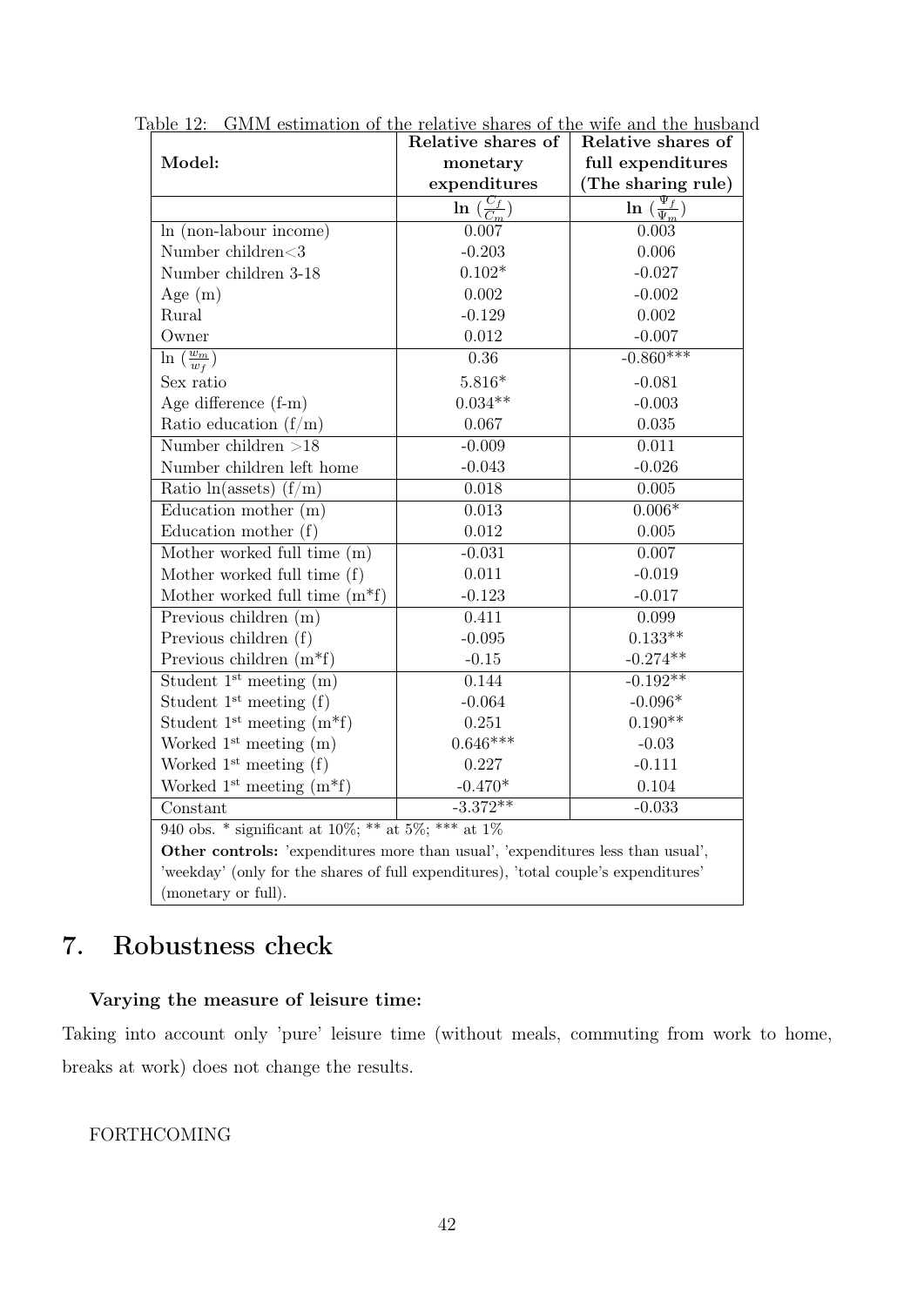Table 12: GMM estimation of the relative shares of the wife and the husband

| **Model:** | **Relative shares of monetary expenditures** | **Relative shares of full expenditures (The sharing rule)** |
|---|---|---|
| | $\ln\left(\frac{C_f}{C_m}\right)$ | $\ln\left(\frac{\Psi_f}{\Psi_m}\right)$ |
| ln (non-labour income) | 0.007 | 0.003 |
| Number children<3 | -0.203 | 0.006 |
| Number children 3-18 | 0.102* | -0.027 |
| Age (m) | 0.002 | -0.002 |
| Rural | -0.129 | 0.002 |
| Owner | 0.012 | -0.007 |
| $\ln\left(\frac{w_m}{w_f}\right)$ | 0.36 | -0.860*** |
| Sex ratio | 5.816* | -0.081 |
| Age difference (f-m) | 0.034** | -0.003 |
| Ratio education (f/m) | 0.067 | 0.035 |
| Number children >18 | -0.009 | 0.011 |
| Number children left home | -0.043 | -0.026 |
| Ratio ln(assets) (f/m) | 0.018 | 0.005 |
| Education mother (m) | 0.013 | 0.006* |
| Education mother (f) | 0.012 | 0.005 |
| Mother worked full time (m) | -0.031 | 0.007 |
| Mother worked full time (f) | 0.011 | -0.019 |
| Mother worked full time (m*f) | -0.123 | -0.017 |
| Previous children (m) | 0.411 | 0.099 |
| Previous children (f) | -0.095 | 0.133** |
| Previous children (m*f) | -0.15 | -0.274** |
| Student 1st meeting (m) | 0.144 | -0.192** |
| Student 1st meeting (f) | -0.064 | -0.096* |
| Student 1st meeting (m*f) | 0.251 | 0.190** |
| Worked 1st meeting (m) | 0.646*** | -0.03 |
| Worked 1st meeting (f) | 0.227 | -0.111 |
| Worked 1st meeting (m*f) | -0.470* | 0.104 |
| Constant | -3.372** | -0.033 |

940 obs. * significant at 10%; ** at 5%; *** at 1%

**Other controls:** 'expenditures more than usual', 'expenditures less than usual', 'weekday' (only for the shares of full expenditures), 'total couple's expenditures' (monetary or full).

# 7. Robustness check

**Varying the measure of leisure time:**

Taking into account only 'pure' leisure time (without meals, commuting from work to home, breaks at work) does not change the results.

FORTHCOMING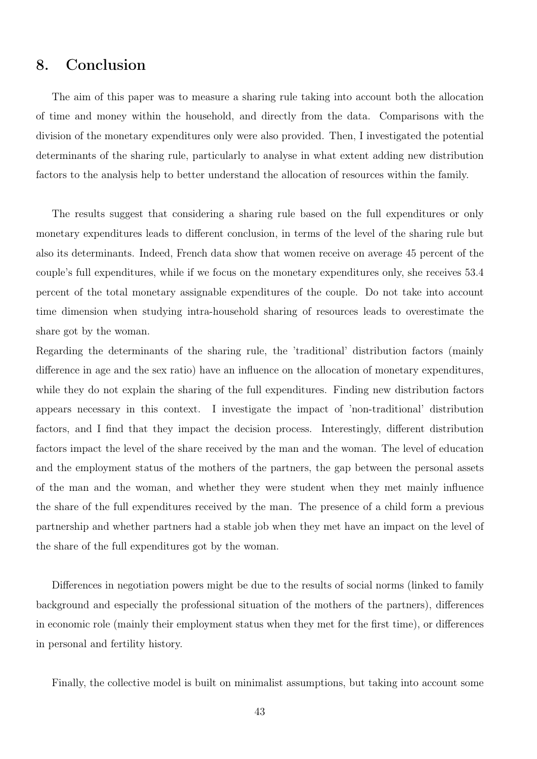## 8. Conclusion

The aim of this paper was to measure a sharing rule taking into account both the allocation of time and money within the household, and directly from the data. Comparisons with the division of the monetary expenditures only were also provided. Then, I investigated the potential determinants of the sharing rule, particularly to analyse in what extent adding new distribution factors to the analysis help to better understand the allocation of resources within the family.

The results suggest that considering a sharing rule based on the full expenditures or only monetary expenditures leads to different conclusion, in terms of the level of the sharing rule but also its determinants. Indeed, French data show that women receive on average 45 percent of the couple's full expenditures, while if we focus on the monetary expenditures only, she receives 53.4 percent of the total monetary assignable expenditures of the couple. Do not take into account time dimension when studying intra-household sharing of resources leads to overestimate the share got by the woman.

Regarding the determinants of the sharing rule, the 'traditional' distribution factors (mainly difference in age and the sex ratio) have an influence on the allocation of monetary expenditures, while they do not explain the sharing of the full expenditures. Finding new distribution factors appears necessary in this context. I investigate the impact of 'non-traditional' distribution factors, and I find that they impact the decision process. Interestingly, different distribution factors impact the level of the share received by the man and the woman. The level of education and the employment status of the mothers of the partners, the gap between the personal assets of the man and the woman, and whether they were student when they met mainly influence the share of the full expenditures received by the man. The presence of a child form a previous partnership and whether partners had a stable job when they met have an impact on the level of the share of the full expenditures got by the woman.

Differences in negotiation powers might be due to the results of social norms (linked to family background and especially the professional situation of the mothers of the partners), differences in economic role (mainly their employment status when they met for the first time), or differences in personal and fertility history.

Finally, the collective model is built on minimalist assumptions, but taking into account some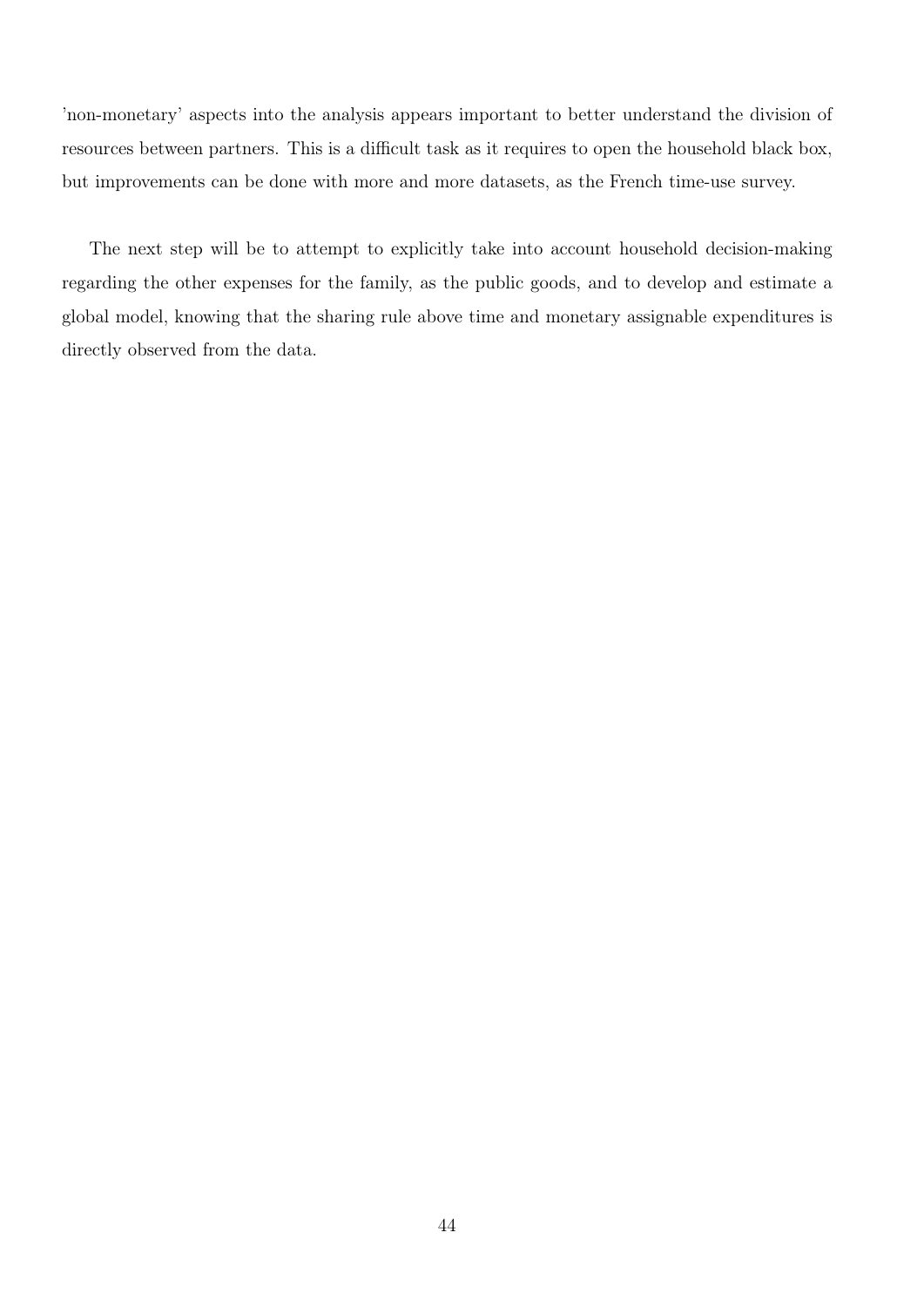'non-monetary' aspects into the analysis appears important to better understand the division of resources between partners. This is a difficult task as it requires to open the household black box, but improvements can be done with more and more datasets, as the French time-use survey.

The next step will be to attempt to explicitly take into account household decision-making regarding the other expenses for the family, as the public goods, and to develop and estimate a global model, knowing that the sharing rule above time and monetary assignable expenditures is directly observed from the data.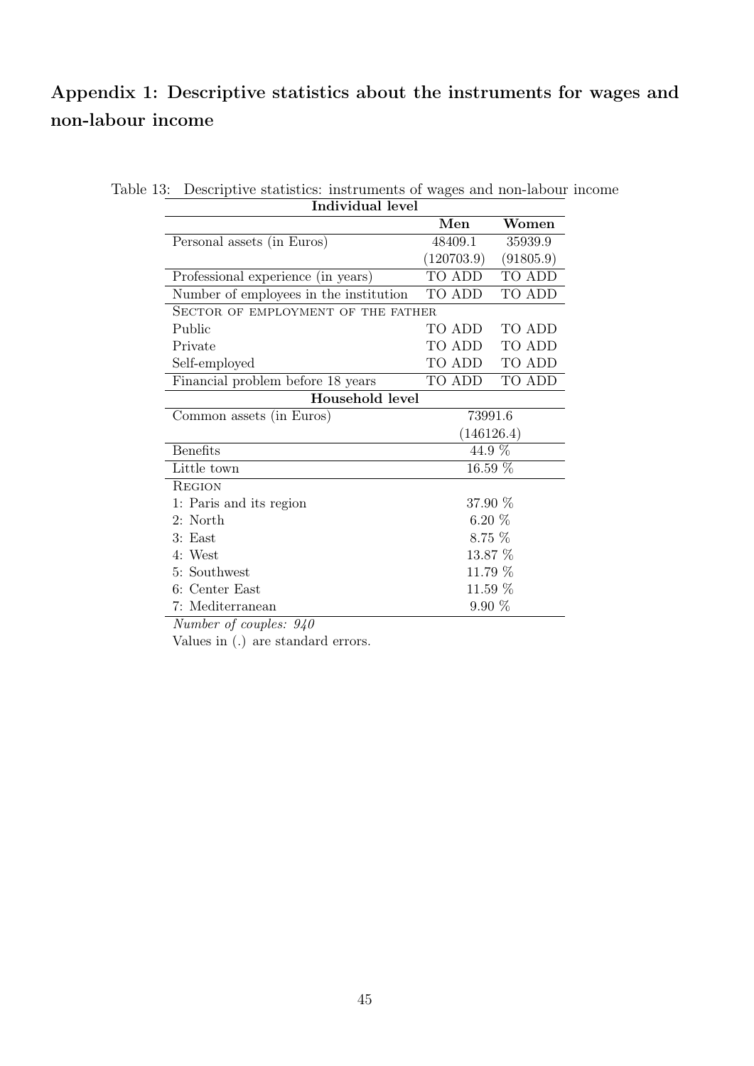## Appendix 1: Descriptive statistics about the instruments for wages and non-labour income

Table 13: Descriptive statistics: instruments of wages and non-labour income

| Individual level | | |
|---|---|---|
| | **Men** | **Women** |
| Personal assets (in Euros) | 48409.1 | 35939.9 |
| | (120703.9) | (91805.9) |
| Professional experience (in years) | TO ADD | TO ADD |
| Number of employees in the institution | TO ADD | TO ADD |
| SECTOR OF EMPLOYMENT OF THE FATHER | | |
| Public | TO ADD | TO ADD |
| Private | TO ADD | TO ADD |
| Self-employed | TO ADD | TO ADD |
| Financial problem before 18 years | TO ADD | TO ADD |
| **Household level** | | |
| Common assets (in Euros) | 73991.6 | |
| | (146126.4) | |
| Benefits | 44.9 % | |
| Little town | 16.59 % | |
| REGION | | |
| 1: Paris and its region | 37.90 % | |
| 2: North | 6.20 % | |
| 3: East | 8.75 % | |
| 4: West | 13.87 % | |
| 5: Southwest | 11.79 % | |
| 6: Center East | 11.59 % | |
| 7: Mediterranean | 9.90 % | |

*Number of couples: 940*

Values in (.) are standard errors.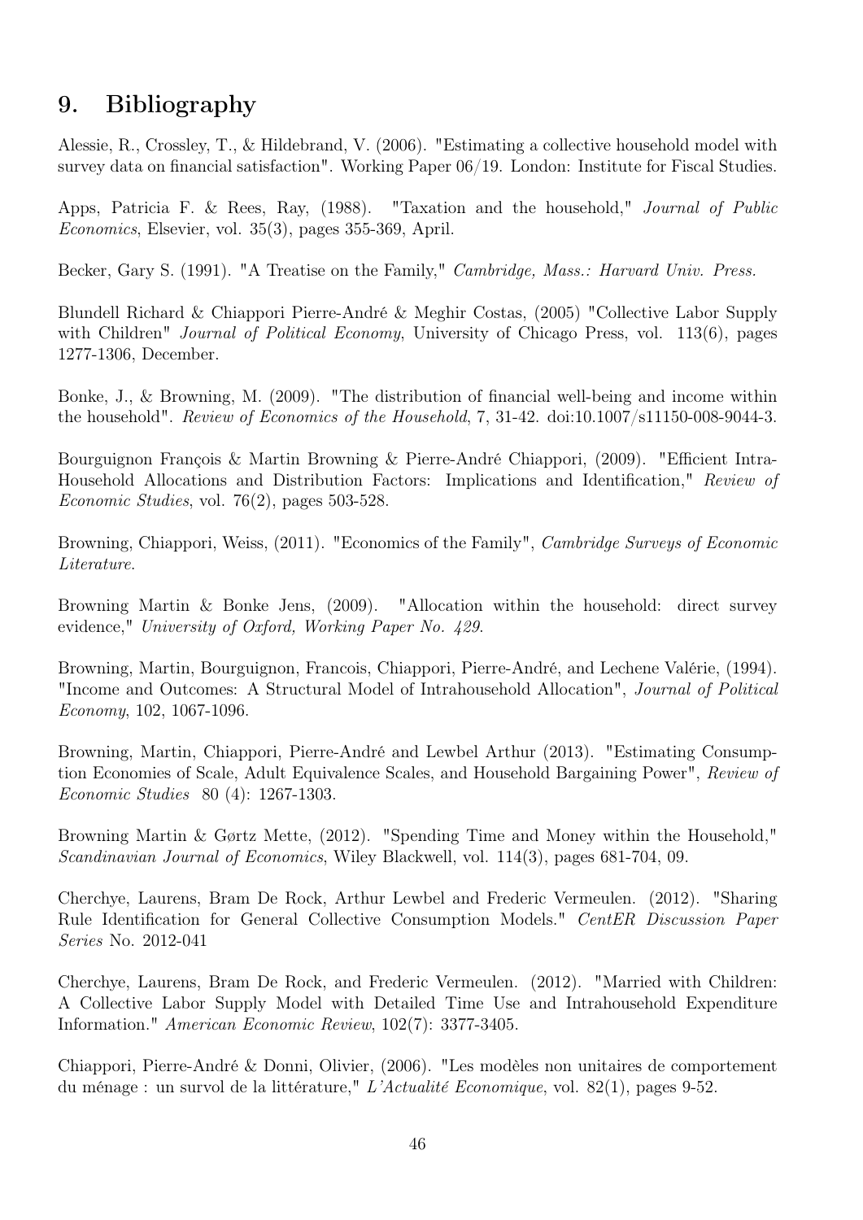## 9. Bibliography

Alessie, R., Crossley, T., & Hildebrand, V. (2006). "Estimating a collective household model with survey data on financial satisfaction". Working Paper 06/19. London: Institute for Fiscal Studies.

Apps, Patricia F. & Rees, Ray, (1988). "Taxation and the household," *Journal of Public Economics*, Elsevier, vol. 35(3), pages 355-369, April.

Becker, Gary S. (1991). "A Treatise on the Family," *Cambridge, Mass.: Harvard Univ. Press.*

Blundell Richard & Chiappori Pierre-André & Meghir Costas, (2005) "Collective Labor Supply with Children" *Journal of Political Economy*, University of Chicago Press, vol. 113(6), pages 1277-1306, December.

Bonke, J., & Browning, M. (2009). "The distribution of financial well-being and income within the household". *Review of Economics of the Household*, 7, 31-42. doi:10.1007/s11150-008-9044-3.

Bourguignon François & Martin Browning & Pierre-André Chiappori, (2009). "Efficient Intra-Household Allocations and Distribution Factors: Implications and Identification," *Review of Economic Studies*, vol. 76(2), pages 503-528.

Browning, Chiappori, Weiss, (2011). "Economics of the Family", *Cambridge Surveys of Economic Literature.*

Browning Martin & Bonke Jens, (2009). "Allocation within the household: direct survey evidence," *University of Oxford, Working Paper No. 429.*

Browning, Martin, Bourguignon, Francois, Chiappori, Pierre-André, and Lechene Valérie, (1994). "Income and Outcomes: A Structural Model of Intrahousehold Allocation", *Journal of Political Economy*, 102, 1067-1096.

Browning, Martin, Chiappori, Pierre-André and Lewbel Arthur (2013). "Estimating Consumption Economies of Scale, Adult Equivalence Scales, and Household Bargaining Power", *Review of Economic Studies* 80 (4): 1267-1303.

Browning Martin & Gørtz Mette, (2012). "Spending Time and Money within the Household," *Scandinavian Journal of Economics*, Wiley Blackwell, vol. 114(3), pages 681-704, 09.

Cherchye, Laurens, Bram De Rock, Arthur Lewbel and Frederic Vermeulen. (2012). "Sharing Rule Identification for General Collective Consumption Models." *CentER Discussion Paper Series* No. 2012-041

Cherchye, Laurens, Bram De Rock, and Frederic Vermeulen. (2012). "Married with Children: A Collective Labor Supply Model with Detailed Time Use and Intrahousehold Expenditure Information." *American Economic Review*, 102(7): 3377-3405.

Chiappori, Pierre-André & Donni, Olivier, (2006). "Les modèles non unitaires de comportement du ménage : un survol de la littérature," *L'Actualité Economique*, vol. 82(1), pages 9-52.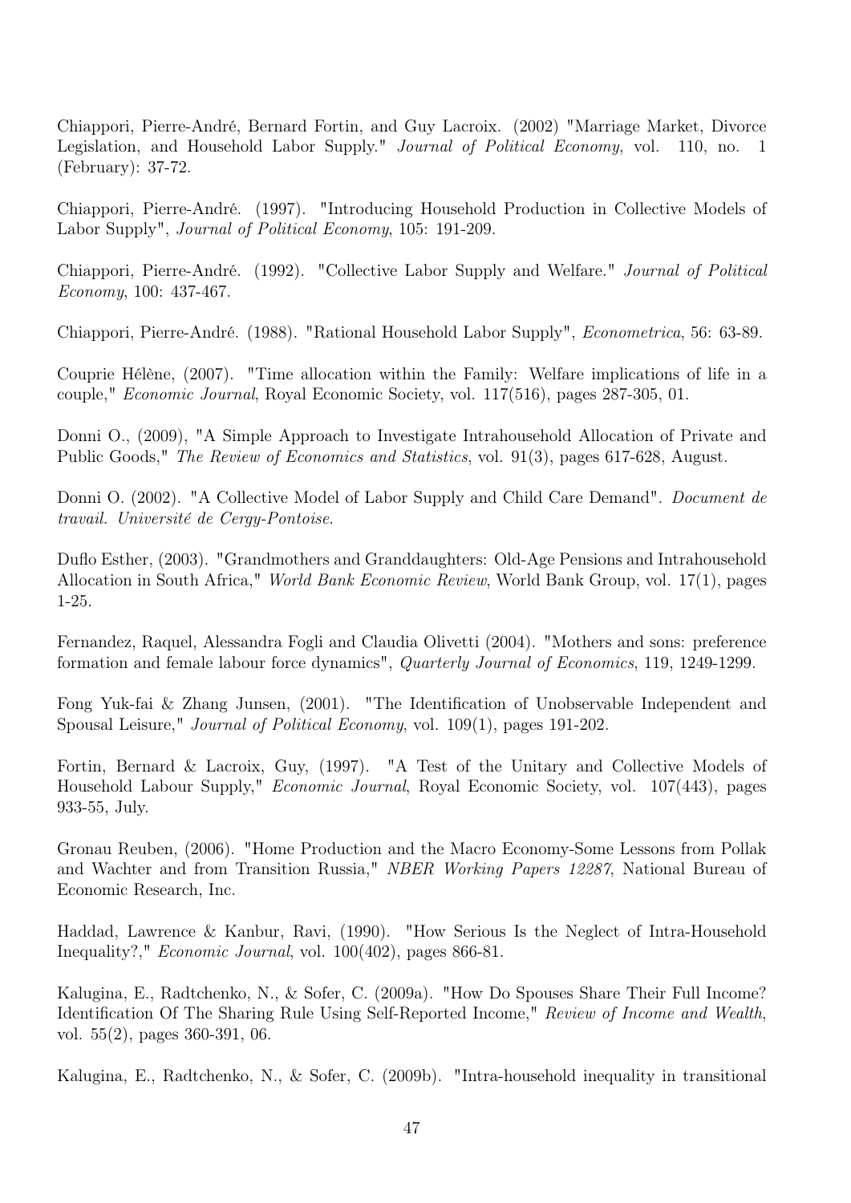Chiappori, Pierre-André, Bernard Fortin, and Guy Lacroix. (2002) "Marriage Market, Divorce Legislation, and Household Labor Supply." *Journal of Political Economy*, vol. 110, no. 1 (February): 37-72.

Chiappori, Pierre-André. (1997). "Introducing Household Production in Collective Models of Labor Supply", *Journal of Political Economy*, 105: 191-209.

Chiappori, Pierre-André. (1992). "Collective Labor Supply and Welfare." *Journal of Political Economy*, 100: 437-467.

Chiappori, Pierre-André. (1988). "Rational Household Labor Supply", *Econometrica*, 56: 63-89.

Couprie Hélène, (2007). "Time allocation within the Family: Welfare implications of life in a couple," *Economic Journal*, Royal Economic Society, vol. 117(516), pages 287-305, 01.

Donni O., (2009), "A Simple Approach to Investigate Intrahousehold Allocation of Private and Public Goods," *The Review of Economics and Statistics*, vol. 91(3), pages 617-628, August.

Donni O. (2002). "A Collective Model of Labor Supply and Child Care Demand". *Document de travail. Université de Cergy-Pontoise*.

Duflo Esther, (2003). "Grandmothers and Granddaughters: Old-Age Pensions and Intrahousehold Allocation in South Africa," *World Bank Economic Review*, World Bank Group, vol. 17(1), pages 1-25.

Fernandez, Raquel, Alessandra Fogli and Claudia Olivetti (2004). "Mothers and sons: preference formation and female labour force dynamics", *Quarterly Journal of Economics*, 119, 1249-1299.

Fong Yuk-fai & Zhang Junsen, (2001). "The Identification of Unobservable Independent and Spousal Leisure," *Journal of Political Economy*, vol. 109(1), pages 191-202.

Fortin, Bernard & Lacroix, Guy, (1997). "A Test of the Unitary and Collective Models of Household Labour Supply," *Economic Journal*, Royal Economic Society, vol. 107(443), pages 933-55, July.

Gronau Reuben, (2006). "Home Production and the Macro Economy-Some Lessons from Pollak and Wachter and from Transition Russia," *NBER Working Papers 12287*, National Bureau of Economic Research, Inc.

Haddad, Lawrence & Kanbur, Ravi, (1990). "How Serious Is the Neglect of Intra-Household Inequality?," *Economic Journal*, vol. 100(402), pages 866-81.

Kalugina, E., Radtchenko, N., & Sofer, C. (2009a). "How Do Spouses Share Their Full Income? Identification Of The Sharing Rule Using Self-Reported Income," *Review of Income and Wealth*, vol. 55(2), pages 360-391, 06.

Kalugina, E., Radtchenko, N., & Sofer, C. (2009b). "Intra-household inequality in transitional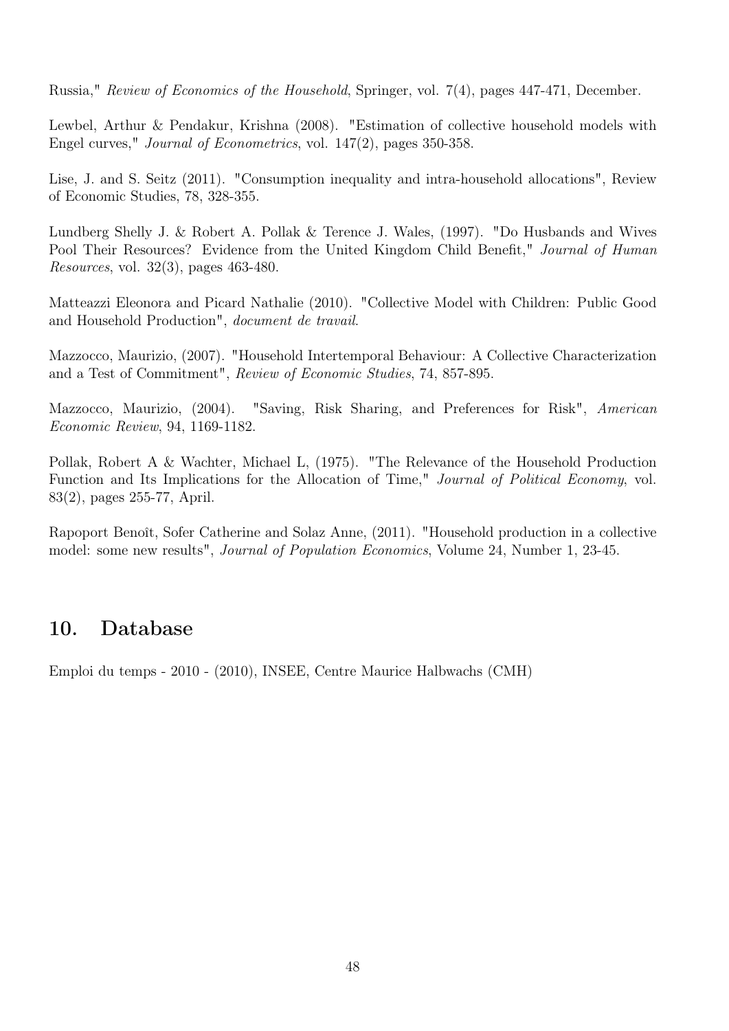Russia," *Review of Economics of the Household*, Springer, vol. 7(4), pages 447-471, December.

Lewbel, Arthur & Pendakur, Krishna (2008). "Estimation of collective household models with Engel curves," *Journal of Econometrics*, vol. 147(2), pages 350-358.

Lise, J. and S. Seitz (2011). "Consumption inequality and intra-household allocations", Review of Economic Studies, 78, 328-355.

Lundberg Shelly J. & Robert A. Pollak & Terence J. Wales, (1997). "Do Husbands and Wives Pool Their Resources? Evidence from the United Kingdom Child Benefit," *Journal of Human Resources*, vol. 32(3), pages 463-480.

Matteazzi Eleonora and Picard Nathalie (2010). "Collective Model with Children: Public Good and Household Production", *document de travail*.

Mazzocco, Maurizio, (2007). "Household Intertemporal Behaviour: A Collective Characterization and a Test of Commitment", *Review of Economic Studies*, 74, 857-895.

Mazzocco, Maurizio, (2004). "Saving, Risk Sharing, and Preferences for Risk", *American Economic Review*, 94, 1169-1182.

Pollak, Robert A & Wachter, Michael L, (1975). "The Relevance of the Household Production Function and Its Implications for the Allocation of Time," *Journal of Political Economy*, vol. 83(2), pages 255-77, April.

Rapoport Benoît, Sofer Catherine and Solaz Anne, (2011). "Household production in a collective model: some new results", *Journal of Population Economics*, Volume 24, Number 1, 23-45.

## 10. Database

Emploi du temps - 2010 - (2010), INSEE, Centre Maurice Halbwachs (CMH)